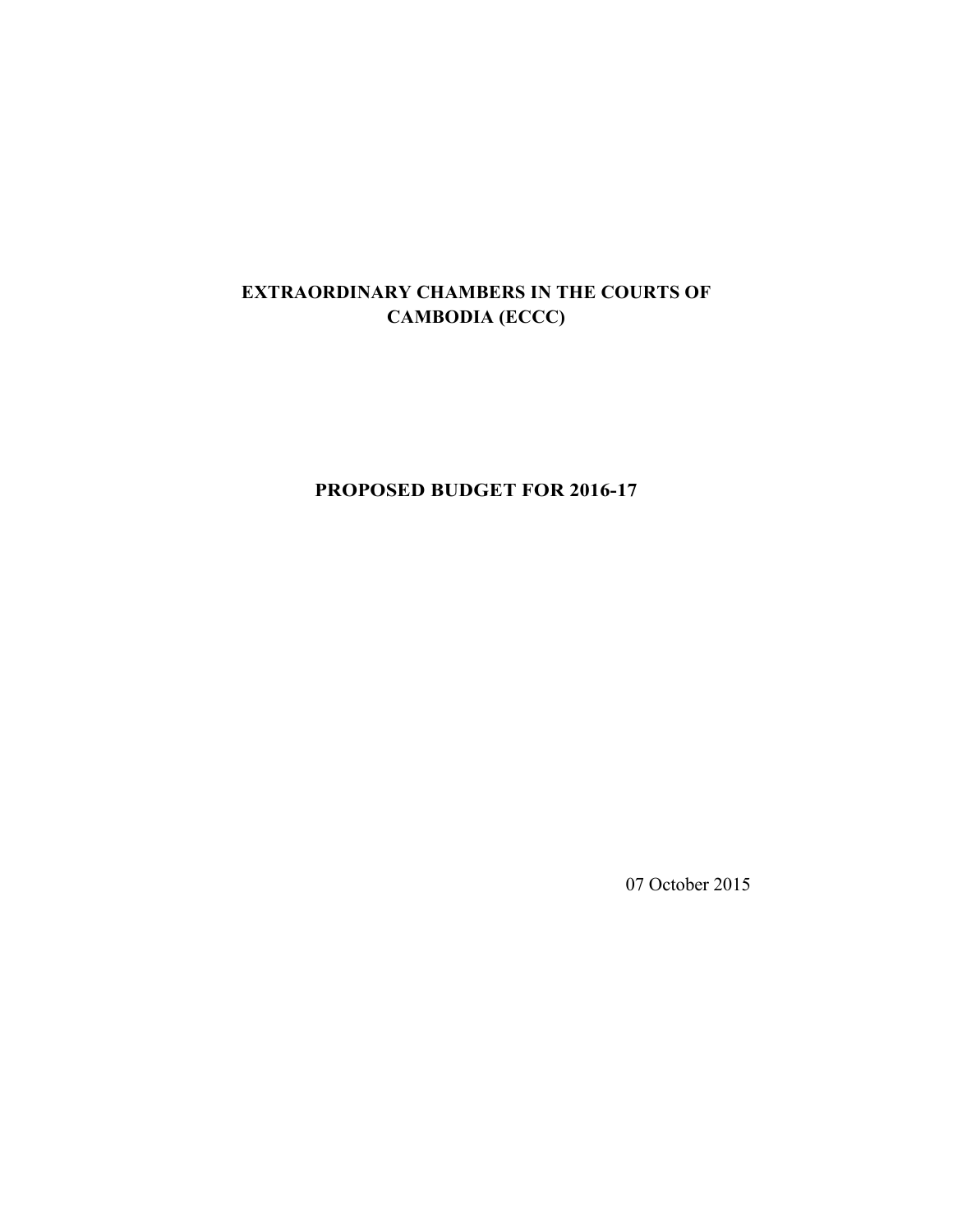# EXTRAORDINARY CHAMBERS IN THE COURTS OF CAMBODIA (ECCC)

## PROPOSED BUDGET FOR 2016-17

07 October 2015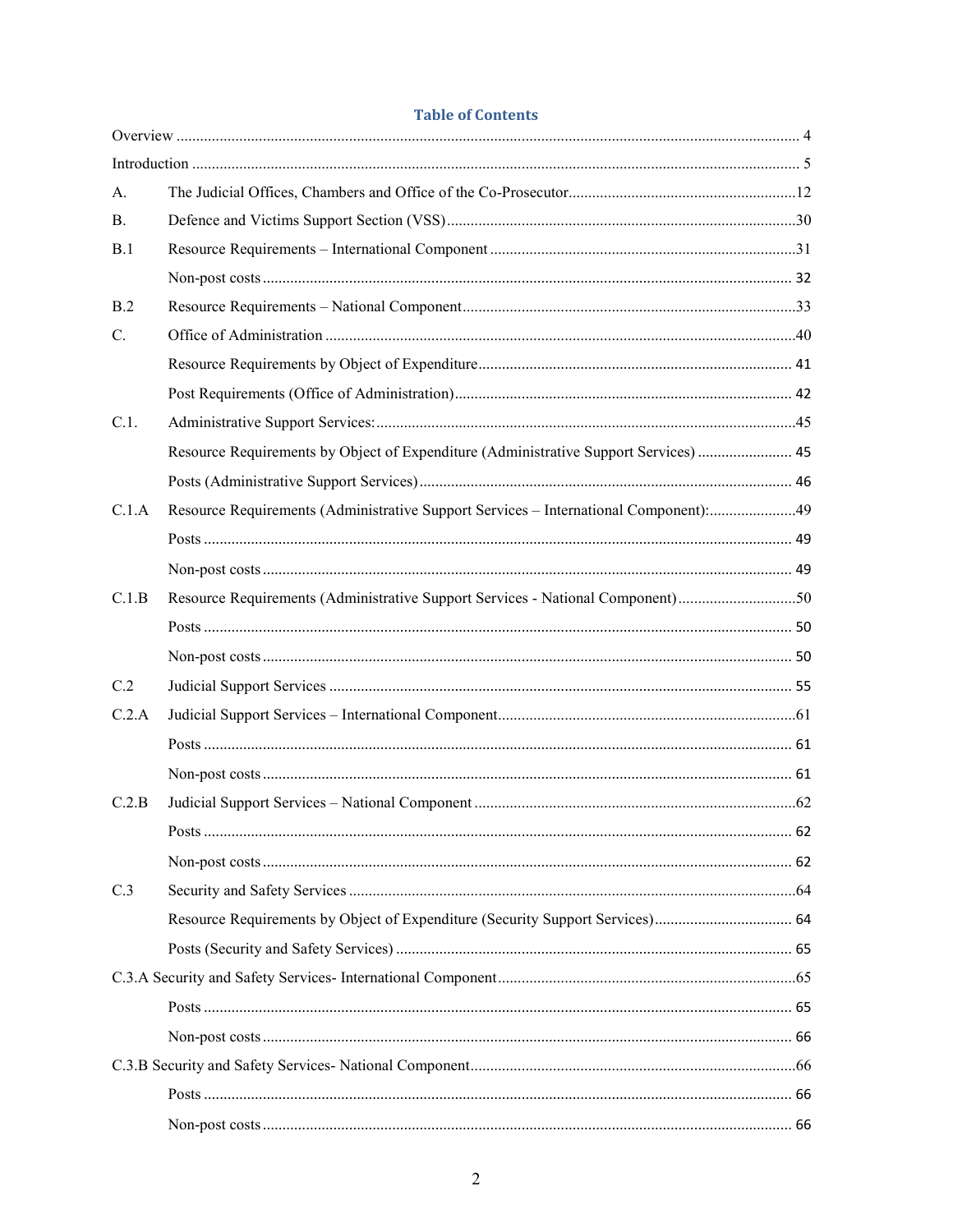# Table of Contents

| | | |
|---|---|---|
| Overview | | 4 |
| Introduction | | 5 |
| A. | The Judicial Offices, Chambers and Office of the Co-Prosecutor | 12 |
| B. | Defence and Victims Support Section (VSS) | 30 |
| B.1 | Resource Requirements – International Component | 31 |
| | Non-post costs | 32 |
| B.2 | Resource Requirements – National Component | 33 |
| C. | Office of Administration | 40 |
| | Resource Requirements by Object of Expenditure | 41 |
| | Post Requirements (Office of Administration) | 42 |
| C.1. | Administrative Support Services: | 45 |
| | Resource Requirements by Object of Expenditure (Administrative Support Services) | 45 |
| | Posts (Administrative Support Services) | 46 |
| C.1.A | Resource Requirements (Administrative Support Services – International Component): | 49 |
| | Posts | 49 |
| | Non-post costs | 49 |
| C.1.B | Resource Requirements (Administrative Support Services - National Component) | 50 |
| | Posts | 50 |
| | Non-post costs | 50 |
| C.2 | Judicial Support Services | 55 |
| C.2.A | Judicial Support Services – International Component | 61 |
| | Posts | 61 |
| | Non-post costs | 61 |
| C.2.B | Judicial Support Services – National Component | 62 |
| | Posts | 62 |
| | Non-post costs | 62 |
| C.3 | Security and Safety Services | 64 |
| | Resource Requirements by Object of Expenditure (Security Support Services) | 64 |
| | Posts (Security and Safety Services) | 65 |
| C.3.A Security and Safety Services- International Component | | 65 |
| | Posts | 65 |
| | Non-post costs | 66 |
| C.3.B Security and Safety Services- National Component | | 66 |
| | Posts | 66 |
| | Non-post costs | 66 |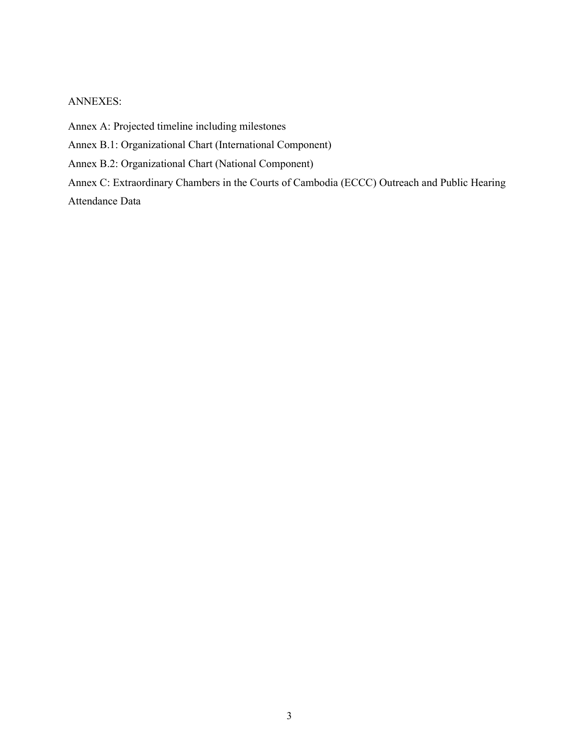ANNEXES:

Annex A: Projected timeline including milestones

Annex B.1: Organizational Chart (International Component)

Annex B.2: Organizational Chart (National Component)

Annex C: Extraordinary Chambers in the Courts of Cambodia (ECCC) Outreach and Public Hearing Attendance Data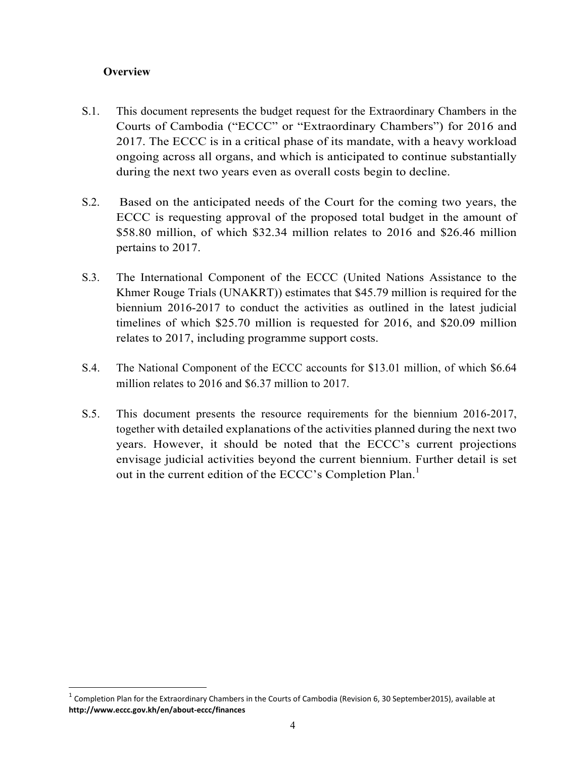**Overview**

S.1. This document represents the budget request for the Extraordinary Chambers in the Courts of Cambodia ("ECCC" or "Extraordinary Chambers") for 2016 and 2017. The ECCC is in a critical phase of its mandate, with a heavy workload ongoing across all organs, and which is anticipated to continue substantially during the next two years even as overall costs begin to decline.

S.2. Based on the anticipated needs of the Court for the coming two years, the ECCC is requesting approval of the proposed total budget in the amount of $58.80 million, of which $32.34 million relates to 2016 and $26.46 million pertains to 2017.

S.3. The International Component of the ECCC (United Nations Assistance to the Khmer Rouge Trials (UNAKRT)) estimates that $45.79 million is required for the biennium 2016-2017 to conduct the activities as outlined in the latest judicial timelines of which $25.70 million is requested for 2016, and $20.09 million relates to 2017, including programme support costs.

S.4. The National Component of the ECCC accounts for $13.01 million, of which $6.64 million relates to 2016 and $6.37 million to 2017.

S.5. This document presents the resource requirements for the biennium 2016-2017, together with detailed explanations of the activities planned during the next two years. However, it should be noted that the ECCC's current projections envisage judicial activities beyond the current biennium. Further detail is set out in the current edition of the ECCC's Completion Plan.[1]

[1] Completion Plan for the Extraordinary Chambers in the Courts of Cambodia (Revision 6, 30 September2015), available at **http://www.eccc.gov.kh/en/about-eccc/finances**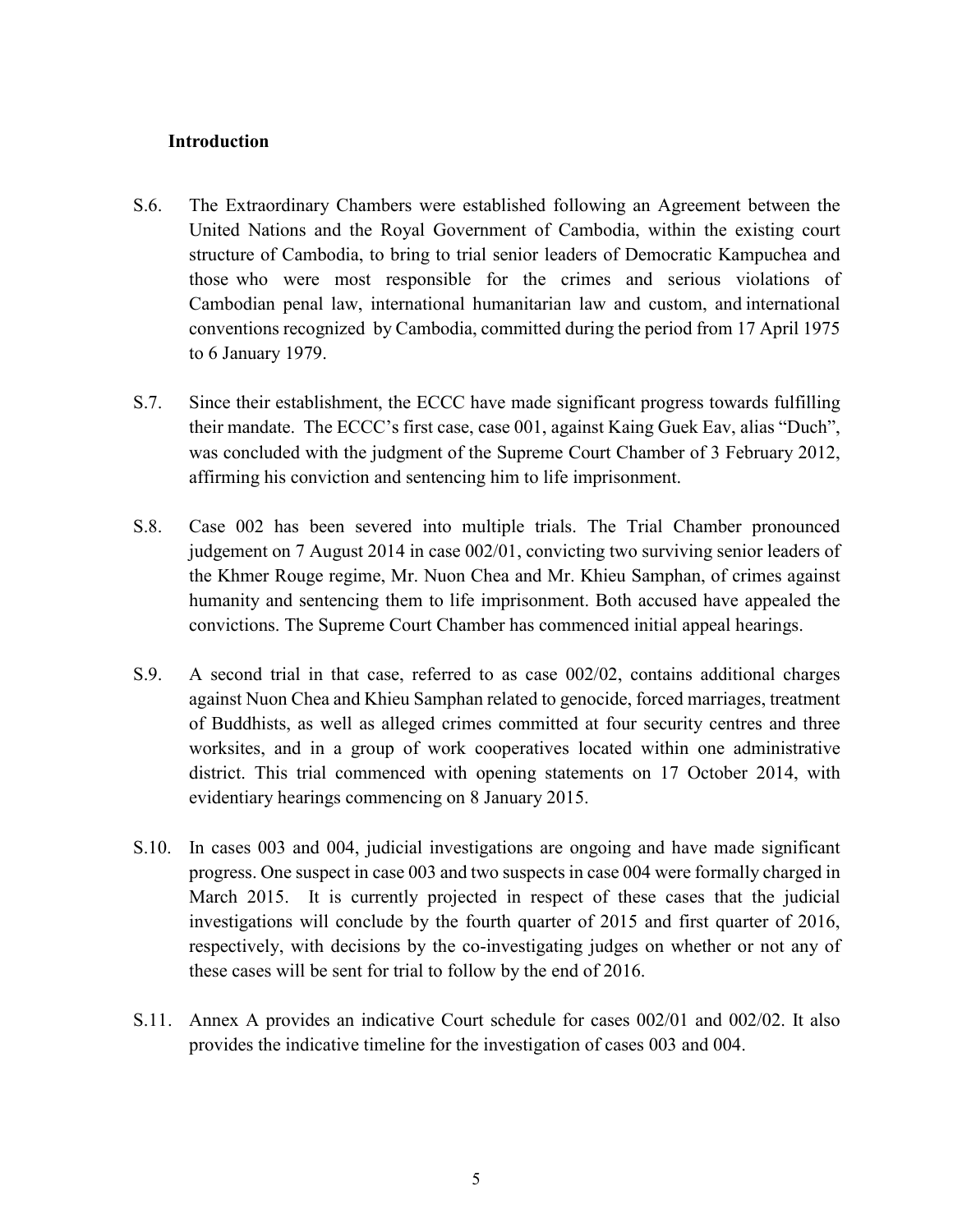## Introduction

S.6. The Extraordinary Chambers were established following an Agreement between the United Nations and the Royal Government of Cambodia, within the existing court structure of Cambodia, to bring to trial senior leaders of Democratic Kampuchea and those who were most responsible for the crimes and serious violations of Cambodian penal law, international humanitarian law and custom, and international conventions recognized by Cambodia, committed during the period from 17 April 1975 to 6 January 1979.

S.7. Since their establishment, the ECCC have made significant progress towards fulfilling their mandate. The ECCC's first case, case 001, against Kaing Guek Eav, alias "Duch", was concluded with the judgment of the Supreme Court Chamber of 3 February 2012, affirming his conviction and sentencing him to life imprisonment.

S.8. Case 002 has been severed into multiple trials. The Trial Chamber pronounced judgement on 7 August 2014 in case 002/01, convicting two surviving senior leaders of the Khmer Rouge regime, Mr. Nuon Chea and Mr. Khieu Samphan, of crimes against humanity and sentencing them to life imprisonment. Both accused have appealed the convictions. The Supreme Court Chamber has commenced initial appeal hearings.

S.9. A second trial in that case, referred to as case 002/02, contains additional charges against Nuon Chea and Khieu Samphan related to genocide, forced marriages, treatment of Buddhists, as well as alleged crimes committed at four security centres and three worksites, and in a group of work cooperatives located within one administrative district. This trial commenced with opening statements on 17 October 2014, with evidentiary hearings commencing on 8 January 2015.

S.10. In cases 003 and 004, judicial investigations are ongoing and have made significant progress. One suspect in case 003 and two suspects in case 004 were formally charged in March 2015. It is currently projected in respect of these cases that the judicial investigations will conclude by the fourth quarter of 2015 and first quarter of 2016, respectively, with decisions by the co-investigating judges on whether or not any of these cases will be sent for trial to follow by the end of 2016.

S.11. Annex A provides an indicative Court schedule for cases 002/01 and 002/02. It also provides the indicative timeline for the investigation of cases 003 and 004.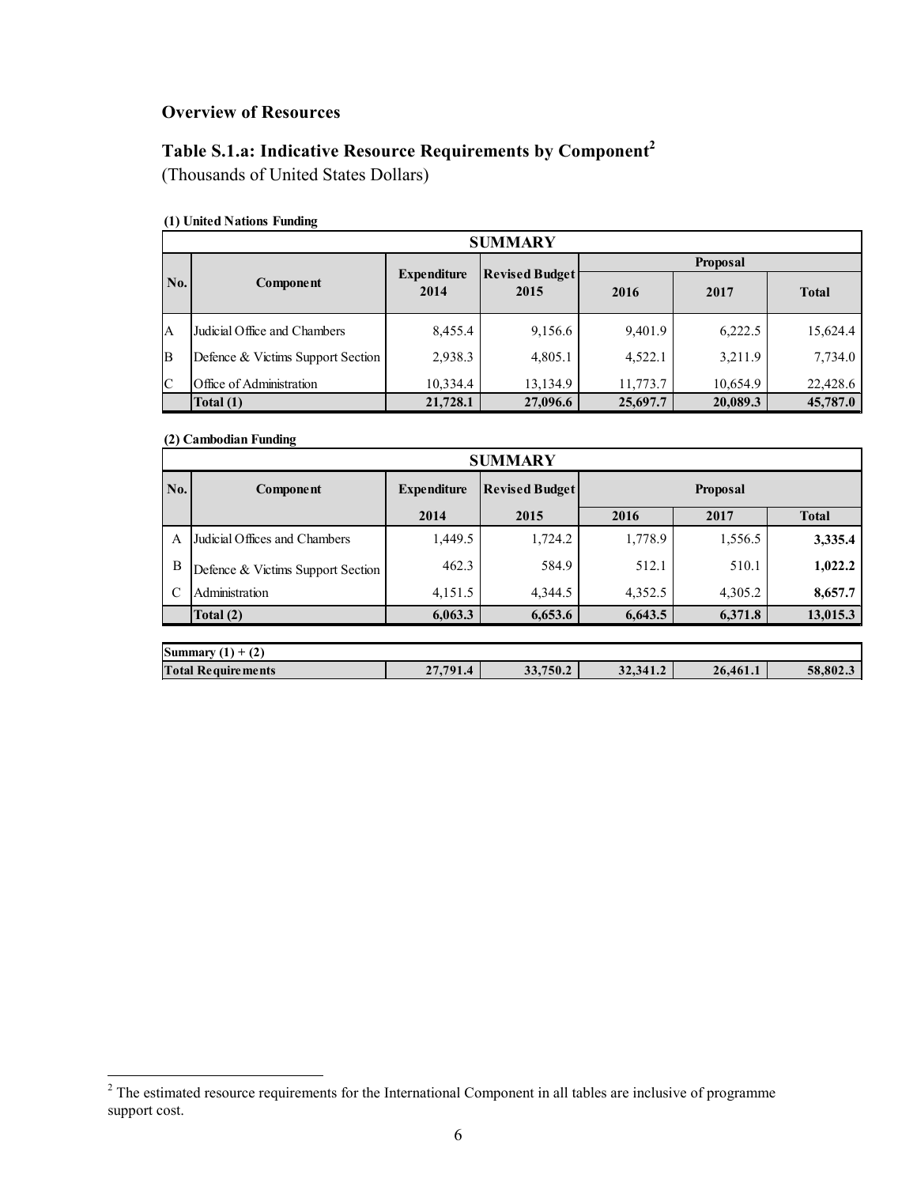## Overview of Resources

### Table S.1.a: Indicative Resource Requirements by Component[2]

(Thousands of United States Dollars)

**(1) United Nations Funding**

| SUMMARY | | | | | | |
|---|---|---|---|---|---|---|
| No. | Component | Expenditure 2014 | Revised Budget 2015 | Proposal | | |
| | | | | 2016 | 2017 | Total |
| A | Judicial Office and Chambers | 8,455.4 | 9,156.6 | 9,401.9 | 6,222.5 | 15,624.4 |
| B | Defence & Victims Support Section | 2,938.3 | 4,805.1 | 4,522.1 | 3,211.9 | 7,734.0 |
| C | Office of Administration | 10,334.4 | 13,134.9 | 11,773.7 | 10,654.9 | 22,428.6 |
| | **Total (1)** | **21,728.1** | **27,096.6** | **25,697.7** | **20,089.3** | **45,787.0** |

**(2) Cambodian Funding**

| SUMMARY | | | | | | |
|---|---|---|---|---|---|---|
| No. | Component | Expenditure | Revised Budget | Proposal | | |
| | | 2014 | 2015 | 2016 | 2017 | Total |
| A | Judicial Offices and Chambers | 1,449.5 | 1,724.2 | 1,778.9 | 1,556.5 | **3,335.4** |
| B | Defence & Victims Support Section | 462.3 | 584.9 | 512.1 | 510.1 | **1,022.2** |
| C | Administration | 4,151.5 | 4,344.5 | 4,352.5 | 4,305.2 | **8,657.7** |
| | **Total (2)** | **6,063.3** | **6,653.6** | **6,643.5** | **6,371.8** | **13,015.3** |

| **Summary (1) + (2)** | | | | | |
|---|---|---|---|---|---|
| **Total Requirements** | **27,791.4** | **33,750.2** | **32,341.2** | **26,461.1** | **58,802.3** |

[2] The estimated resource requirements for the International Component in all tables are inclusive of programme support cost.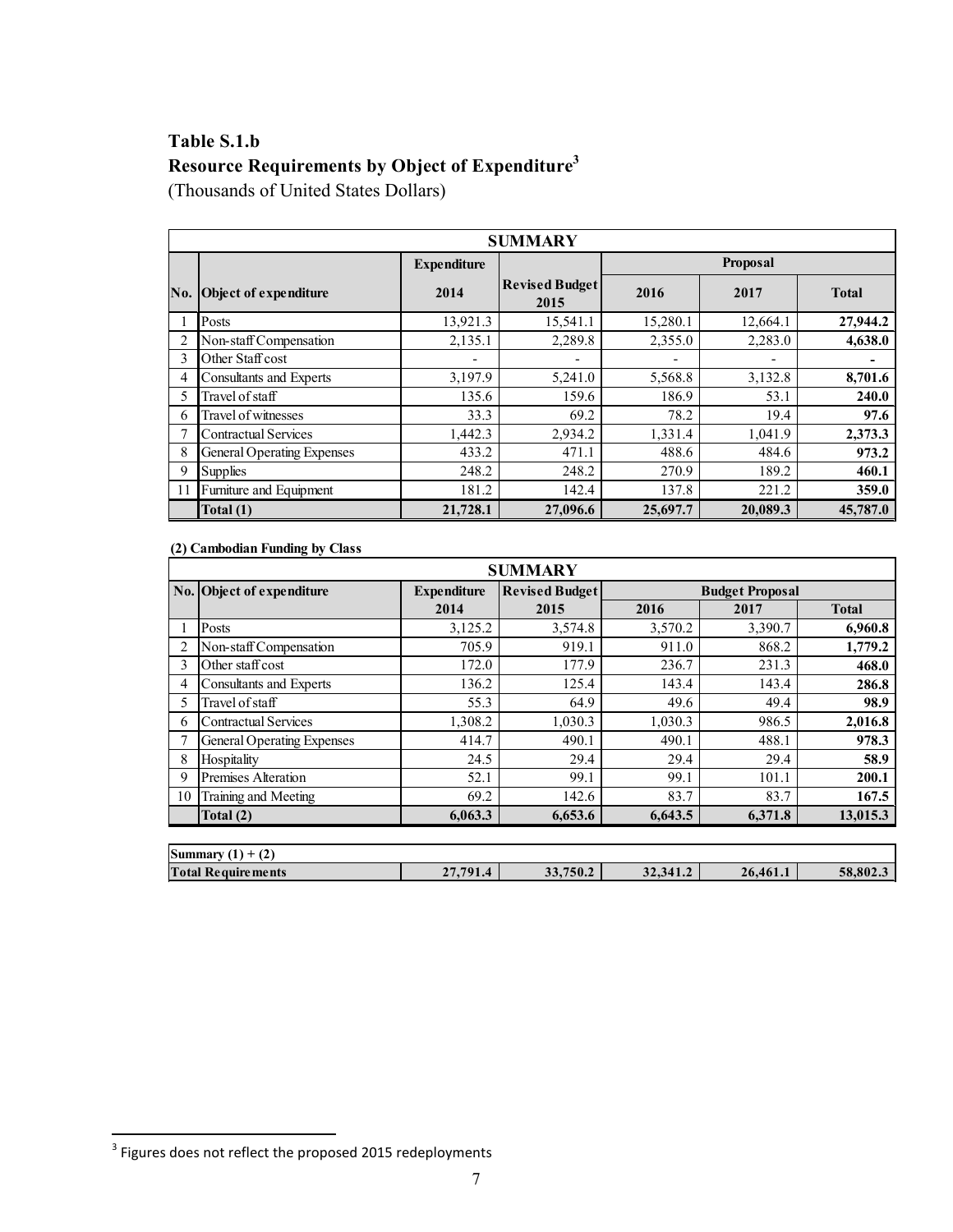## Table S.1.b
## Resource Requirements by Object of Expenditure[3]

(Thousands of United States Dollars)

| SUMMARY | | | | | | |
|---|---|---|---|---|---|---|
| | | Expenditure | | Proposal | | |
| No. | Object of expenditure | 2014 | Revised Budget 2015 | 2016 | 2017 | Total |
| 1 | Posts | 13,921.3 | 15,541.1 | 15,280.1 | 12,664.1 | **27,944.2** |
| 2 | Non-staff Compensation | 2,135.1 | 2,289.8 | 2,355.0 | 2,283.0 | **4,638.0** |
| 3 | Other Staff cost | - | - | - | - | **-** |
| 4 | Consultants and Experts | 3,197.9 | 5,241.0 | 5,568.8 | 3,132.8 | **8,701.6** |
| 5 | Travel of staff | 135.6 | 159.6 | 186.9 | 53.1 | **240.0** |
| 6 | Travel of witnesses | 33.3 | 69.2 | 78.2 | 19.4 | **97.6** |
| 7 | Contractual Services | 1,442.3 | 2,934.2 | 1,331.4 | 1,041.9 | **2,373.3** |
| 8 | General Operating Expenses | 433.2 | 471.1 | 488.6 | 484.6 | **973.2** |
| 9 | Supplies | 248.2 | 248.2 | 270.9 | 189.2 | **460.1** |
| 11 | Furniture and Equipment | 181.2 | 142.4 | 137.8 | 221.2 | **359.0** |
| | **Total (1)** | **21,728.1** | **27,096.6** | **25,697.7** | **20,089.3** | **45,787.0** |

**(2) Cambodian Funding by Class**

| SUMMARY | | | | | | |
|---|---|---|---|---|---|---|
| No. | Object of expenditure | Expenditure | Revised Budget | Budget Proposal | | |
| | | 2014 | 2015 | 2016 | 2017 | Total |
| 1 | Posts | 3,125.2 | 3,574.8 | 3,570.2 | 3,390.7 | **6,960.8** |
| 2 | Non-staff Compensation | 705.9 | 919.1 | 911.0 | 868.2 | **1,779.2** |
| 3 | Other staff cost | 172.0 | 177.9 | 236.7 | 231.3 | **468.0** |
| 4 | Consultants and Experts | 136.2 | 125.4 | 143.4 | 143.4 | **286.8** |
| 5 | Travel of staff | 55.3 | 64.9 | 49.6 | 49.4 | **98.9** |
| 6 | Contractual Services | 1,308.2 | 1,030.3 | 1,030.3 | 986.5 | **2,016.8** |
| 7 | General Operating Expenses | 414.7 | 490.1 | 490.1 | 488.1 | **978.3** |
| 8 | Hospitality | 24.5 | 29.4 | 29.4 | 29.4 | **58.9** |
| 9 | Premises Alteration | 52.1 | 99.1 | 99.1 | 101.1 | **200.1** |
| 10 | Training and Meeting | 69.2 | 142.6 | 83.7 | 83.7 | **167.5** |
| | **Total (2)** | **6,063.3** | **6,653.6** | **6,643.5** | **6,371.8** | **13,015.3** |

| Summary (1) + (2) | | | | | |
|---|---|---|---|---|---|
| **Total Requirements** | **27,791.4** | **33,750.2** | **32,341.2** | **26,461.1** | **58,802.3** |

[3] Figures does not reflect the proposed 2015 redeployments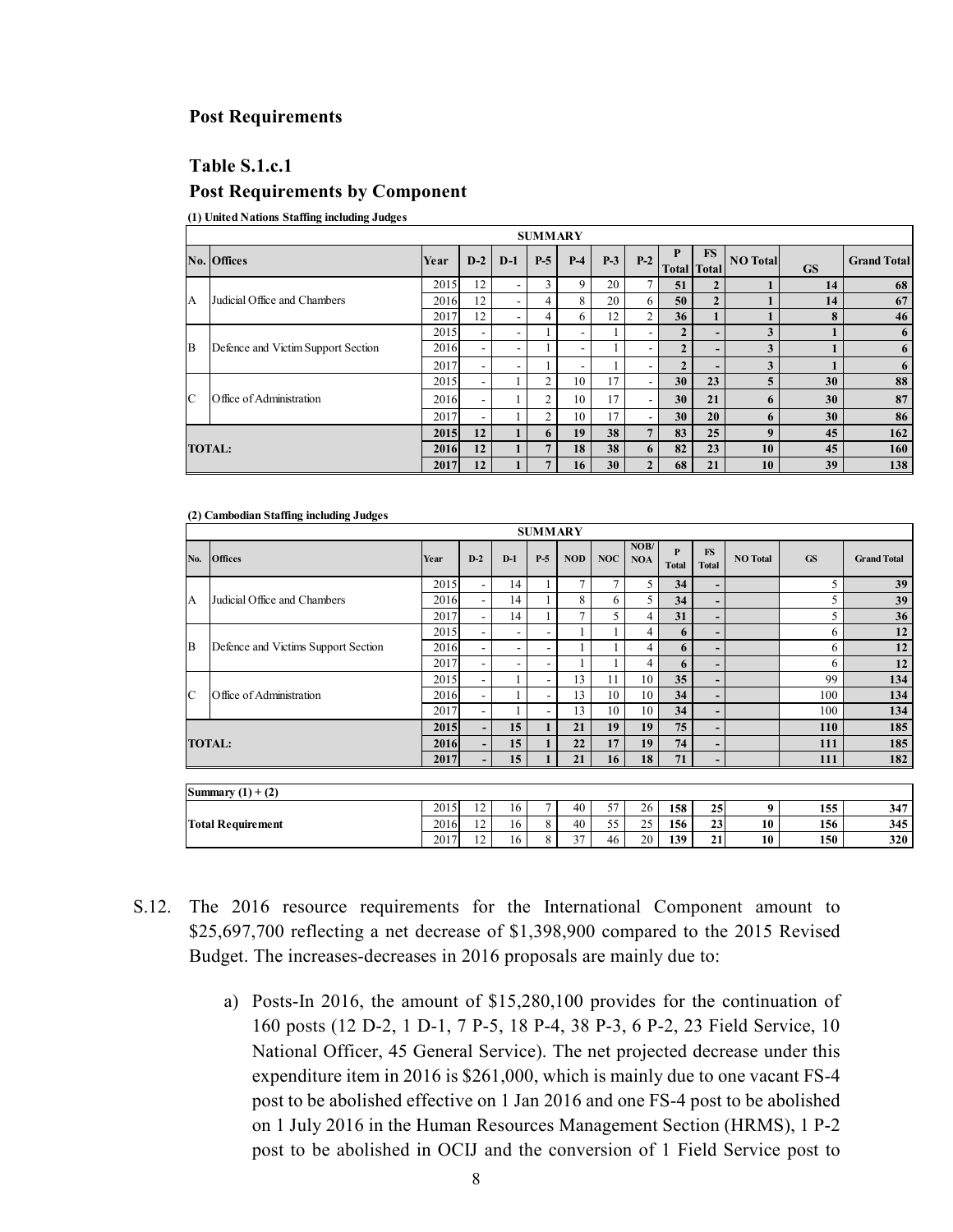## Post Requirements

### Table S.1.c.1

### Post Requirements by Component

**(1) United Nations Staffing including Judges**

| SUMMARY | | | | | | | | | | | | | | |
|---|---|---|---|---|---|---|---|---|---|---|---|---|---|---|
| No. | Offices | Year | D-2 | D-1 | P-5 | P-4 | P-3 | P-2 | P Total | FS Total | NO Total | GS | Grand Total |
| A | Judicial Office and Chambers | 2015 | 12 | - | 3 | 9 | 20 | 7 | 51 | 2 | 1 | 14 | 68 |
| | | 2016 | 12 | - | 4 | 8 | 20 | 6 | 50 | 2 | 1 | 14 | 67 |
| | | 2017 | 12 | - | 4 | 6 | 12 | 2 | 36 | 1 | 1 | 8 | 46 |
| B | Defence and Victim Support Section | 2015 | - | - | 1 | - | 1 | - | 2 | - | 3 | 1 | 6 |
| | | 2016 | - | - | 1 | - | 1 | - | 2 | - | 3 | 1 | 6 |
| | | 2017 | - | - | 1 | - | 1 | - | 2 | - | 3 | 1 | 6 |
| C | Office of Administration | 2015 | - | 1 | 2 | 10 | 17 | - | 30 | 23 | 5 | 30 | 88 |
| | | 2016 | - | 1 | 2 | 10 | 17 | - | 30 | 21 | 6 | 30 | 87 |
| | | 2017 | - | 1 | 2 | 10 | 17 | - | 30 | 20 | 6 | 30 | 86 |
| **TOTAL:** | | **2015** | **12** | **1** | **6** | **19** | **38** | **7** | **83** | **25** | **9** | **45** | **162** |
| | | **2016** | **12** | **1** | **7** | **18** | **38** | **6** | **82** | **23** | **10** | **45** | **160** |
| | | **2017** | **12** | **1** | **7** | **16** | **30** | **2** | **68** | **21** | **10** | **39** | **138** |

**(2) Cambodian Staffing including Judges**

| SUMMARY | | | | | | | | | | | | | | |
|---|---|---|---|---|---|---|---|---|---|---|---|---|---|---|
| No. | Offices | Year | D-2 | D-1 | P-5 | NOD | NOC | NOB/ NOA | P Total | FS Total | NO Total | GS | Grand Total |
| A | Judicial Office and Chambers | 2015 | - | 14 | 1 | 7 | 7 | 5 | 34 | - | | 5 | 39 |
| | | 2016 | - | 14 | 1 | 8 | 6 | 5 | 34 | - | | 5 | 39 |
| | | 2017 | - | 14 | 1 | 7 | 5 | 4 | 31 | - | | 5 | 36 |
| B | Defence and Victims Support Section | 2015 | - | - | - | 1 | 1 | 4 | 6 | - | | 6 | 12 |
| | | 2016 | - | - | - | 1 | 1 | 4 | 6 | - | | 6 | 12 |
| | | 2017 | - | - | - | 1 | 1 | 4 | 6 | - | | 6 | 12 |
| C | Office of Administration | 2015 | - | 1 | - | 13 | 11 | 10 | 35 | - | | 99 | 134 |
| | | 2016 | - | 1 | - | 13 | 10 | 10 | 34 | - | | 100 | 134 |
| | | 2017 | - | 1 | - | 13 | 10 | 10 | 34 | - | | 100 | 134 |
| **TOTAL:** | | **2015** | **-** | **15** | **1** | **21** | **19** | **19** | **75** | **-** | | **110** | **185** |
| | | **2016** | **-** | **15** | **1** | **22** | **17** | **19** | **74** | **-** | | **111** | **185** |
| | | **2017** | **-** | **15** | **1** | **21** | **16** | **18** | **71** | **-** | | **111** | **182** |

| Summary (1) + (2) | Year | | | | | | | | | | | |
|---|---|---|---|---|---|---|---|---|---|---|---|---|
| **Total Requirement** | 2015 | 12 | 16 | 7 | 40 | 57 | 26 | **158** | **25** | **9** | **155** | **347** |
| | 2016 | 12 | 16 | 8 | 40 | 55 | 25 | **156** | **23** | **10** | **156** | **345** |
| | 2017 | 12 | 16 | 8 | 37 | 46 | 20 | **139** | **21** | **10** | **150** | **320** |

S.12. The 2016 resource requirements for the International Component amount to $25,697,700 reflecting a net decrease of $1,398,900 compared to the 2015 Revised Budget. The increases-decreases in 2016 proposals are mainly due to:

a) Posts-In 2016, the amount of $15,280,100 provides for the continuation of 160 posts (12 D-2, 1 D-1, 7 P-5, 18 P-4, 38 P-3, 6 P-2, 23 Field Service, 10 National Officer, 45 General Service). The net projected decrease under this expenditure item in 2016 is $261,000, which is mainly due to one vacant FS-4 post to be abolished effective on 1 Jan 2016 and one FS-4 post to be abolished on 1 July 2016 in the Human Resources Management Section (HRMS), 1 P-2 post to be abolished in OCIJ and the conversion of 1 Field Service post to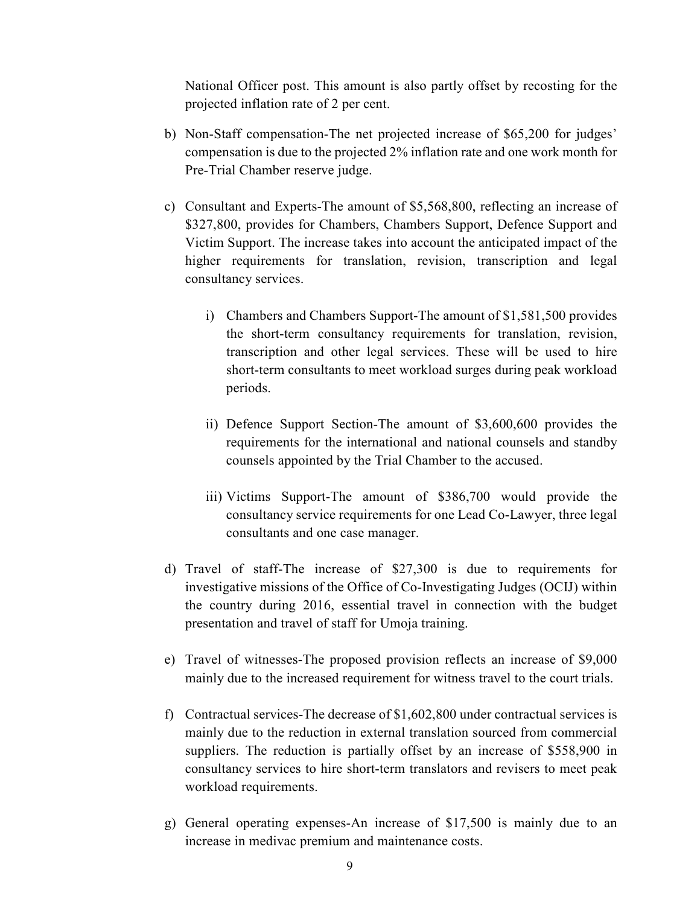National Officer post. This amount is also partly offset by recosting for the projected inflation rate of 2 per cent.

b) Non-Staff compensation-The net projected increase of $65,200 for judges' compensation is due to the projected 2% inflation rate and one work month for Pre-Trial Chamber reserve judge.

c) Consultant and Experts-The amount of $5,568,800, reflecting an increase of $327,800, provides for Chambers, Chambers Support, Defence Support and Victim Support. The increase takes into account the anticipated impact of the higher requirements for translation, revision, transcription and legal consultancy services.

    i) Chambers and Chambers Support-The amount of $1,581,500 provides the short-term consultancy requirements for translation, revision, transcription and other legal services. These will be used to hire short-term consultants to meet workload surges during peak workload periods.

    ii) Defence Support Section-The amount of $3,600,600 provides the requirements for the international and national counsels and standby counsels appointed by the Trial Chamber to the accused.

    iii) Victims Support-The amount of $386,700 would provide the consultancy service requirements for one Lead Co-Lawyer, three legal consultants and one case manager.

d) Travel of staff-The increase of $27,300 is due to requirements for investigative missions of the Office of Co-Investigating Judges (OCIJ) within the country during 2016, essential travel in connection with the budget presentation and travel of staff for Umoja training.

e) Travel of witnesses-The proposed provision reflects an increase of $9,000 mainly due to the increased requirement for witness travel to the court trials.

f) Contractual services-The decrease of $1,602,800 under contractual services is mainly due to the reduction in external translation sourced from commercial suppliers. The reduction is partially offset by an increase of $558,900 in consultancy services to hire short-term translators and revisers to meet peak workload requirements.

g) General operating expenses-An increase of $17,500 is mainly due to an increase in medivac premium and maintenance costs.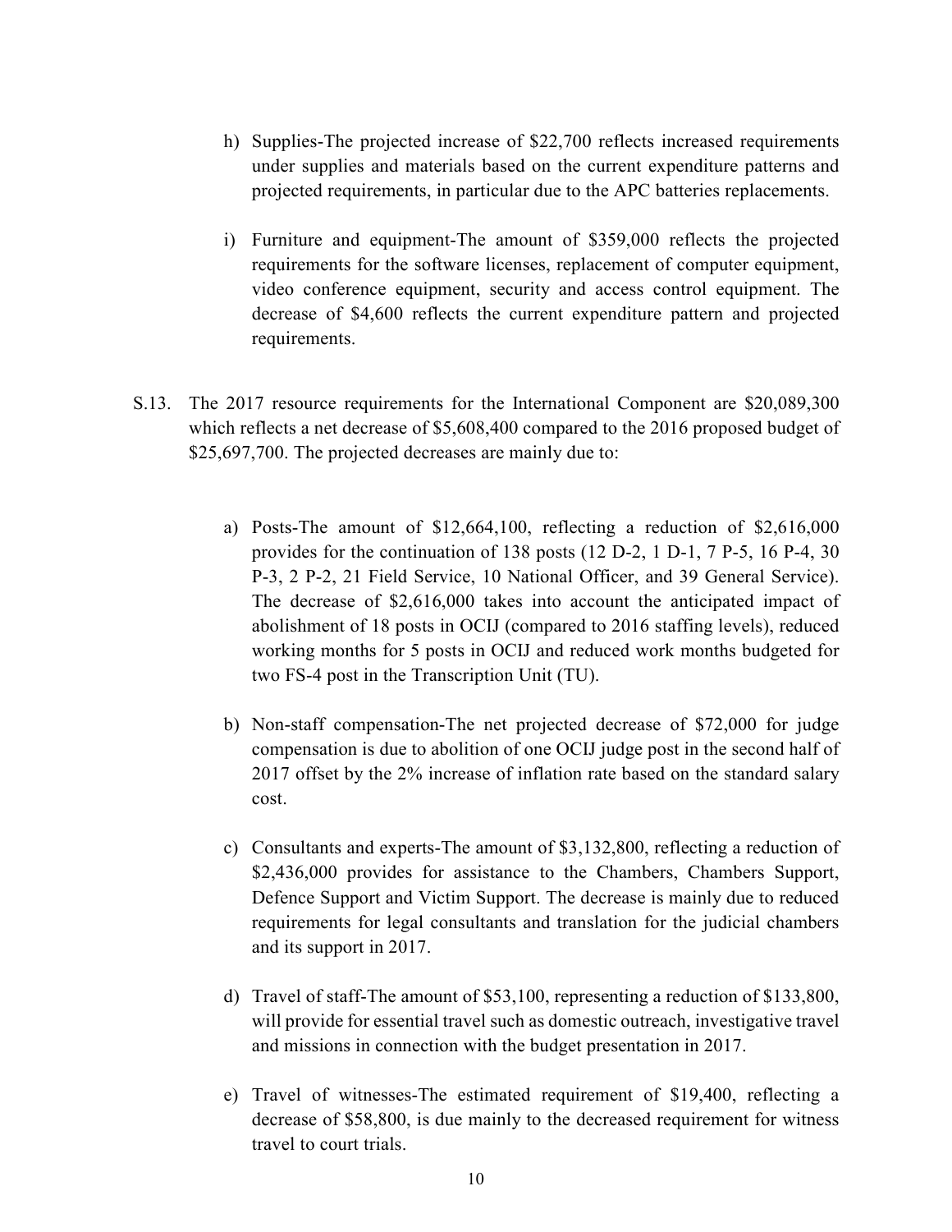h) Supplies-The projected increase of $22,700 reflects increased requirements under supplies and materials based on the current expenditure patterns and projected requirements, in particular due to the APC batteries replacements.

i) Furniture and equipment-The amount of $359,000 reflects the projected requirements for the software licenses, replacement of computer equipment, video conference equipment, security and access control equipment. The decrease of $4,600 reflects the current expenditure pattern and projected requirements.

S.13. The 2017 resource requirements for the International Component are $20,089,300 which reflects a net decrease of $5,608,400 compared to the 2016 proposed budget of $25,697,700. The projected decreases are mainly due to:

a) Posts-The amount of $12,664,100, reflecting a reduction of $2,616,000 provides for the continuation of 138 posts (12 D-2, 1 D-1, 7 P-5, 16 P-4, 30 P-3, 2 P-2, 21 Field Service, 10 National Officer, and 39 General Service). The decrease of $2,616,000 takes into account the anticipated impact of abolishment of 18 posts in OCIJ (compared to 2016 staffing levels), reduced working months for 5 posts in OCIJ and reduced work months budgeted for two FS-4 post in the Transcription Unit (TU).

b) Non-staff compensation-The net projected decrease of $72,000 for judge compensation is due to abolition of one OCIJ judge post in the second half of 2017 offset by the 2% increase of inflation rate based on the standard salary cost.

c) Consultants and experts-The amount of $3,132,800, reflecting a reduction of $2,436,000 provides for assistance to the Chambers, Chambers Support, Defence Support and Victim Support. The decrease is mainly due to reduced requirements for legal consultants and translation for the judicial chambers and its support in 2017.

d) Travel of staff-The amount of $53,100, representing a reduction of $133,800, will provide for essential travel such as domestic outreach, investigative travel and missions in connection with the budget presentation in 2017.

e) Travel of witnesses-The estimated requirement of $19,400, reflecting a decrease of $58,800, is due mainly to the decreased requirement for witness travel to court trials.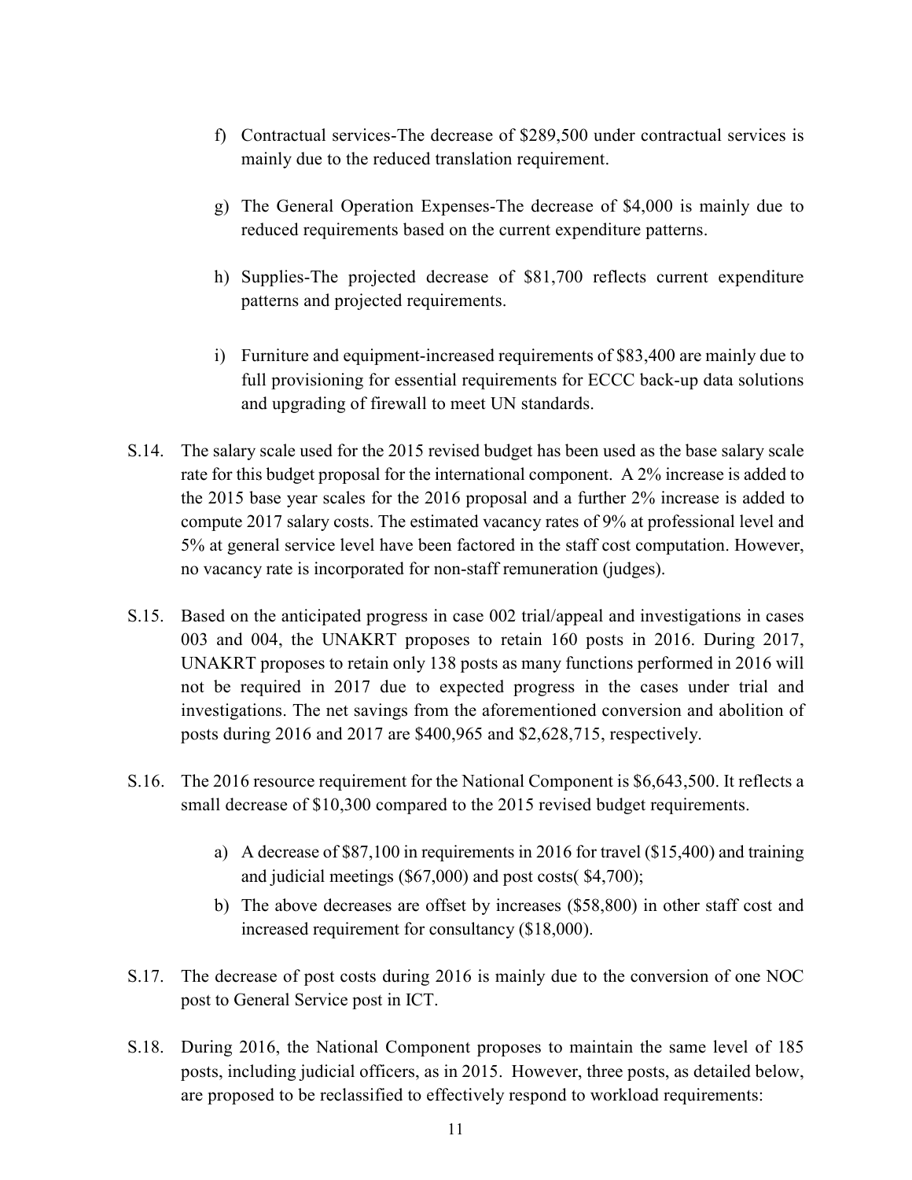f) Contractual services-The decrease of $289,500 under contractual services is mainly due to the reduced translation requirement.

g) The General Operation Expenses-The decrease of $4,000 is mainly due to reduced requirements based on the current expenditure patterns.

h) Supplies-The projected decrease of $81,700 reflects current expenditure patterns and projected requirements.

i) Furniture and equipment-increased requirements of $83,400 are mainly due to full provisioning for essential requirements for ECCC back-up data solutions and upgrading of firewall to meet UN standards.

S.14. The salary scale used for the 2015 revised budget has been used as the base salary scale rate for this budget proposal for the international component. A 2% increase is added to the 2015 base year scales for the 2016 proposal and a further 2% increase is added to compute 2017 salary costs. The estimated vacancy rates of 9% at professional level and 5% at general service level have been factored in the staff cost computation. However, no vacancy rate is incorporated for non-staff remuneration (judges).

S.15. Based on the anticipated progress in case 002 trial/appeal and investigations in cases 003 and 004, the UNAKRT proposes to retain 160 posts in 2016. During 2017, UNAKRT proposes to retain only 138 posts as many functions performed in 2016 will not be required in 2017 due to expected progress in the cases under trial and investigations. The net savings from the aforementioned conversion and abolition of posts during 2016 and 2017 are $400,965 and $2,628,715, respectively.

S.16. The 2016 resource requirement for the National Component is $6,643,500. It reflects a small decrease of $10,300 compared to the 2015 revised budget requirements.

a) A decrease of $87,100 in requirements in 2016 for travel ($15,400) and training and judicial meetings ($67,000) and post costs( $4,700);
b) The above decreases are offset by increases ($58,800) in other staff cost and increased requirement for consultancy ($18,000).

S.17. The decrease of post costs during 2016 is mainly due to the conversion of one NOC post to General Service post in ICT.

S.18. During 2016, the National Component proposes to maintain the same level of 185 posts, including judicial officers, as in 2015. However, three posts, as detailed below, are proposed to be reclassified to effectively respond to workload requirements: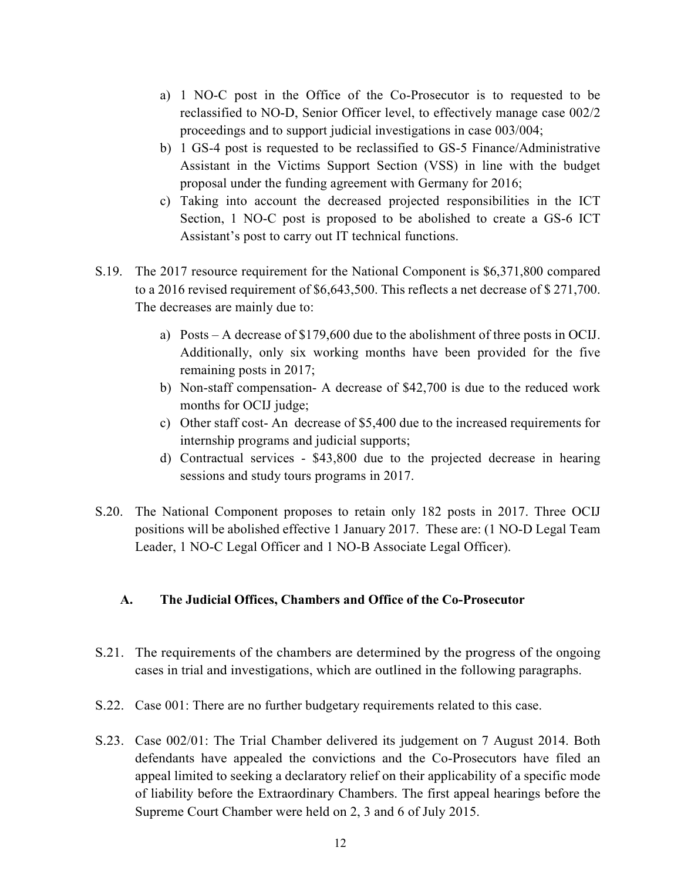a) 1 NO-C post in the Office of the Co-Prosecutor is to requested to be reclassified to NO-D, Senior Officer level, to effectively manage case 002/2 proceedings and to support judicial investigations in case 003/004;
b) 1 GS-4 post is requested to be reclassified to GS-5 Finance/Administrative Assistant in the Victims Support Section (VSS) in line with the budget proposal under the funding agreement with Germany for 2016;
c) Taking into account the decreased projected responsibilities in the ICT Section, 1 NO-C post is proposed to be abolished to create a GS-6 ICT Assistant's post to carry out IT technical functions.

S.19. The 2017 resource requirement for the National Component is $6,371,800 compared to a 2016 revised requirement of $6,643,500. This reflects a net decrease of $ 271,700. The decreases are mainly due to:

a) Posts – A decrease of $179,600 due to the abolishment of three posts in OCIJ. Additionally, only six working months have been provided for the five remaining posts in 2017;
b) Non-staff compensation- A decrease of $42,700 is due to the reduced work months for OCIJ judge;
c) Other staff cost- An decrease of $5,400 due to the increased requirements for internship programs and judicial supports;
d) Contractual services - $43,800 due to the projected decrease in hearing sessions and study tours programs in 2017.

S.20. The National Component proposes to retain only 182 posts in 2017. Three OCIJ positions will be abolished effective 1 January 2017. These are: (1 NO-D Legal Team Leader, 1 NO-C Legal Officer and 1 NO-B Associate Legal Officer).

### A. The Judicial Offices, Chambers and Office of the Co-Prosecutor

S.21. The requirements of the chambers are determined by the progress of the ongoing cases in trial and investigations, which are outlined in the following paragraphs.

S.22. Case 001: There are no further budgetary requirements related to this case.

S.23. Case 002/01: The Trial Chamber delivered its judgement on 7 August 2014. Both defendants have appealed the convictions and the Co-Prosecutors have filed an appeal limited to seeking a declaratory relief on their applicability of a specific mode of liability before the Extraordinary Chambers. The first appeal hearings before the Supreme Court Chamber were held on 2, 3 and 6 of July 2015.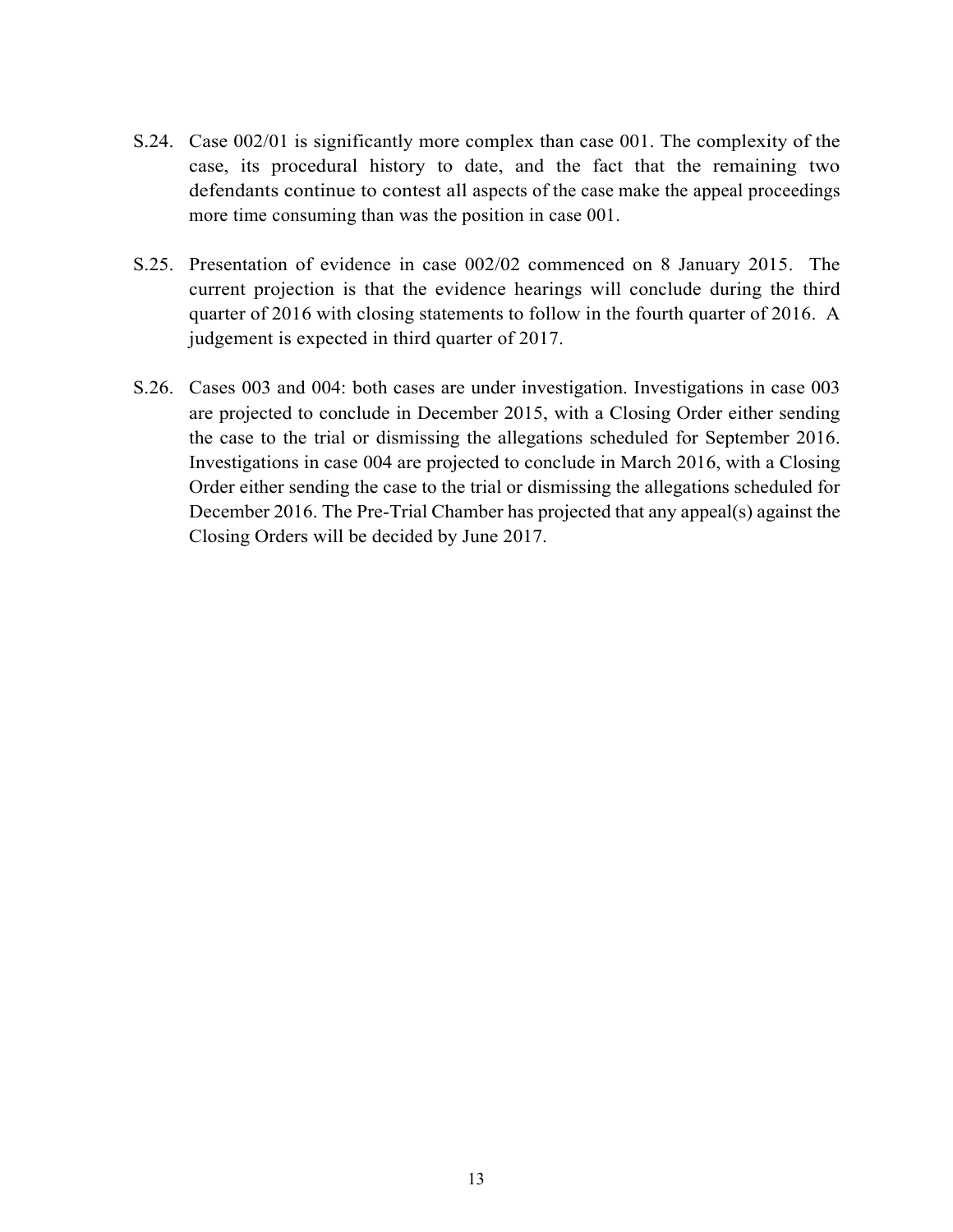S.24. Case 002/01 is significantly more complex than case 001. The complexity of the case, its procedural history to date, and the fact that the remaining two defendants continue to contest all aspects of the case make the appeal proceedings more time consuming than was the position in case 001.

S.25. Presentation of evidence in case 002/02 commenced on 8 January 2015. The current projection is that the evidence hearings will conclude during the third quarter of 2016 with closing statements to follow in the fourth quarter of 2016. A judgement is expected in third quarter of 2017.

S.26. Cases 003 and 004: both cases are under investigation. Investigations in case 003 are projected to conclude in December 2015, with a Closing Order either sending the case to the trial or dismissing the allegations scheduled for September 2016. Investigations in case 004 are projected to conclude in March 2016, with a Closing Order either sending the case to the trial or dismissing the allegations scheduled for December 2016. The Pre-Trial Chamber has projected that any appeal(s) against the Closing Orders will be decided by June 2017.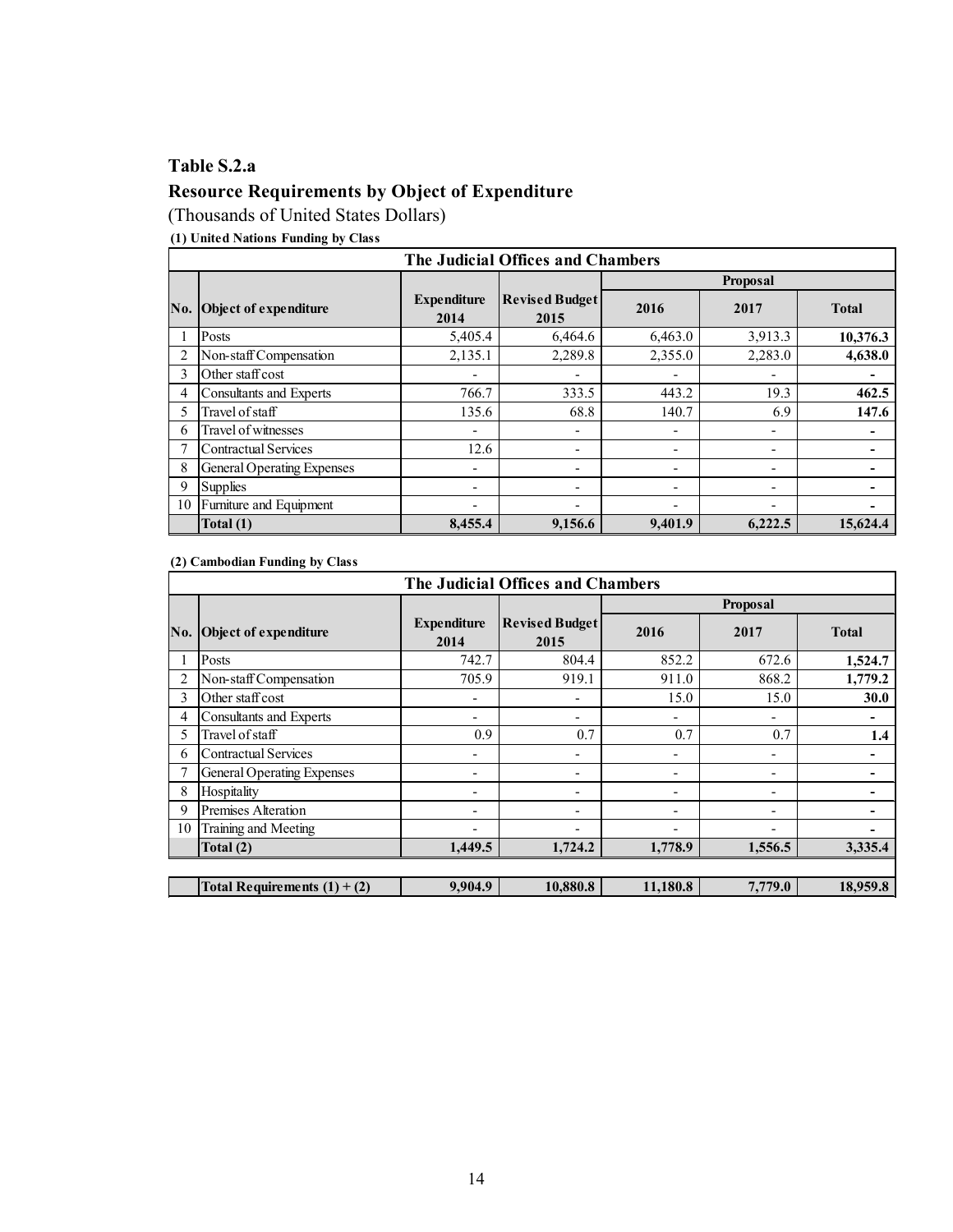### Table S.2.a

### Resource Requirements by Object of Expenditure

(Thousands of United States Dollars)

**(1) United Nations Funding by Class**

| The Judicial Offices and Chambers | | | | | | |
|---|---|---|---|---|---|---|
| | | | | Proposal | | |
| No. | Object of expenditure | Expenditure 2014 | Revised Budget 2015 | 2016 | 2017 | Total |
| 1 | Posts | 5,405.4 | 6,464.6 | 6,463.0 | 3,913.3 | **10,376.3** |
| 2 | Non-staff Compensation | 2,135.1 | 2,289.8 | 2,355.0 | 2,283.0 | **4,638.0** |
| 3 | Other staff cost | - | - | - | - | **-** |
| 4 | Consultants and Experts | 766.7 | 333.5 | 443.2 | 19.3 | **462.5** |
| 5 | Travel of staff | 135.6 | 68.8 | 140.7 | 6.9 | **147.6** |
| 6 | Travel of witnesses | - | - | - | - | **-** |
| 7 | Contractual Services | 12.6 | - | - | - | **-** |
| 8 | General Operating Expenses | - | - | - | - | **-** |
| 9 | Supplies | - | - | - | - | **-** |
| 10 | Furniture and Equipment | - | - | - | - | **-** |
| | **Total (1)** | **8,455.4** | **9,156.6** | **9,401.9** | **6,222.5** | **15,624.4** |

**(2) Cambodian Funding by Class**

| The Judicial Offices and Chambers | | | | | | |
|---|---|---|---|---|---|---|
| | | | | Proposal | | |
| No. | Object of expenditure | Expenditure 2014 | Revised Budget 2015 | 2016 | 2017 | Total |
| 1 | Posts | 742.7 | 804.4 | 852.2 | 672.6 | **1,524.7** |
| 2 | Non-staff Compensation | 705.9 | 919.1 | 911.0 | 868.2 | **1,779.2** |
| 3 | Other staff cost | - | - | 15.0 | 15.0 | **30.0** |
| 4 | Consultants and Experts | - | - | - | - | **-** |
| 5 | Travel of staff | 0.9 | 0.7 | 0.7 | 0.7 | **1.4** |
| 6 | Contractual Services | - | - | - | - | **-** |
| 7 | General Operating Expenses | - | - | - | - | **-** |
| 8 | Hospitality | - | - | - | - | **-** |
| 9 | Premises Alteration | - | - | - | - | **-** |
| 10 | Training and Meeting | - | - | - | - | **-** |
| | **Total (2)** | **1,449.5** | **1,724.2** | **1,778.9** | **1,556.5** | **3,335.4** |
| | | | | | | |
| | **Total Requirements (1) + (2)** | **9,904.9** | **10,880.8** | **11,180.8** | **7,779.0** | **18,959.8** |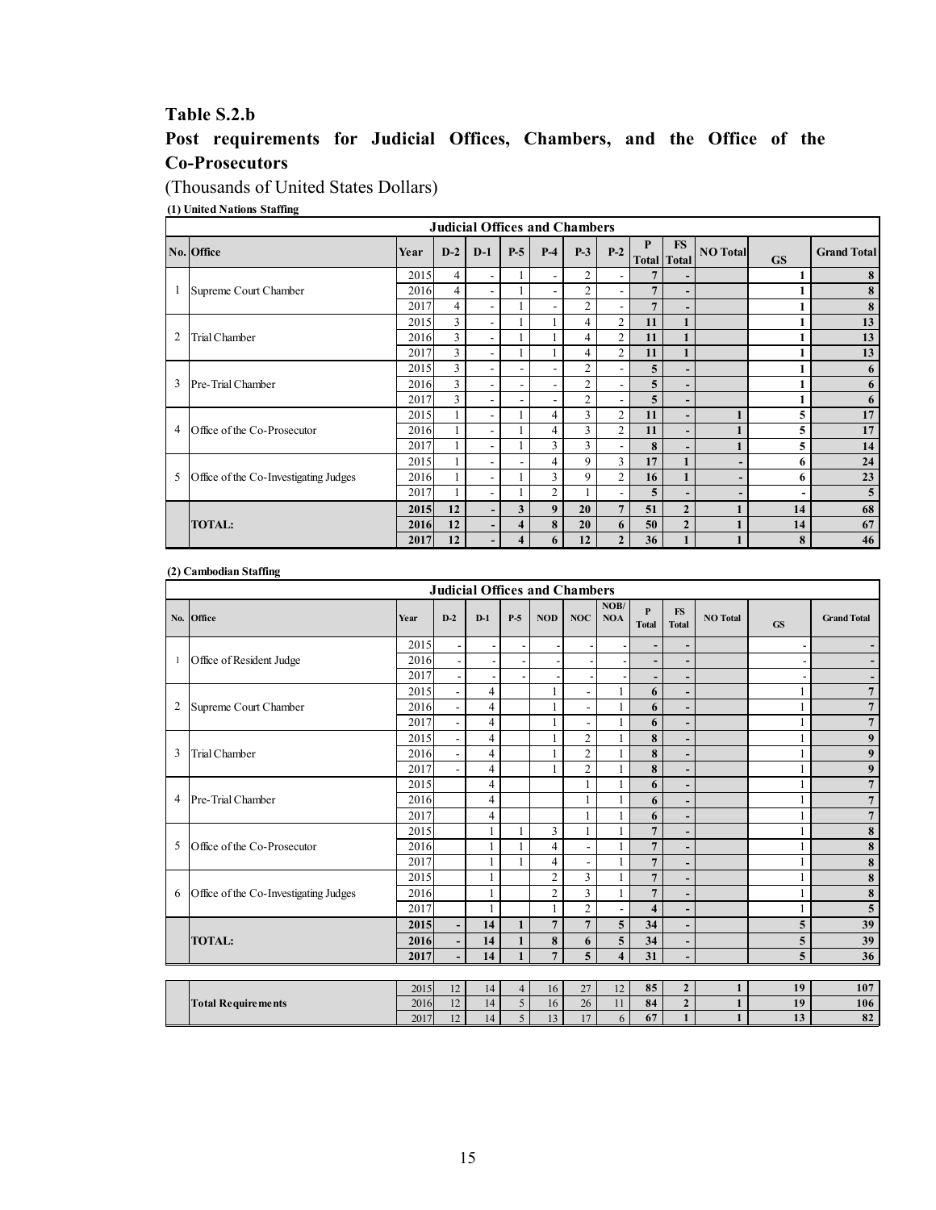## Table S.2.b

## Post requirements for Judicial Offices, Chambers, and the Office of the Co-Prosecutors

(Thousands of United States Dollars)

**(1) United Nations Staffing**

| Judicial Offices and Chambers | | | | | | | | | | | | | | |
|---|---|---|---|---|---|---|---|---|---|---|---|---|---|---|
| No. | Office | Year | D-2 | D-1 | P-5 | P-4 | P-3 | P-2 | P Total | FS Total | NO Total | GS | Grand Total |
| 1 | Supreme Court Chamber | 2015 | 4 | - | 1 | - | 2 | - | 7 | - | | 1 | 8 |
| | | 2016 | 4 | - | 1 | - | 2 | - | 7 | - | | 1 | 8 |
| | | 2017 | 4 | - | 1 | - | 2 | - | 7 | - | | 1 | 8 |
| 2 | Trial Chamber | 2015 | 3 | - | 1 | 1 | 4 | 2 | 11 | 1 | | 1 | 13 |
| | | 2016 | 3 | - | 1 | 1 | 4 | 2 | 11 | 1 | | 1 | 13 |
| | | 2017 | 3 | - | 1 | 1 | 4 | 2 | 11 | 1 | | 1 | 13 |
| 3 | Pre-Trial Chamber | 2015 | 3 | - | - | - | 2 | - | 5 | - | | 1 | 6 |
| | | 2016 | 3 | - | - | - | 2 | - | 5 | - | | 1 | 6 |
| | | 2017 | 3 | - | - | - | 2 | - | 5 | - | | 1 | 6 |
| 4 | Office of the Co-Prosecutor | 2015 | 1 | - | 1 | 4 | 3 | 2 | 11 | - | 1 | 5 | 17 |
| | | 2016 | 1 | - | 1 | 4 | 3 | 2 | 11 | - | 1 | 5 | 17 |
| | | 2017 | 1 | - | 1 | 3 | 3 | - | 8 | - | 1 | 5 | 14 |
| 5 | Office of the Co-Investigating Judges | 2015 | 1 | - | - | 4 | 9 | 3 | 17 | 1 | - | 6 | 24 |
| | | 2016 | 1 | - | 1 | 3 | 9 | 2 | 16 | 1 | - | 6 | 23 |
| | | 2017 | 1 | - | 1 | 2 | 1 | - | 5 | - | - | - | 5 |
| | **TOTAL:** | **2015** | **12** | **-** | **3** | **9** | **20** | **7** | **51** | **2** | **1** | **14** | **68** |
| | | **2016** | **12** | **-** | **4** | **8** | **20** | **6** | **50** | **2** | **1** | **14** | **67** |
| | | **2017** | **12** | **-** | **4** | **6** | **12** | **2** | **36** | **1** | **1** | **8** | **46** |

**(2) Cambodian Staffing**

| Judicial Offices and Chambers | | | | | | | | | | | | | | |
|---|---|---|---|---|---|---|---|---|---|---|---|---|---|---|
| No. | Office | Year | D-2 | D-1 | P-5 | NOD | NOC | NOB/NOA | P Total | FS Total | NO Total | GS | Grand Total |
| 1 | Office of Resident Judge | 2015 | - | - | - | - | - | - | - | - | | - | - |
| | | 2016 | - | - | - | - | - | - | - | - | | - | - |
| | | 2017 | - | - | - | - | - | - | - | - | | - | - |
| 2 | Supreme Court Chamber | 2015 | - | 4 | | 1 | - | 1 | 6 | - | | 1 | 7 |
| | | 2016 | - | 4 | | 1 | - | 1 | 6 | - | | 1 | 7 |
| | | 2017 | - | 4 | | 1 | - | 1 | 6 | - | | 1 | 7 |
| 3 | Trial Chamber | 2015 | - | 4 | | 1 | 2 | 1 | 8 | - | | 1 | 9 |
| | | 2016 | - | 4 | | 1 | 2 | 1 | 8 | - | | 1 | 9 |
| | | 2017 | - | 4 | | 1 | 2 | 1 | 8 | - | | 1 | 9 |
| 4 | Pre-Trial Chamber | 2015 | | 4 | | | 1 | 1 | 6 | - | | 1 | 7 |
| | | 2016 | | 4 | | | 1 | 1 | 6 | - | | 1 | 7 |
| | | 2017 | | 4 | | | 1 | 1 | 6 | - | | 1 | 7 |
| 5 | Office of the Co-Prosecutor | 2015 | | 1 | 1 | 3 | 1 | 1 | 7 | - | | 1 | 8 |
| | | 2016 | | 1 | 1 | 4 | - | 1 | 7 | - | | 1 | 8 |
| | | 2017 | | 1 | 1 | 4 | - | 1 | 7 | - | | 1 | 8 |
| 6 | Office of the Co-Investigating Judges | 2015 | | 1 | | 2 | 3 | 1 | 7 | - | | 1 | 8 |
| | | 2016 | | 1 | | 2 | 3 | 1 | 7 | - | | 1 | 8 |
| | | 2017 | | 1 | | 1 | 2 | - | 4 | - | | 1 | 5 |
| | **TOTAL:** | **2015** | **-** | **14** | **1** | **7** | **7** | **5** | **34** | **-** | | **5** | **39** |
| | | **2016** | **-** | **14** | **1** | **8** | **6** | **5** | **34** | **-** | | **5** | **39** |
| | | **2017** | **-** | **14** | **1** | **7** | **5** | **4** | **31** | **-** | | **5** | **36** |

| | | | | | | | | | | | | | |
|---|---|---|---|---|---|---|---|---|---|---|---|---|---|
| | **Total Requirements** | 2015 | 12 | 14 | 4 | 16 | 27 | 12 | **85** | **2** | **1** | **19** | **107** |
| | | 2016 | 12 | 14 | 5 | 16 | 26 | 11 | **84** | **2** | **1** | **19** | **106** |
| | | 2017 | 12 | 14 | 5 | 13 | 17 | 6 | **67** | **1** | **1** | **13** | **82** |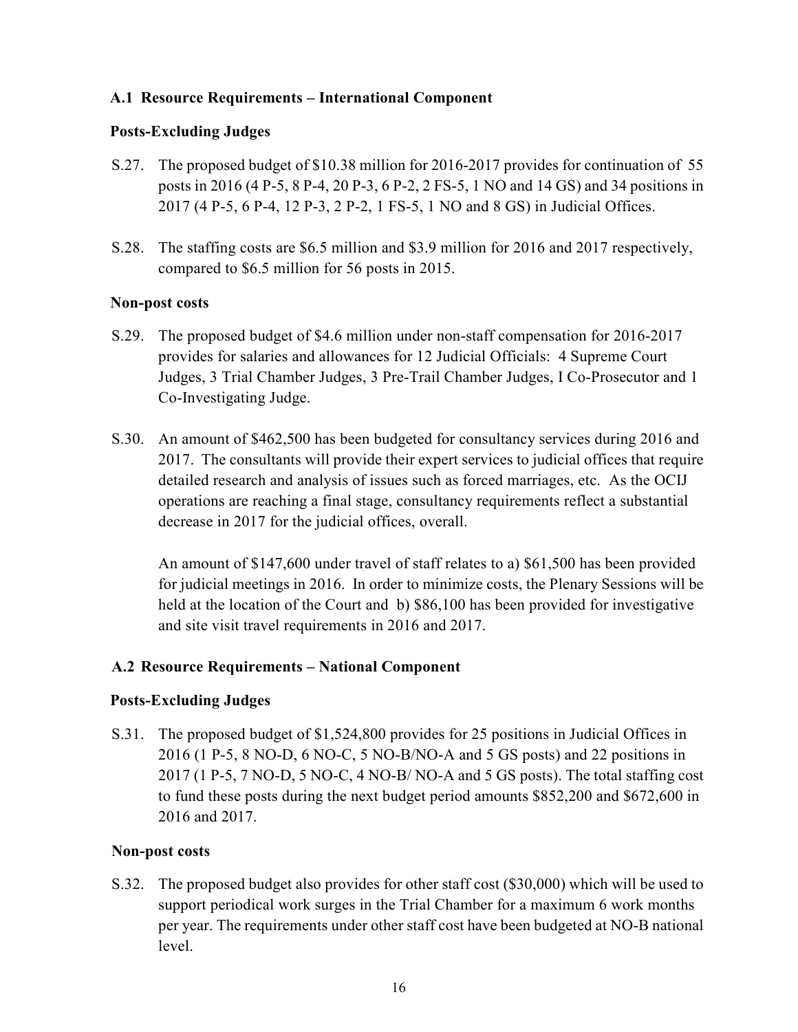**A.1 Resource Requirements – International Component**

**Posts-Excluding Judges**

S.27. The proposed budget of $10.38 million for 2016-2017 provides for continuation of 55 posts in 2016 (4 P-5, 8 P-4, 20 P-3, 6 P-2, 2 FS-5, 1 NO and 14 GS) and 34 positions in 2017 (4 P-5, 6 P-4, 12 P-3, 2 P-2, 1 FS-5, 1 NO and 8 GS) in Judicial Offices.

S.28. The staffing costs are $6.5 million and $3.9 million for 2016 and 2017 respectively, compared to $6.5 million for 56 posts in 2015.

**Non-post costs**

S.29. The proposed budget of $4.6 million under non-staff compensation for 2016-2017 provides for salaries and allowances for 12 Judicial Officials: 4 Supreme Court Judges, 3 Trial Chamber Judges, 3 Pre-Trail Chamber Judges, I Co-Prosecutor and 1 Co-Investigating Judge.

S.30. An amount of $462,500 has been budgeted for consultancy services during 2016 and 2017. The consultants will provide their expert services to judicial offices that require detailed research and analysis of issues such as forced marriages, etc. As the OCIJ operations are reaching a final stage, consultancy requirements reflect a substantial decrease in 2017 for the judicial offices, overall.

An amount of $147,600 under travel of staff relates to a) $61,500 has been provided for judicial meetings in 2016. In order to minimize costs, the Plenary Sessions will be held at the location of the Court and b) $86,100 has been provided for investigative and site visit travel requirements in 2016 and 2017.

**A.2 Resource Requirements – National Component**

**Posts-Excluding Judges**

S.31. The proposed budget of $1,524,800 provides for 25 positions in Judicial Offices in 2016 (1 P-5, 8 NO-D, 6 NO-C, 5 NO-B/NO-A and 5 GS posts) and 22 positions in 2017 (1 P-5, 7 NO-D, 5 NO-C, 4 NO-B/ NO-A and 5 GS posts). The total staffing cost to fund these posts during the next budget period amounts $852,200 and $672,600 in 2016 and 2017.

**Non-post costs**

S.32. The proposed budget also provides for other staff cost ($30,000) which will be used to support periodical work surges in the Trial Chamber for a maximum 6 work months per year. The requirements under other staff cost have been budgeted at NO-B national level.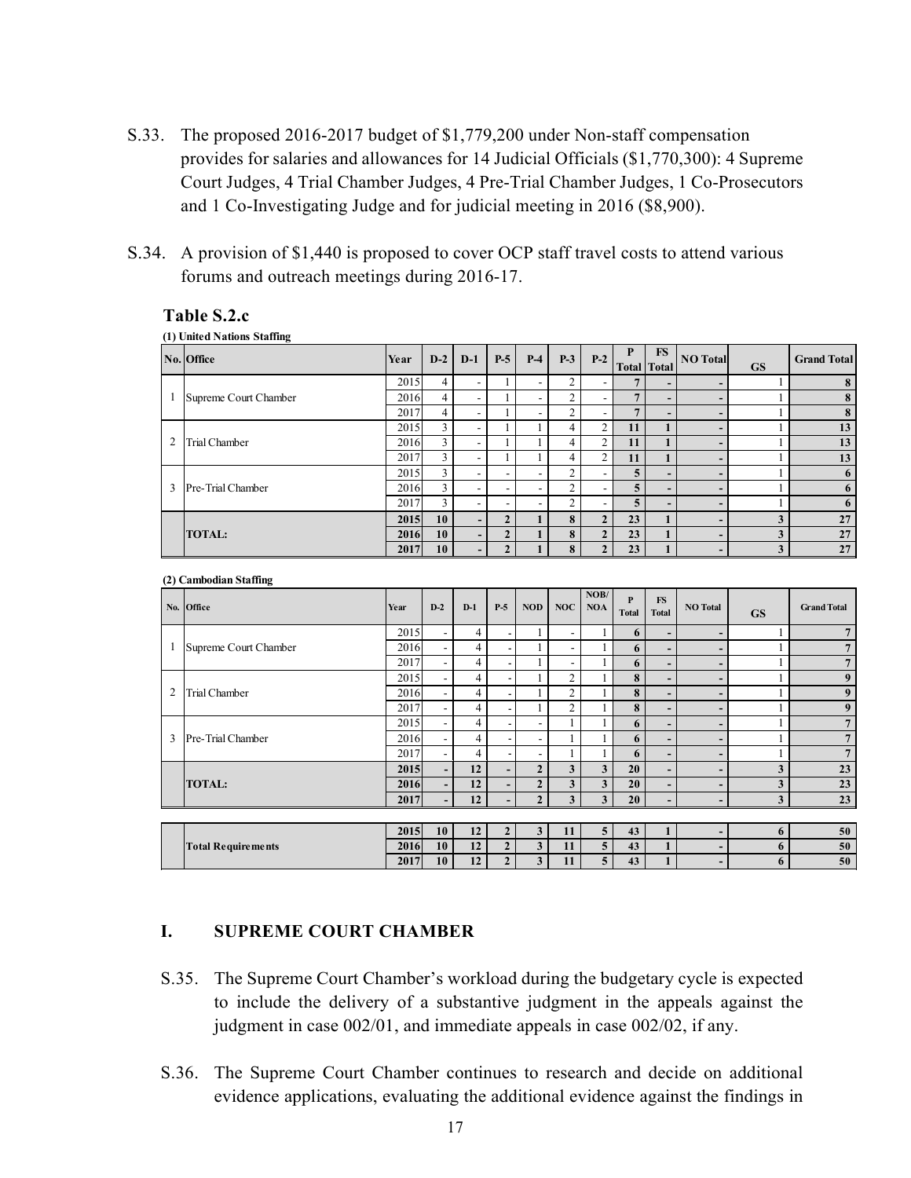S.33. The proposed 2016-2017 budget of $1,779,200 under Non-staff compensation provides for salaries and allowances for 14 Judicial Officials ($1,770,300): 4 Supreme Court Judges, 4 Trial Chamber Judges, 4 Pre-Trial Chamber Judges, 1 Co-Prosecutors and 1 Co-Investigating Judge and for judicial meeting in 2016 ($8,900).

S.34. A provision of $1,440 is proposed to cover OCP staff travel costs to attend various forums and outreach meetings during 2016-17.

**Table S.2.c**

**(1) United Nations Staffing**

| No. | Office | Year | D-2 | D-1 | P-5 | P-4 | P-3 | P-2 | P Total | FS Total | NO Total | GS | Grand Total |
|---|---|---|---|---|---|---|---|---|---|---|---|---|---|
| 1 | Supreme Court Chamber | 2015 | 4 | - | 1 | - | 2 | - | **7** | **-** | **-** | 1 | **8** |
| | | 2016 | 4 | - | 1 | - | 2 | - | **7** | **-** | **-** | 1 | **8** |
| | | 2017 | 4 | - | 1 | - | 2 | - | **7** | **-** | **-** | 1 | **8** |
| 2 | Trial Chamber | 2015 | 3 | - | 1 | 1 | 4 | 2 | **11** | **1** | **-** | 1 | **13** |
| | | 2016 | 3 | - | 1 | 1 | 4 | 2 | **11** | **1** | **-** | 1 | **13** |
| | | 2017 | 3 | - | 1 | 1 | 4 | 2 | **11** | **1** | **-** | 1 | **13** |
| 3 | Pre-Trial Chamber | 2015 | 3 | - | - | - | 2 | - | **5** | **-** | **-** | 1 | **6** |
| | | 2016 | 3 | - | - | - | 2 | - | **5** | **-** | **-** | 1 | **6** |
| | | 2017 | 3 | - | - | - | 2 | - | **5** | **-** | **-** | 1 | **6** |
| | **TOTAL:** | **2015** | **10** | **-** | **2** | **1** | **8** | **2** | **23** | **1** | **-** | **3** | **27** |
| | | **2016** | **10** | **-** | **2** | **1** | **8** | **2** | **23** | **1** | **-** | **3** | **27** |
| | | **2017** | **10** | **-** | **2** | **1** | **8** | **2** | **23** | **1** | **-** | **3** | **27** |

**(2) Cambodian Staffing**

| No. | Office | Year | D-2 | D-1 | P-5 | NOD | NOC | NOB/ NOA | P Total | FS Total | NO Total | GS | Grand Total |
|---|---|---|---|---|---|---|---|---|---|---|---|---|---|
| 1 | Supreme Court Chamber | 2015 | - | 4 | - | 1 | - | 1 | **6** | **-** | **-** | 1 | **7** |
| | | 2016 | - | 4 | - | 1 | - | 1 | **6** | **-** | **-** | 1 | **7** |
| | | 2017 | - | 4 | - | 1 | - | 1 | **6** | **-** | **-** | 1 | **7** |
| 2 | Trial Chamber | 2015 | - | 4 | - | 1 | 2 | 1 | **8** | **-** | **-** | 1 | **9** |
| | | 2016 | - | 4 | - | 1 | 2 | 1 | **8** | **-** | **-** | 1 | **9** |
| | | 2017 | - | 4 | - | 1 | 2 | 1 | **8** | **-** | **-** | 1 | **9** |
| 3 | Pre-Trial Chamber | 2015 | - | 4 | - | - | 1 | 1 | **6** | **-** | **-** | 1 | **7** |
| | | 2016 | - | 4 | - | - | 1 | 1 | **6** | **-** | **-** | 1 | **7** |
| | | 2017 | - | 4 | - | - | 1 | 1 | **6** | **-** | **-** | 1 | **7** |
| | **TOTAL:** | **2015** | **-** | **12** | **-** | **2** | **3** | **3** | **20** | **-** | **-** | **3** | **23** |
| | | **2016** | **-** | **12** | **-** | **2** | **3** | **3** | **20** | **-** | **-** | **3** | **23** |
| | | **2017** | **-** | **12** | **-** | **2** | **3** | **3** | **20** | **-** | **-** | **3** | **23** |

| | | | | | | | | | | | | | |
|---|---|---|---|---|---|---|---|---|---|---|---|---|---|
| | **Total Requirements** | **2015** | **10** | **12** | **2** | **3** | **11** | **5** | **43** | **1** | **-** | **6** | **50** |
| | | **2016** | **10** | **12** | **2** | **3** | **11** | **5** | **43** | **1** | **-** | **6** | **50** |
| | | **2017** | **10** | **12** | **2** | **3** | **11** | **5** | **43** | **1** | **-** | **6** | **50** |

## I. SUPREME COURT CHAMBER

S.35. The Supreme Court Chamber's workload during the budgetary cycle is expected to include the delivery of a substantive judgment in the appeals against the judgment in case 002/01, and immediate appeals in case 002/02, if any.

S.36. The Supreme Court Chamber continues to research and decide on additional evidence applications, evaluating the additional evidence against the findings in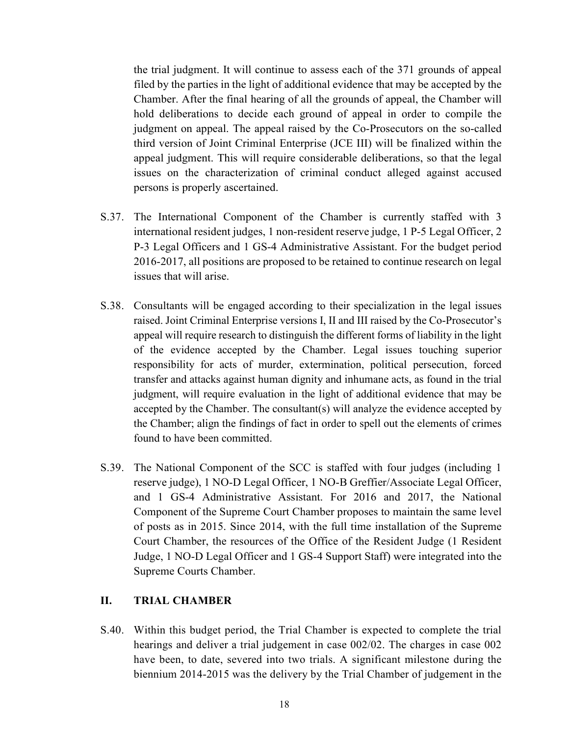the trial judgment. It will continue to assess each of the 371 grounds of appeal filed by the parties in the light of additional evidence that may be accepted by the Chamber. After the final hearing of all the grounds of appeal, the Chamber will hold deliberations to decide each ground of appeal in order to compile the judgment on appeal. The appeal raised by the Co-Prosecutors on the so-called third version of Joint Criminal Enterprise (JCE III) will be finalized within the appeal judgment. This will require considerable deliberations, so that the legal issues on the characterization of criminal conduct alleged against accused persons is properly ascertained.

S.37. The International Component of the Chamber is currently staffed with 3 international resident judges, 1 non-resident reserve judge, 1 P-5 Legal Officer, 2 P-3 Legal Officers and 1 GS-4 Administrative Assistant. For the budget period 2016-2017, all positions are proposed to be retained to continue research on legal issues that will arise.

S.38. Consultants will be engaged according to their specialization in the legal issues raised. Joint Criminal Enterprise versions I, II and III raised by the Co-Prosecutor's appeal will require research to distinguish the different forms of liability in the light of the evidence accepted by the Chamber. Legal issues touching superior responsibility for acts of murder, extermination, political persecution, forced transfer and attacks against human dignity and inhumane acts, as found in the trial judgment, will require evaluation in the light of additional evidence that may be accepted by the Chamber. The consultant(s) will analyze the evidence accepted by the Chamber; align the findings of fact in order to spell out the elements of crimes found to have been committed.

S.39. The National Component of the SCC is staffed with four judges (including 1 reserve judge), 1 NO-D Legal Officer, 1 NO-B Greffier/Associate Legal Officer, and 1 GS-4 Administrative Assistant. For 2016 and 2017, the National Component of the Supreme Court Chamber proposes to maintain the same level of posts as in 2015. Since 2014, with the full time installation of the Supreme Court Chamber, the resources of the Office of the Resident Judge (1 Resident Judge, 1 NO-D Legal Officer and 1 GS-4 Support Staff) were integrated into the Supreme Courts Chamber.

## II. TRIAL CHAMBER

S.40. Within this budget period, the Trial Chamber is expected to complete the trial hearings and deliver a trial judgement in case 002/02. The charges in case 002 have been, to date, severed into two trials. A significant milestone during the biennium 2014-2015 was the delivery by the Trial Chamber of judgement in the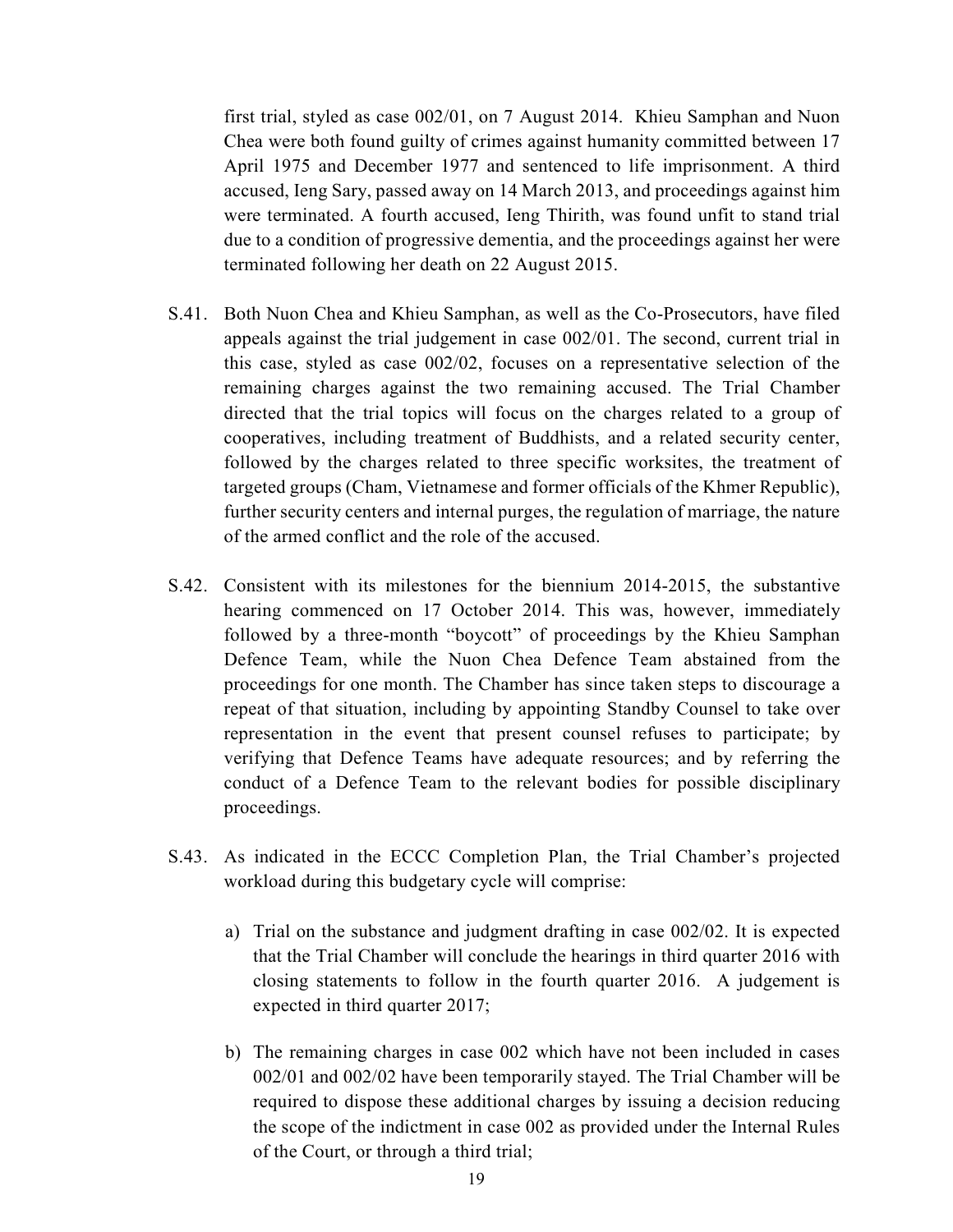first trial, styled as case 002/01, on 7 August 2014. Khieu Samphan and Nuon Chea were both found guilty of crimes against humanity committed between 17 April 1975 and December 1977 and sentenced to life imprisonment. A third accused, Ieng Sary, passed away on 14 March 2013, and proceedings against him were terminated. A fourth accused, Ieng Thirith, was found unfit to stand trial due to a condition of progressive dementia, and the proceedings against her were terminated following her death on 22 August 2015.

S.41. Both Nuon Chea and Khieu Samphan, as well as the Co-Prosecutors, have filed appeals against the trial judgement in case 002/01. The second, current trial in this case, styled as case 002/02, focuses on a representative selection of the remaining charges against the two remaining accused. The Trial Chamber directed that the trial topics will focus on the charges related to a group of cooperatives, including treatment of Buddhists, and a related security center, followed by the charges related to three specific worksites, the treatment of targeted groups (Cham, Vietnamese and former officials of the Khmer Republic), further security centers and internal purges, the regulation of marriage, the nature of the armed conflict and the role of the accused.

S.42. Consistent with its milestones for the biennium 2014-2015, the substantive hearing commenced on 17 October 2014. This was, however, immediately followed by a three-month "boycott" of proceedings by the Khieu Samphan Defence Team, while the Nuon Chea Defence Team abstained from the proceedings for one month. The Chamber has since taken steps to discourage a repeat of that situation, including by appointing Standby Counsel to take over representation in the event that present counsel refuses to participate; by verifying that Defence Teams have adequate resources; and by referring the conduct of a Defence Team to the relevant bodies for possible disciplinary proceedings.

S.43. As indicated in the ECCC Completion Plan, the Trial Chamber's projected workload during this budgetary cycle will comprise:

a) Trial on the substance and judgment drafting in case 002/02. It is expected that the Trial Chamber will conclude the hearings in third quarter 2016 with closing statements to follow in the fourth quarter 2016. A judgement is expected in third quarter 2017;

b) The remaining charges in case 002 which have not been included in cases 002/01 and 002/02 have been temporarily stayed. The Trial Chamber will be required to dispose these additional charges by issuing a decision reducing the scope of the indictment in case 002 as provided under the Internal Rules of the Court, or through a third trial;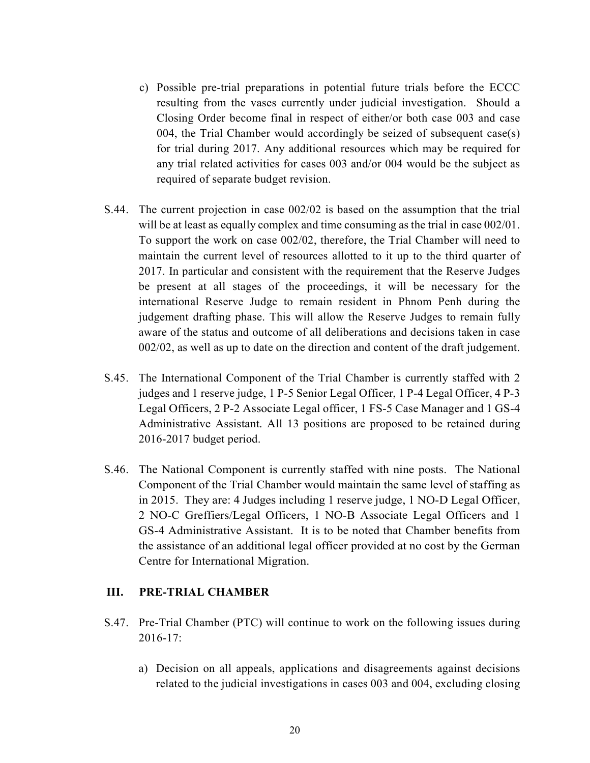c) Possible pre-trial preparations in potential future trials before the ECCC resulting from the vases currently under judicial investigation. Should a Closing Order become final in respect of either/or both case 003 and case 004, the Trial Chamber would accordingly be seized of subsequent case(s) for trial during 2017. Any additional resources which may be required for any trial related activities for cases 003 and/or 004 would be the subject as required of separate budget revision.

S.44. The current projection in case 002/02 is based on the assumption that the trial will be at least as equally complex and time consuming as the trial in case 002/01. To support the work on case 002/02, therefore, the Trial Chamber will need to maintain the current level of resources allotted to it up to the third quarter of 2017. In particular and consistent with the requirement that the Reserve Judges be present at all stages of the proceedings, it will be necessary for the international Reserve Judge to remain resident in Phnom Penh during the judgement drafting phase. This will allow the Reserve Judges to remain fully aware of the status and outcome of all deliberations and decisions taken in case 002/02, as well as up to date on the direction and content of the draft judgement.

S.45. The International Component of the Trial Chamber is currently staffed with 2 judges and 1 reserve judge, 1 P-5 Senior Legal Officer, 1 P-4 Legal Officer, 4 P-3 Legal Officers, 2 P-2 Associate Legal officer, 1 FS-5 Case Manager and 1 GS-4 Administrative Assistant. All 13 positions are proposed to be retained during 2016-2017 budget period.

S.46. The National Component is currently staffed with nine posts. The National Component of the Trial Chamber would maintain the same level of staffing as in 2015. They are: 4 Judges including 1 reserve judge, 1 NO-D Legal Officer, 2 NO-C Greffiers/Legal Officers, 1 NO-B Associate Legal Officers and 1 GS-4 Administrative Assistant. It is to be noted that Chamber benefits from the assistance of an additional legal officer provided at no cost by the German Centre for International Migration.

## III. PRE-TRIAL CHAMBER

S.47. Pre-Trial Chamber (PTC) will continue to work on the following issues during 2016-17:

a) Decision on all appeals, applications and disagreements against decisions related to the judicial investigations in cases 003 and 004, excluding closing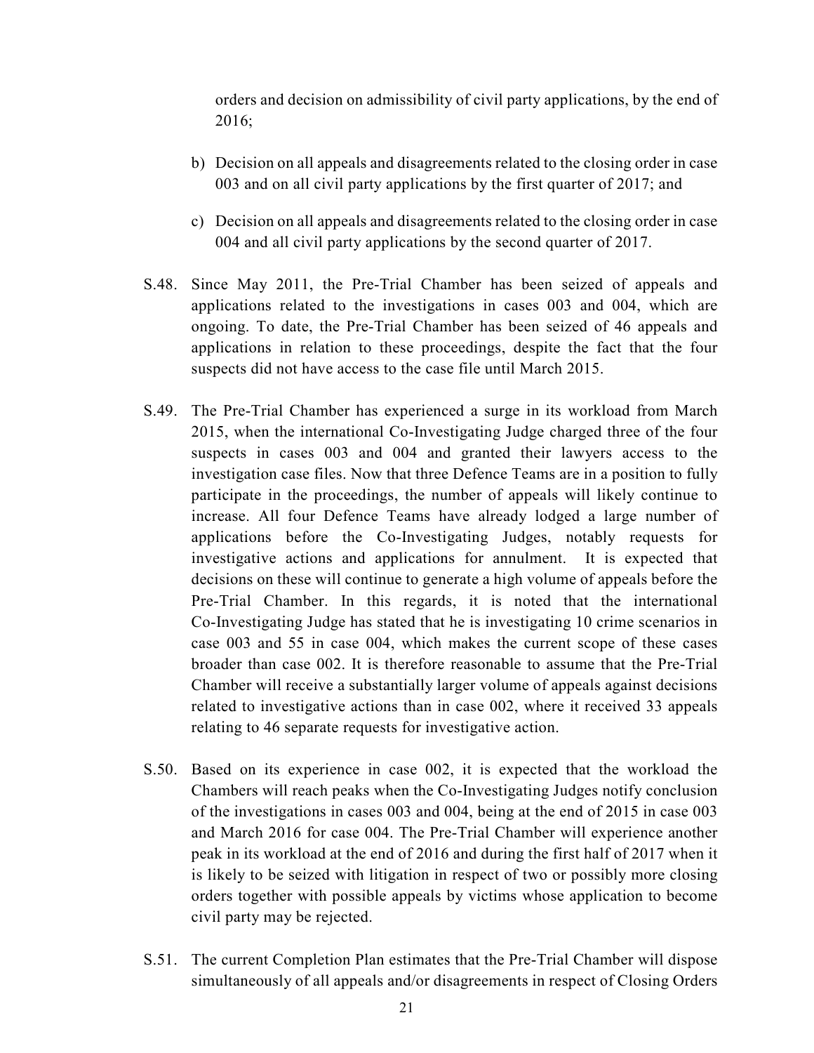orders and decision on admissibility of civil party applications, by the end of 2016;

b) Decision on all appeals and disagreements related to the closing order in case 003 and on all civil party applications by the first quarter of 2017; and

c) Decision on all appeals and disagreements related to the closing order in case 004 and all civil party applications by the second quarter of 2017.

S.48. Since May 2011, the Pre-Trial Chamber has been seized of appeals and applications related to the investigations in cases 003 and 004, which are ongoing. To date, the Pre-Trial Chamber has been seized of 46 appeals and applications in relation to these proceedings, despite the fact that the four suspects did not have access to the case file until March 2015.

S.49. The Pre-Trial Chamber has experienced a surge in its workload from March 2015, when the international Co-Investigating Judge charged three of the four suspects in cases 003 and 004 and granted their lawyers access to the investigation case files. Now that three Defence Teams are in a position to fully participate in the proceedings, the number of appeals will likely continue to increase. All four Defence Teams have already lodged a large number of applications before the Co-Investigating Judges, notably requests for investigative actions and applications for annulment. It is expected that decisions on these will continue to generate a high volume of appeals before the Pre-Trial Chamber. In this regards, it is noted that the international Co-Investigating Judge has stated that he is investigating 10 crime scenarios in case 003 and 55 in case 004, which makes the current scope of these cases broader than case 002. It is therefore reasonable to assume that the Pre-Trial Chamber will receive a substantially larger volume of appeals against decisions related to investigative actions than in case 002, where it received 33 appeals relating to 46 separate requests for investigative action.

S.50. Based on its experience in case 002, it is expected that the workload the Chambers will reach peaks when the Co-Investigating Judges notify conclusion of the investigations in cases 003 and 004, being at the end of 2015 in case 003 and March 2016 for case 004. The Pre-Trial Chamber will experience another peak in its workload at the end of 2016 and during the first half of 2017 when it is likely to be seized with litigation in respect of two or possibly more closing orders together with possible appeals by victims whose application to become civil party may be rejected.

S.51. The current Completion Plan estimates that the Pre-Trial Chamber will dispose simultaneously of all appeals and/or disagreements in respect of Closing Orders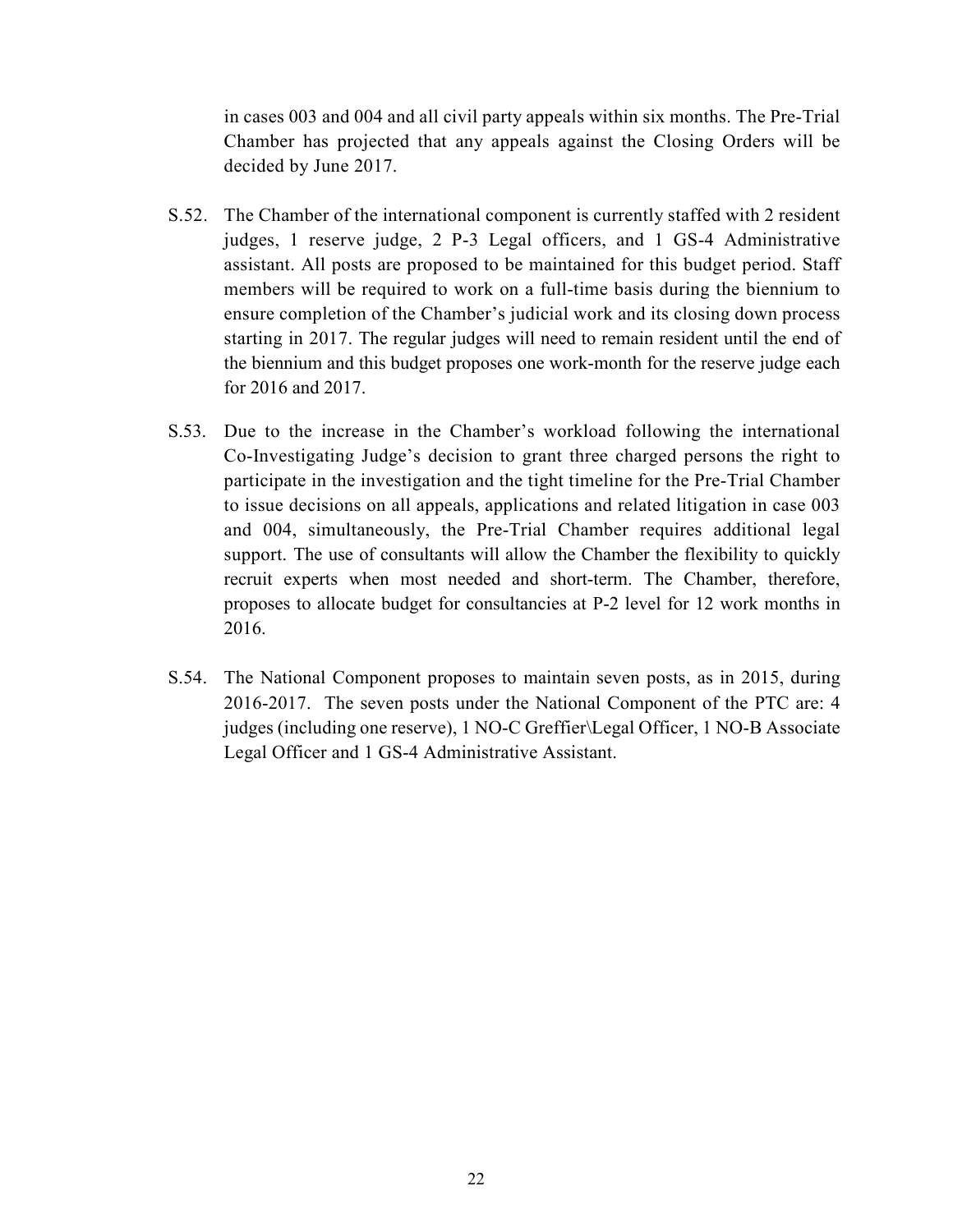in cases 003 and 004 and all civil party appeals within six months. The Pre-Trial Chamber has projected that any appeals against the Closing Orders will be decided by June 2017.

S.52. The Chamber of the international component is currently staffed with 2 resident judges, 1 reserve judge, 2 P-3 Legal officers, and 1 GS-4 Administrative assistant. All posts are proposed to be maintained for this budget period. Staff members will be required to work on a full-time basis during the biennium to ensure completion of the Chamber's judicial work and its closing down process starting in 2017. The regular judges will need to remain resident until the end of the biennium and this budget proposes one work-month for the reserve judge each for 2016 and 2017.

S.53. Due to the increase in the Chamber's workload following the international Co-Investigating Judge's decision to grant three charged persons the right to participate in the investigation and the tight timeline for the Pre-Trial Chamber to issue decisions on all appeals, applications and related litigation in case 003 and 004, simultaneously, the Pre-Trial Chamber requires additional legal support. The use of consultants will allow the Chamber the flexibility to quickly recruit experts when most needed and short-term. The Chamber, therefore, proposes to allocate budget for consultancies at P-2 level for 12 work months in 2016.

S.54. The National Component proposes to maintain seven posts, as in 2015, during 2016-2017. The seven posts under the National Component of the PTC are: 4 judges (including one reserve), 1 NO-C Greffier\Legal Officer, 1 NO-B Associate Legal Officer and 1 GS-4 Administrative Assistant.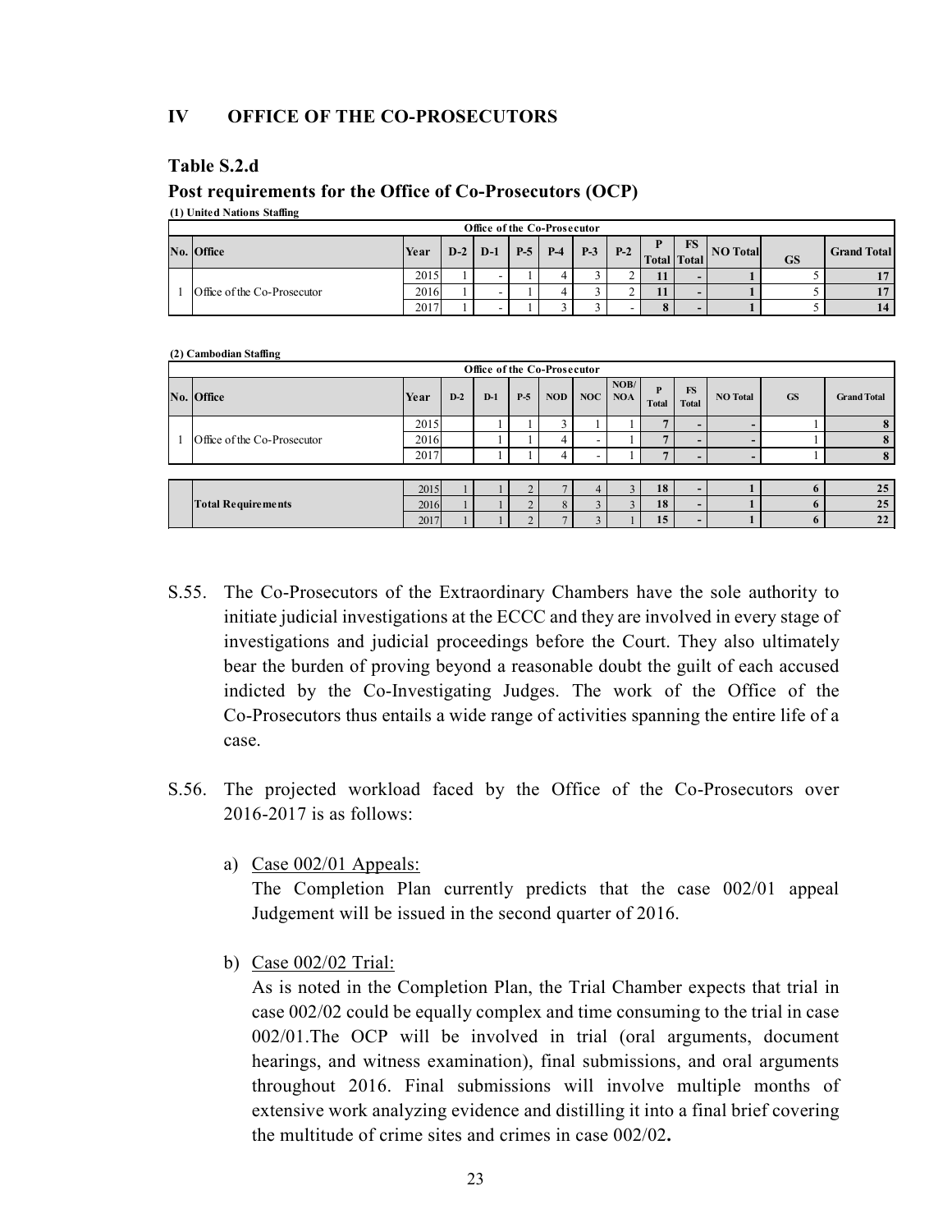## IV OFFICE OF THE CO-PROSECUTORS

### Table S.2.d

### Post requirements for the Office of Co-Prosecutors (OCP)

**(1) United Nations Staffing**

| Office of the Co-Prosecutor | | | | | | | | | | | | | |
|---|---|---|---|---|---|---|---|---|---|---|---|---|---|
| **No.** | **Office** | **Year** | **D-2** | **D-1** | **P-5** | **P-4** | **P-3** | **P-2** | **P Total** | **FS Total** | **NO Total** | **GS** | **Grand Total** |
| 1 | Office of the Co-Prosecutor | 2015 | 1 | - | 1 | 4 | 3 | 2 | **11** | **-** | **1** | 5 | **17** |
| | | 2016 | 1 | - | 1 | 4 | 3 | 2 | **11** | **-** | **1** | 5 | **17** |
| | | 2017 | 1 | - | 1 | 3 | 3 | - | **8** | **-** | **1** | 5 | **14** |

**(2) Cambodian Staffing**

| Office of the Co-Prosecutor | | | | | | | | | | | | | |
|---|---|---|---|---|---|---|---|---|---|---|---|---|---|
| **No.** | **Office** | **Year** | **D-2** | **D-1** | **P-5** | **NOD** | **NOC** | **NOB/ NOA** | **P Total** | **FS Total** | **NO Total** | **GS** | **Grand Total** |
| 1 | Office of the Co-Prosecutor | 2015 | | 1 | 1 | 3 | 1 | 1 | **7** | **-** | **-** | 1 | **8** |
| | | 2016 | | 1 | 1 | 4 | - | 1 | **7** | **-** | **-** | 1 | **8** |
| | | 2017 | | 1 | 1 | 4 | - | 1 | **7** | **-** | **-** | 1 | **8** |
| | **Total Requirements** | 2015 | 1 | 1 | 2 | 7 | 4 | 3 | **18** | **-** | **1** | **6** | **25** |
| | | 2016 | 1 | 1 | 2 | 8 | 3 | 3 | **18** | **-** | **1** | **6** | **25** |
| | | 2017 | 1 | 1 | 2 | 7 | 3 | 1 | **15** | **-** | **1** | **6** | **22** |

S.55. The Co-Prosecutors of the Extraordinary Chambers have the sole authority to initiate judicial investigations at the ECCC and they are involved in every stage of investigations and judicial proceedings before the Court. They also ultimately bear the burden of proving beyond a reasonable doubt the guilt of each accused indicted by the Co-Investigating Judges. The work of the Office of the Co-Prosecutors thus entails a wide range of activities spanning the entire life of a case.

S.56. The projected workload faced by the Office of the Co-Prosecutors over 2016-2017 is as follows:

a) Case 002/01 Appeals:
The Completion Plan currently predicts that the case 002/01 appeal Judgement will be issued in the second quarter of 2016.

b) Case 002/02 Trial:
As is noted in the Completion Plan, the Trial Chamber expects that trial in case 002/02 could be equally complex and time consuming to the trial in case 002/01.The OCP will be involved in trial (oral arguments, document hearings, and witness examination), final submissions, and oral arguments throughout 2016. Final submissions will involve multiple months of extensive work analyzing evidence and distilling it into a final brief covering the multitude of crime sites and crimes in case 002/02**.**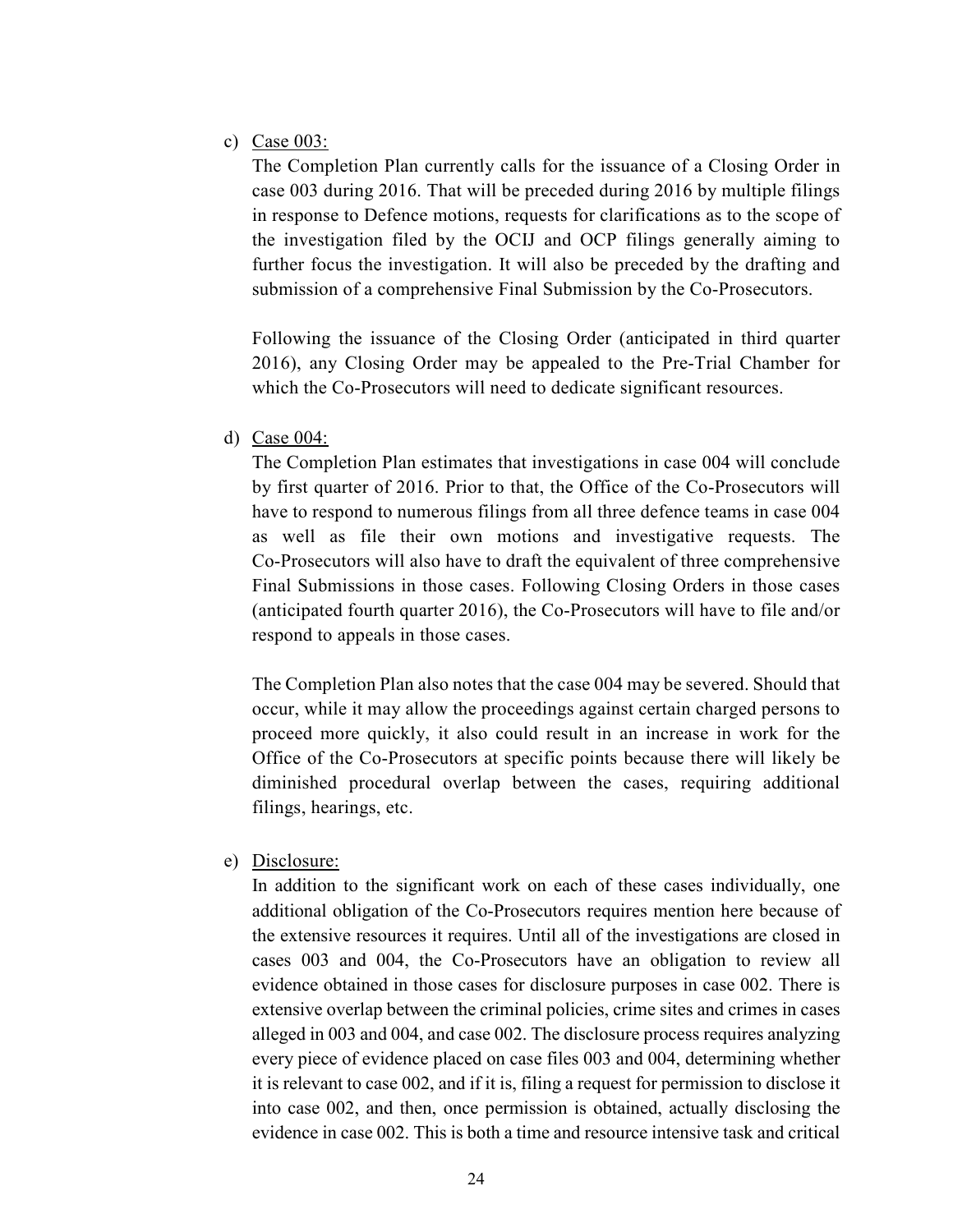c) Case 003:

The Completion Plan currently calls for the issuance of a Closing Order in case 003 during 2016. That will be preceded during 2016 by multiple filings in response to Defence motions, requests for clarifications as to the scope of the investigation filed by the OCIJ and OCP filings generally aiming to further focus the investigation. It will also be preceded by the drafting and submission of a comprehensive Final Submission by the Co-Prosecutors.

Following the issuance of the Closing Order (anticipated in third quarter 2016), any Closing Order may be appealed to the Pre-Trial Chamber for which the Co-Prosecutors will need to dedicate significant resources.

d) Case 004:

The Completion Plan estimates that investigations in case 004 will conclude by first quarter of 2016. Prior to that, the Office of the Co-Prosecutors will have to respond to numerous filings from all three defence teams in case 004 as well as file their own motions and investigative requests. The Co-Prosecutors will also have to draft the equivalent of three comprehensive Final Submissions in those cases. Following Closing Orders in those cases (anticipated fourth quarter 2016), the Co-Prosecutors will have to file and/or respond to appeals in those cases.

The Completion Plan also notes that the case 004 may be severed. Should that occur, while it may allow the proceedings against certain charged persons to proceed more quickly, it also could result in an increase in work for the Office of the Co-Prosecutors at specific points because there will likely be diminished procedural overlap between the cases, requiring additional filings, hearings, etc.

e) Disclosure:

In addition to the significant work on each of these cases individually, one additional obligation of the Co-Prosecutors requires mention here because of the extensive resources it requires. Until all of the investigations are closed in cases 003 and 004, the Co-Prosecutors have an obligation to review all evidence obtained in those cases for disclosure purposes in case 002. There is extensive overlap between the criminal policies, crime sites and crimes in cases alleged in 003 and 004, and case 002. The disclosure process requires analyzing every piece of evidence placed on case files 003 and 004, determining whether it is relevant to case 002, and if it is, filing a request for permission to disclose it into case 002, and then, once permission is obtained, actually disclosing the evidence in case 002. This is both a time and resource intensive task and critical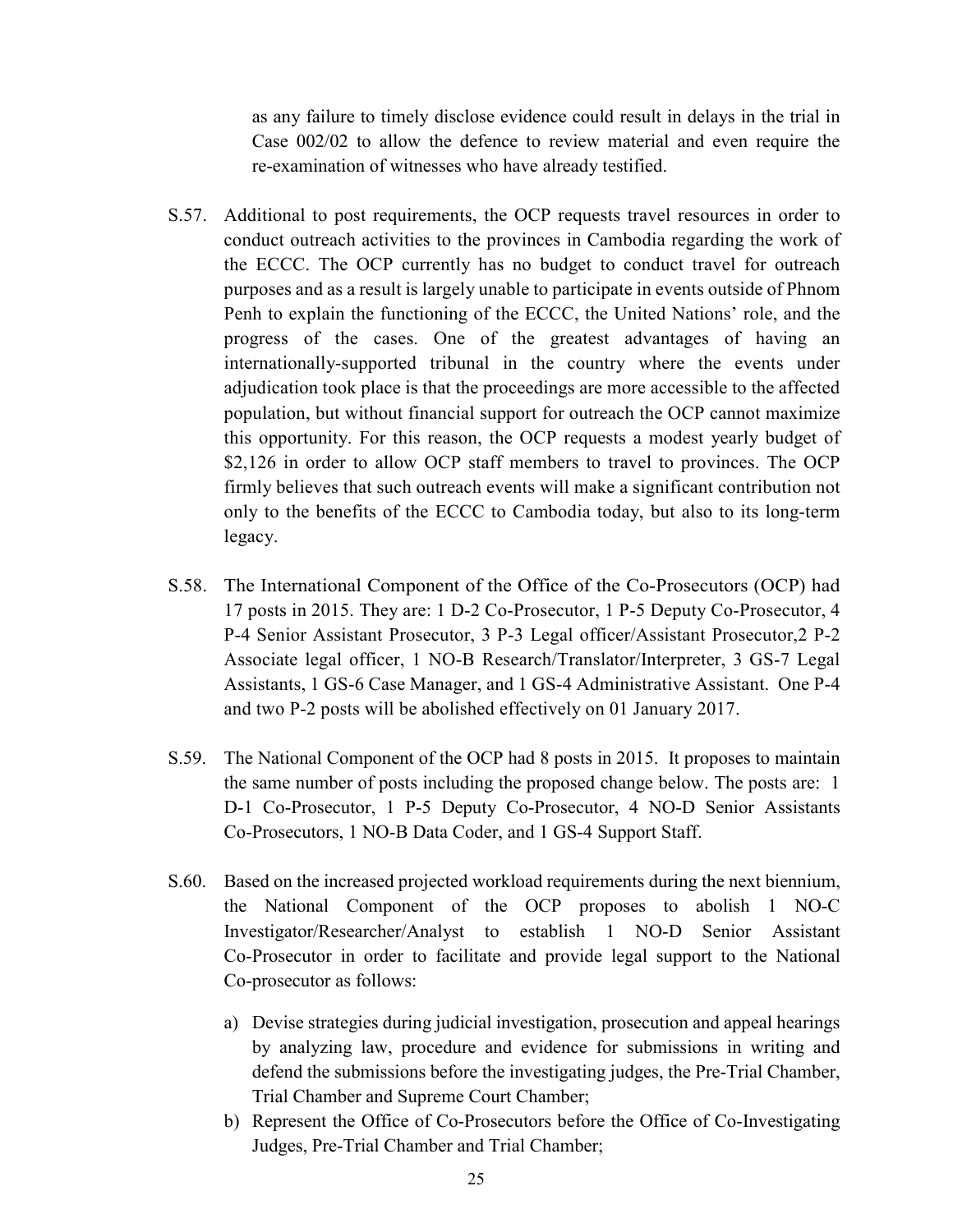as any failure to timely disclose evidence could result in delays in the trial in Case 002/02 to allow the defence to review material and even require the re-examination of witnesses who have already testified.

S.57. Additional to post requirements, the OCP requests travel resources in order to conduct outreach activities to the provinces in Cambodia regarding the work of the ECCC. The OCP currently has no budget to conduct travel for outreach purposes and as a result is largely unable to participate in events outside of Phnom Penh to explain the functioning of the ECCC, the United Nations' role, and the progress of the cases. One of the greatest advantages of having an internationally-supported tribunal in the country where the events under adjudication took place is that the proceedings are more accessible to the affected population, but without financial support for outreach the OCP cannot maximize this opportunity. For this reason, the OCP requests a modest yearly budget of $2,126 in order to allow OCP staff members to travel to provinces. The OCP firmly believes that such outreach events will make a significant contribution not only to the benefits of the ECCC to Cambodia today, but also to its long-term legacy.

S.58. The International Component of the Office of the Co-Prosecutors (OCP) had 17 posts in 2015. They are: 1 D-2 Co-Prosecutor, 1 P-5 Deputy Co-Prosecutor, 4 P-4 Senior Assistant Prosecutor, 3 P-3 Legal officer/Assistant Prosecutor,2 P-2 Associate legal officer, 1 NO-B Research/Translator/Interpreter, 3 GS-7 Legal Assistants, 1 GS-6 Case Manager, and 1 GS-4 Administrative Assistant. One P-4 and two P-2 posts will be abolished effectively on 01 January 2017.

S.59. The National Component of the OCP had 8 posts in 2015. It proposes to maintain the same number of posts including the proposed change below. The posts are: 1 D-1 Co-Prosecutor, 1 P-5 Deputy Co-Prosecutor, 4 NO-D Senior Assistants Co-Prosecutors, 1 NO-B Data Coder, and 1 GS-4 Support Staff.

S.60. Based on the increased projected workload requirements during the next biennium, the National Component of the OCP proposes to abolish 1 NO-C Investigator/Researcher/Analyst to establish 1 NO-D Senior Assistant Co-Prosecutor in order to facilitate and provide legal support to the National Co-prosecutor as follows:

a) Devise strategies during judicial investigation, prosecution and appeal hearings by analyzing law, procedure and evidence for submissions in writing and defend the submissions before the investigating judges, the Pre-Trial Chamber, Trial Chamber and Supreme Court Chamber;
b) Represent the Office of Co-Prosecutors before the Office of Co-Investigating Judges, Pre-Trial Chamber and Trial Chamber;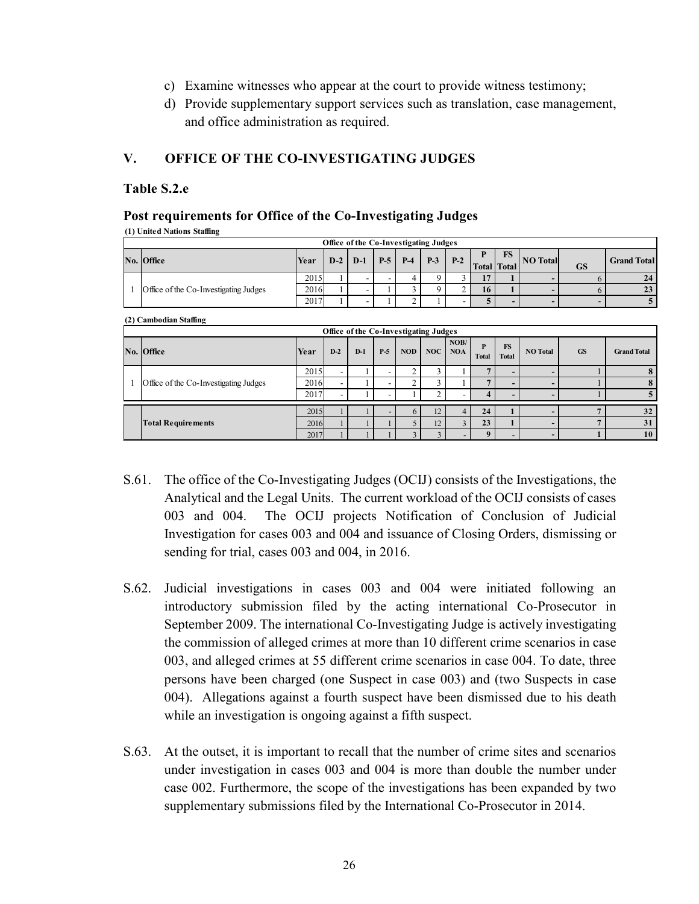c) Examine witnesses who appear at the court to provide witness testimony;
d) Provide supplementary support services such as translation, case management, and office administration as required.

## V. OFFICE OF THE CO-INVESTIGATING JUDGES

### Table S.2.e

### Post requirements for Office of the Co-Investigating Judges

**(1) United Nations Staffing**

| Office of the Co-Investigating Judges | | | | | | | | | | | | | |
|---|---|---|---|---|---|---|---|---|---|---|---|---|---|
| No. | Office | Year | D-2 | D-1 | P-5 | P-4 | P-3 | P-2 | P Total | FS Total | NO Total | GS | Grand Total |
| 1 | Office of the Co-Investigating Judges | 2015 | 1 | - | - | 4 | 9 | 3 | 17 | 1 | - | 6 | 24 |
| | | 2016 | 1 | - | 1 | 3 | 9 | 2 | 16 | 1 | - | 6 | 23 |
| | | 2017 | 1 | - | 1 | 2 | 1 | - | 5 | - | - | - | 5 |

**(2) Cambodian Staffing**

| Office of the Co-Investigating Judges | | | | | | | | | | | | | |
|---|---|---|---|---|---|---|---|---|---|---|---|---|---|
| No. | Office | Year | D-2 | D-1 | P-5 | NOD | NOC | NOB/ NOA | P Total | FS Total | NO Total | GS | Grand Total |
| 1 | Office of the Co-Investigating Judges | 2015 | - | 1 | - | 2 | 3 | 1 | 7 | - | - | 1 | 8 |
| | | 2016 | - | 1 | - | 2 | 3 | 1 | 7 | - | - | 1 | 8 |
| | | 2017 | - | 1 | - | 1 | 2 | - | 4 | - | - | 1 | 5 |
| | Total Requirements | 2015 | 1 | 1 | - | 6 | 12 | 4 | 24 | 1 | - | 7 | 32 |
| | | 2016 | 1 | 1 | 1 | 5 | 12 | 3 | 23 | 1 | - | 7 | 31 |
| | | 2017 | 1 | 1 | 1 | 3 | 3 | - | 9 | - | - | 1 | 10 |

S.61. The office of the Co-Investigating Judges (OCIJ) consists of the Investigations, the Analytical and the Legal Units. The current workload of the OCIJ consists of cases 003 and 004. The OCIJ projects Notification of Conclusion of Judicial Investigation for cases 003 and 004 and issuance of Closing Orders, dismissing or sending for trial, cases 003 and 004, in 2016.

S.62. Judicial investigations in cases 003 and 004 were initiated following an introductory submission filed by the acting international Co-Prosecutor in September 2009. The international Co-Investigating Judge is actively investigating the commission of alleged crimes at more than 10 different crime scenarios in case 003, and alleged crimes at 55 different crime scenarios in case 004. To date, three persons have been charged (one Suspect in case 003) and (two Suspects in case 004). Allegations against a fourth suspect have been dismissed due to his death while an investigation is ongoing against a fifth suspect.

S.63. At the outset, it is important to recall that the number of crime sites and scenarios under investigation in cases 003 and 004 is more than double the number under case 002. Furthermore, the scope of the investigations has been expanded by two supplementary submissions filed by the International Co-Prosecutor in 2014.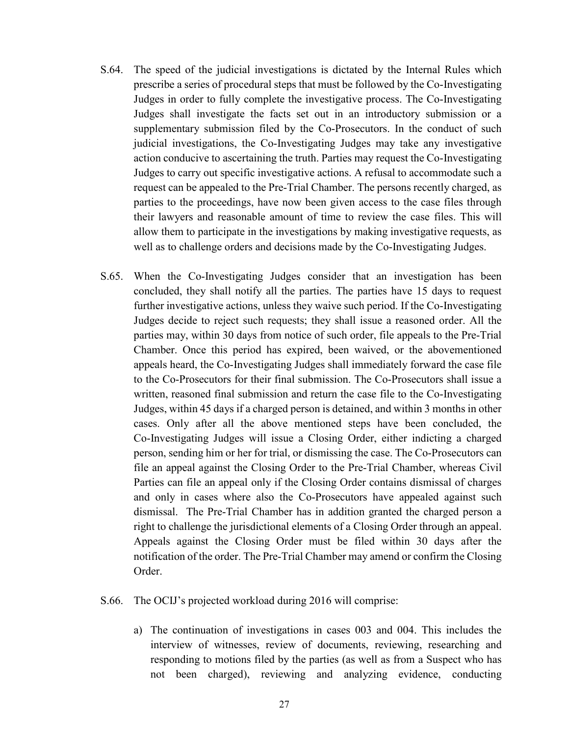S.64. The speed of the judicial investigations is dictated by the Internal Rules which prescribe a series of procedural steps that must be followed by the Co-Investigating Judges in order to fully complete the investigative process. The Co-Investigating Judges shall investigate the facts set out in an introductory submission or a supplementary submission filed by the Co-Prosecutors. In the conduct of such judicial investigations, the Co-Investigating Judges may take any investigative action conducive to ascertaining the truth. Parties may request the Co-Investigating Judges to carry out specific investigative actions. A refusal to accommodate such a request can be appealed to the Pre-Trial Chamber. The persons recently charged, as parties to the proceedings, have now been given access to the case files through their lawyers and reasonable amount of time to review the case files. This will allow them to participate in the investigations by making investigative requests, as well as to challenge orders and decisions made by the Co-Investigating Judges.

S.65. When the Co-Investigating Judges consider that an investigation has been concluded, they shall notify all the parties. The parties have 15 days to request further investigative actions, unless they waive such period. If the Co-Investigating Judges decide to reject such requests; they shall issue a reasoned order. All the parties may, within 30 days from notice of such order, file appeals to the Pre-Trial Chamber. Once this period has expired, been waived, or the abovementioned appeals heard, the Co-Investigating Judges shall immediately forward the case file to the Co-Prosecutors for their final submission. The Co-Prosecutors shall issue a written, reasoned final submission and return the case file to the Co-Investigating Judges, within 45 days if a charged person is detained, and within 3 months in other cases. Only after all the above mentioned steps have been concluded, the Co-Investigating Judges will issue a Closing Order, either indicting a charged person, sending him or her for trial, or dismissing the case. The Co-Prosecutors can file an appeal against the Closing Order to the Pre-Trial Chamber, whereas Civil Parties can file an appeal only if the Closing Order contains dismissal of charges and only in cases where also the Co-Prosecutors have appealed against such dismissal. The Pre-Trial Chamber has in addition granted the charged person a right to challenge the jurisdictional elements of a Closing Order through an appeal. Appeals against the Closing Order must be filed within 30 days after the notification of the order. The Pre-Trial Chamber may amend or confirm the Closing Order.

S.66. The OCIJ's projected workload during 2016 will comprise:

a) The continuation of investigations in cases 003 and 004. This includes the interview of witnesses, review of documents, reviewing, researching and responding to motions filed by the parties (as well as from a Suspect who has not been charged), reviewing and analyzing evidence, conducting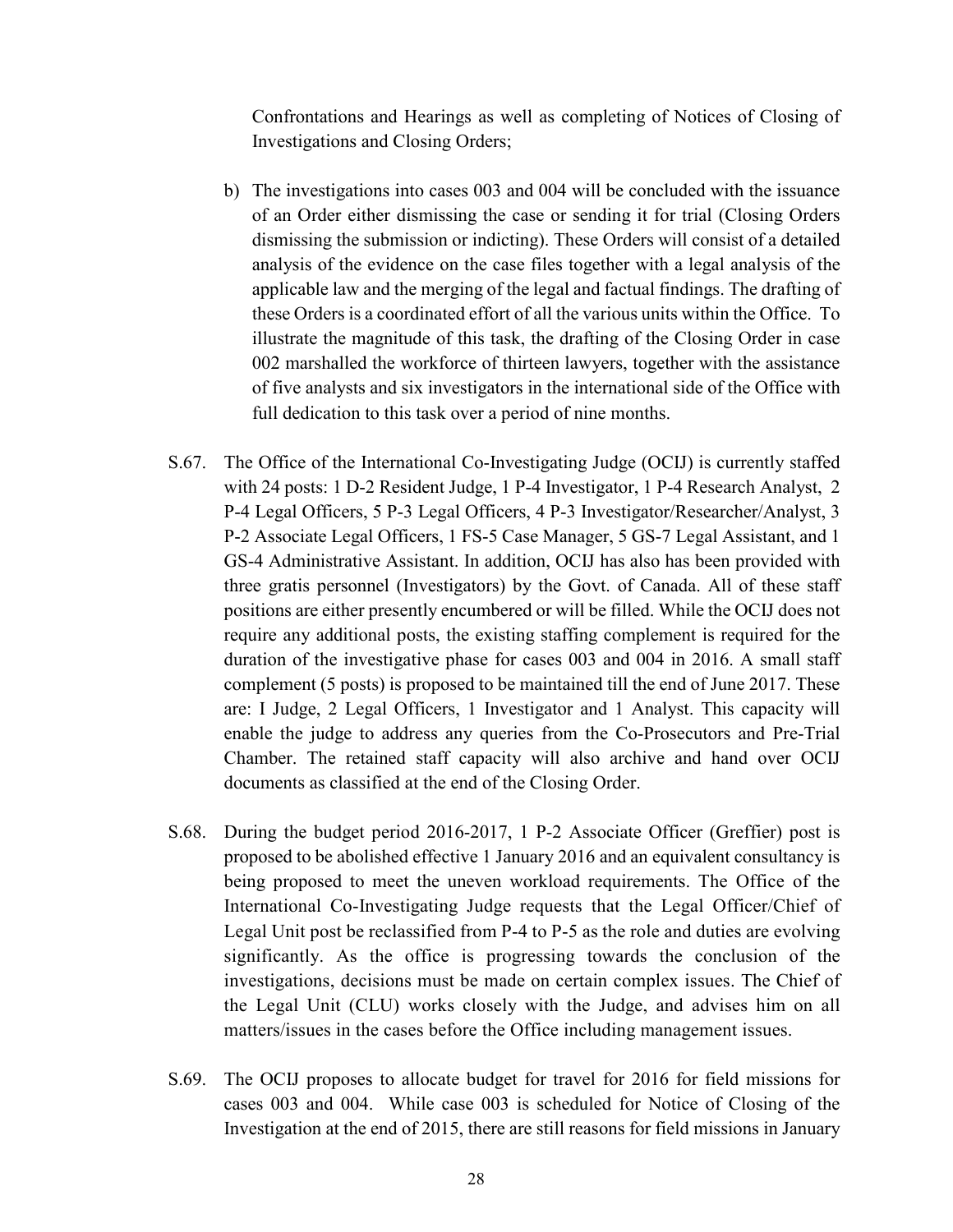Confrontations and Hearings as well as completing of Notices of Closing of Investigations and Closing Orders;

b) The investigations into cases 003 and 004 will be concluded with the issuance of an Order either dismissing the case or sending it for trial (Closing Orders dismissing the submission or indicting). These Orders will consist of a detailed analysis of the evidence on the case files together with a legal analysis of the applicable law and the merging of the legal and factual findings. The drafting of these Orders is a coordinated effort of all the various units within the Office. To illustrate the magnitude of this task, the drafting of the Closing Order in case 002 marshalled the workforce of thirteen lawyers, together with the assistance of five analysts and six investigators in the international side of the Office with full dedication to this task over a period of nine months.

S.67. The Office of the International Co-Investigating Judge (OCIJ) is currently staffed with 24 posts: 1 D-2 Resident Judge, 1 P-4 Investigator, 1 P-4 Research Analyst, 2 P-4 Legal Officers, 5 P-3 Legal Officers, 4 P-3 Investigator/Researcher/Analyst, 3 P-2 Associate Legal Officers, 1 FS-5 Case Manager, 5 GS-7 Legal Assistant, and 1 GS-4 Administrative Assistant. In addition, OCIJ has also has been provided with three gratis personnel (Investigators) by the Govt. of Canada. All of these staff positions are either presently encumbered or will be filled. While the OCIJ does not require any additional posts, the existing staffing complement is required for the duration of the investigative phase for cases 003 and 004 in 2016. A small staff complement (5 posts) is proposed to be maintained till the end of June 2017. These are: I Judge, 2 Legal Officers, 1 Investigator and 1 Analyst. This capacity will enable the judge to address any queries from the Co-Prosecutors and Pre-Trial Chamber. The retained staff capacity will also archive and hand over OCIJ documents as classified at the end of the Closing Order.

S.68. During the budget period 2016-2017, 1 P-2 Associate Officer (Greffier) post is proposed to be abolished effective 1 January 2016 and an equivalent consultancy is being proposed to meet the uneven workload requirements. The Office of the International Co-Investigating Judge requests that the Legal Officer/Chief of Legal Unit post be reclassified from P-4 to P-5 as the role and duties are evolving significantly. As the office is progressing towards the conclusion of the investigations, decisions must be made on certain complex issues. The Chief of the Legal Unit (CLU) works closely with the Judge, and advises him on all matters/issues in the cases before the Office including management issues.

S.69. The OCIJ proposes to allocate budget for travel for 2016 for field missions for cases 003 and 004. While case 003 is scheduled for Notice of Closing of the Investigation at the end of 2015, there are still reasons for field missions in January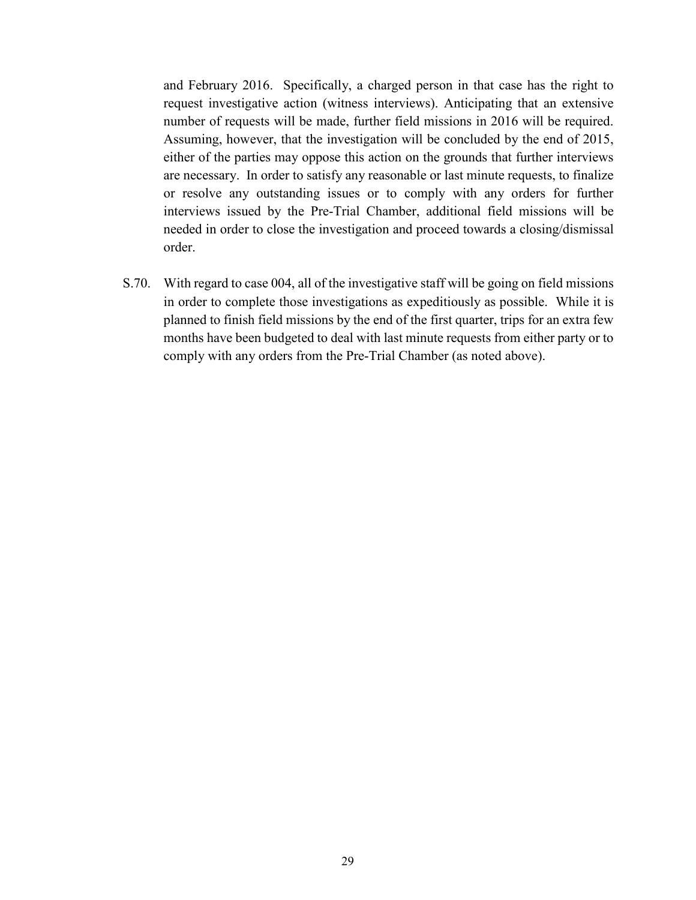and February 2016. Specifically, a charged person in that case has the right to request investigative action (witness interviews). Anticipating that an extensive number of requests will be made, further field missions in 2016 will be required. Assuming, however, that the investigation will be concluded by the end of 2015, either of the parties may oppose this action on the grounds that further interviews are necessary. In order to satisfy any reasonable or last minute requests, to finalize or resolve any outstanding issues or to comply with any orders for further interviews issued by the Pre-Trial Chamber, additional field missions will be needed in order to close the investigation and proceed towards a closing/dismissal order.

S.70. With regard to case 004, all of the investigative staff will be going on field missions in order to complete those investigations as expeditiously as possible. While it is planned to finish field missions by the end of the first quarter, trips for an extra few months have been budgeted to deal with last minute requests from either party or to comply with any orders from the Pre-Trial Chamber (as noted above).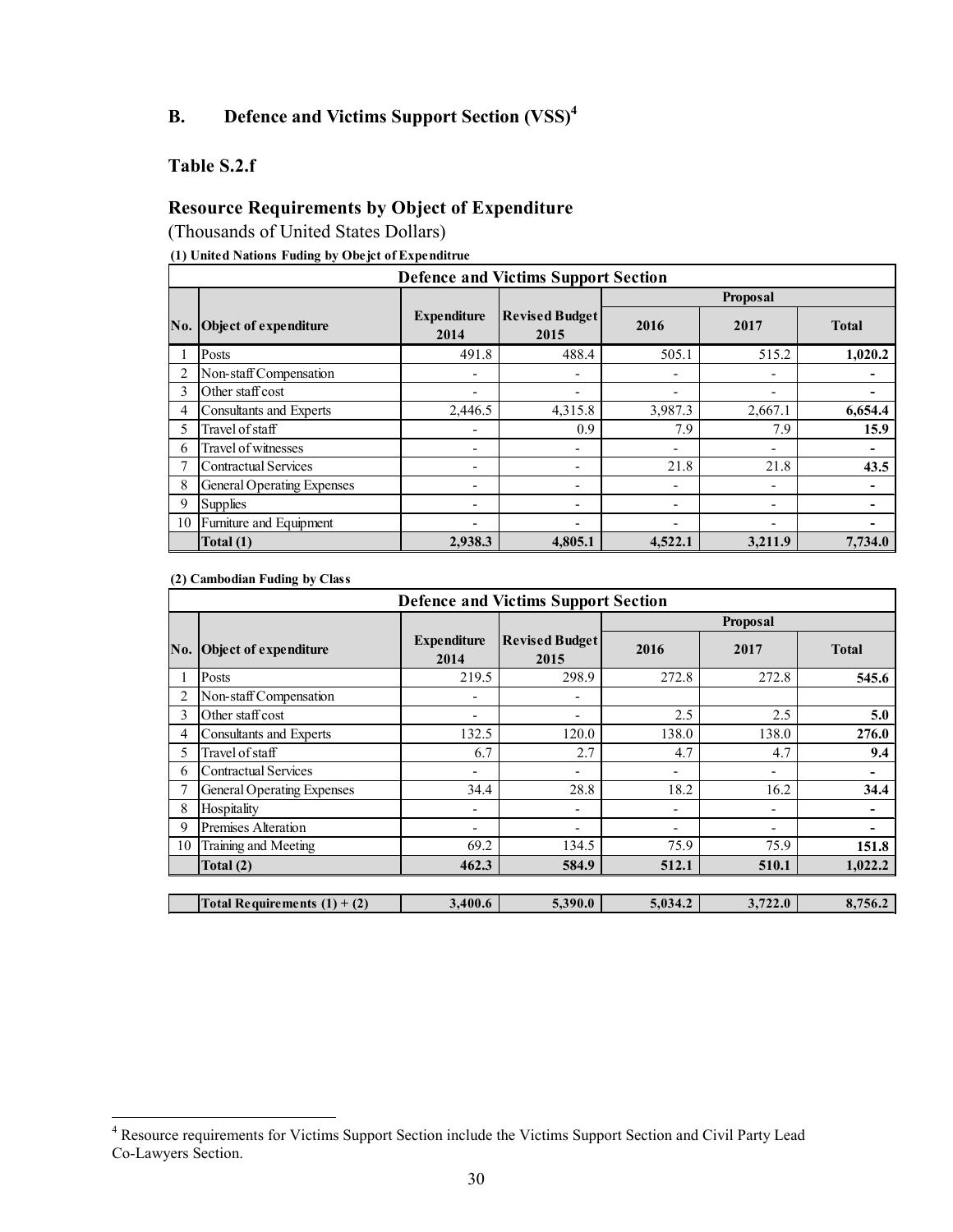## B. Defence and Victims Support Section (VSS)[4]

### Table S.2.f

### Resource Requirements by Object of Expenditure

(Thousands of United States Dollars)

**(1) United Nations Fuding by Obejct of Expenditrue**

| Defence and Victims Support Section | | | | | | |
|---|---|---|---|---|---|---|
| | | | | Proposal | | |
| No. | Object of expenditure | Expenditure 2014 | Revised Budget 2015 | 2016 | 2017 | Total |
| 1 | Posts | 491.8 | 488.4 | 505.1 | 515.2 | **1,020.2** |
| 2 | Non-staff Compensation | - | - | - | - | **-** |
| 3 | Other staff cost | - | - | - | - | **-** |
| 4 | Consultants and Experts | 2,446.5 | 4,315.8 | 3,987.3 | 2,667.1 | **6,654.4** |
| 5 | Travel of staff | - | 0.9 | 7.9 | 7.9 | **15.9** |
| 6 | Travel of witnesses | - | - | - | - | **-** |
| 7 | Contractual Services | - | - | 21.8 | 21.8 | **43.5** |
| 8 | General Operating Expenses | - | - | - | - | **-** |
| 9 | Supplies | - | - | - | - | **-** |
| 10 | Furniture and Equipment | - | - | - | - | **-** |
| | **Total (1)** | **2,938.3** | **4,805.1** | **4,522.1** | **3,211.9** | **7,734.0** |

**(2) Cambodian Fuding by Class**

| Defence and Victims Support Section | | | | | | |
|---|---|---|---|---|---|---|
| | | | | Proposal | | |
| No. | Object of expenditure | Expenditure 2014 | Revised Budget 2015 | 2016 | 2017 | Total |
| 1 | Posts | 219.5 | 298.9 | 272.8 | 272.8 | **545.6** |
| 2 | Non-staff Compensation | - | - | | | |
| 3 | Other staff cost | - | - | 2.5 | 2.5 | **5.0** |
| 4 | Consultants and Experts | 132.5 | 120.0 | 138.0 | 138.0 | **276.0** |
| 5 | Travel of staff | 6.7 | 2.7 | 4.7 | 4.7 | **9.4** |
| 6 | Contractual Services | - | - | - | - | **-** |
| 7 | General Operating Expenses | 34.4 | 28.8 | 18.2 | 16.2 | **34.4** |
| 8 | Hospitality | - | - | - | - | **-** |
| 9 | Premises Alteration | - | - | - | - | **-** |
| 10 | Training and Meeting | 69.2 | 134.5 | 75.9 | 75.9 | **151.8** |
| | **Total (2)** | **462.3** | **584.9** | **512.1** | **510.1** | **1,022.2** |
| | | | | | | |
| | **Total Requirements (1) + (2)** | **3,400.6** | **5,390.0** | **5,034.2** | **3,722.0** | **8,756.2** |

[4] Resource requirements for Victims Support Section include the Victims Support Section and Civil Party Lead Co-Lawyers Section.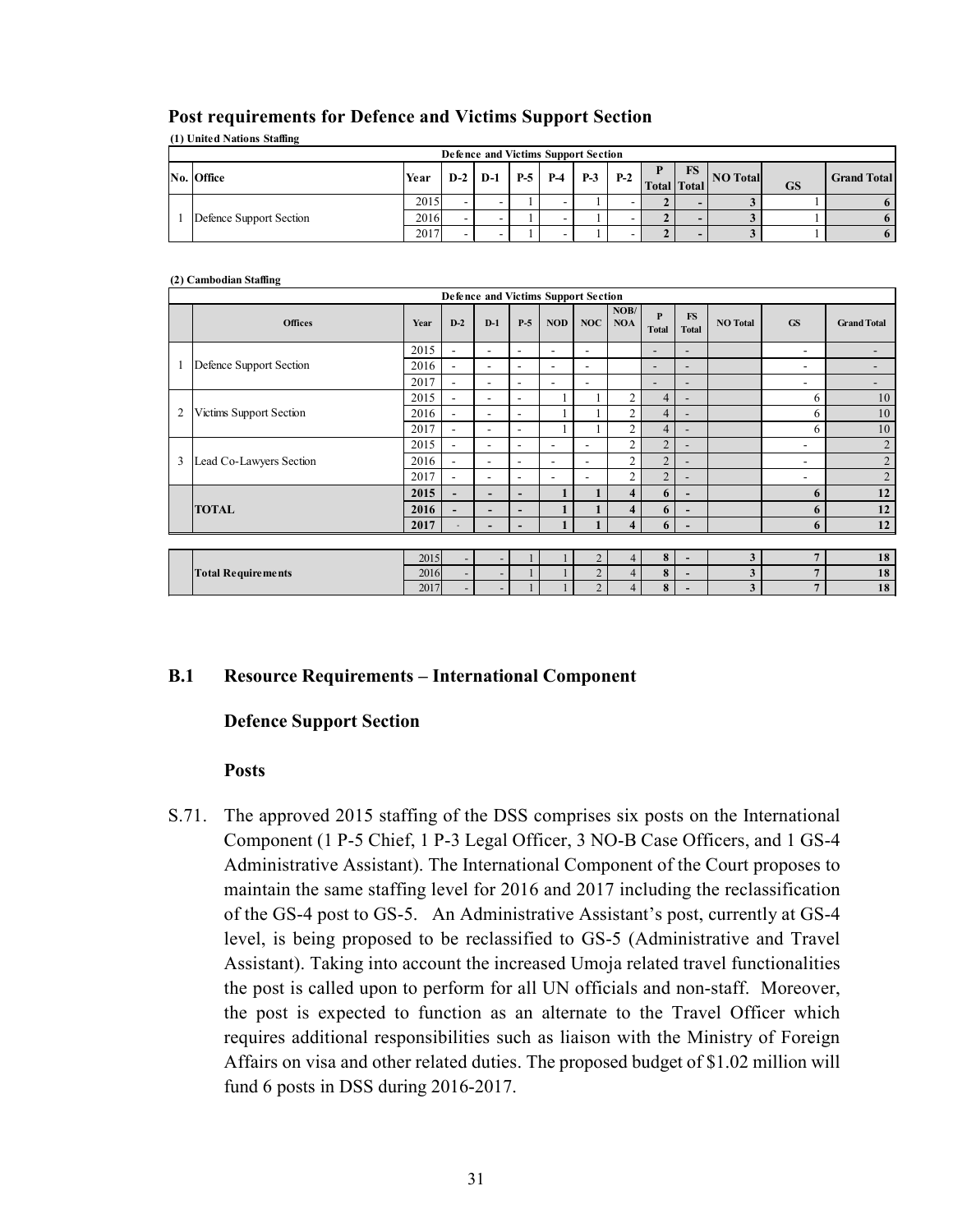### Post requirements for Defence and Victims Support Section

**(1) United Nations Staffing**

| No. | Office | Year | D-2 | D-1 | P-5 | P-4 | P-3 | P-2 | P Total | FS Total | NO Total | GS | Grand Total |
|---|---|---|---|---|---|---|---|---|---|---|---|---|---|
| | **Defence and Victims Support Section** | | | | | | | | | | | | |
| 1 | Defence Support Section | 2015 | - | - | 1 | - | 1 | - | **2** | **-** | **3** | 1 | **6** |
| | | 2016 | - | - | 1 | - | 1 | - | **2** | **-** | **3** | 1 | **6** |
| | | 2017 | - | - | 1 | - | 1 | - | **2** | **-** | **3** | 1 | **6** |

**(2) Cambodian Staffing**

| | Offices | Year | D-2 | D-1 | P-5 | NOD | NOC | NOB/ NOA | P Total | FS Total | NO Total | GS | Grand Total |
|---|---|---|---|---|---|---|---|---|---|---|---|---|---|
| | **Defence and Victims Support Section** | | | | | | | | | | | | |
| 1 | Defence Support Section | 2015 | - | - | - | - | - | | - | - | | - | - |
| | | 2016 | - | - | - | - | - | | - | - | | - | - |
| | | 2017 | - | - | - | - | - | | - | - | | - | - |
| 2 | Victims Support Section | 2015 | - | - | - | 1 | 1 | 2 | 4 | - | | 6 | 10 |
| | | 2016 | - | - | - | 1 | 1 | 2 | 4 | - | | 6 | 10 |
| | | 2017 | - | - | - | 1 | 1 | 2 | 4 | - | | 6 | 10 |
| 3 | Lead Co-Lawyers Section | 2015 | - | - | - | - | - | 2 | 2 | - | | - | 2 |
| | | 2016 | - | - | - | - | - | 2 | 2 | - | | - | 2 |
| | | 2017 | - | - | - | - | - | 2 | 2 | - | | - | 2 |
| | **TOTAL** | **2015** | **-** | **-** | **-** | **1** | **1** | **4** | **6** | **-** | | **6** | **12** |
| | | **2016** | **-** | **-** | **-** | **1** | **1** | **4** | **6** | **-** | | **6** | **12** |
| | | **2017** | - | **-** | **-** | **1** | **1** | **4** | **6** | **-** | | **6** | **12** |

| | Offices | Year | D-2 | D-1 | P-5 | NOD | NOC | NOB/ NOA | P Total | FS Total | NO Total | GS | Grand Total |
|---|---|---|---|---|---|---|---|---|---|---|---|---|---|
| | **Total Requirements** | 2015 | - | - | 1 | 1 | 2 | 4 | **8** | **-** | **3** | **7** | **18** |
| | | 2016 | - | - | 1 | 1 | 2 | 4 | **8** | **-** | **3** | **7** | **18** |
| | | 2017 | - | - | 1 | 1 | 2 | 4 | **8** | **-** | **3** | **7** | **18** |

## B.1 Resource Requirements – International Component

### Defence Support Section

#### Posts

S.71. The approved 2015 staffing of the DSS comprises six posts on the International Component (1 P-5 Chief, 1 P-3 Legal Officer, 3 NO-B Case Officers, and 1 GS-4 Administrative Assistant). The International Component of the Court proposes to maintain the same staffing level for 2016 and 2017 including the reclassification of the GS-4 post to GS-5. An Administrative Assistant's post, currently at GS-4 level, is being proposed to be reclassified to GS-5 (Administrative and Travel Assistant). Taking into account the increased Umoja related travel functionalities the post is called upon to perform for all UN officials and non-staff. Moreover, the post is expected to function as an alternate to the Travel Officer which requires additional responsibilities such as liaison with the Ministry of Foreign Affairs on visa and other related duties. The proposed budget of $1.02 million will fund 6 posts in DSS during 2016-2017.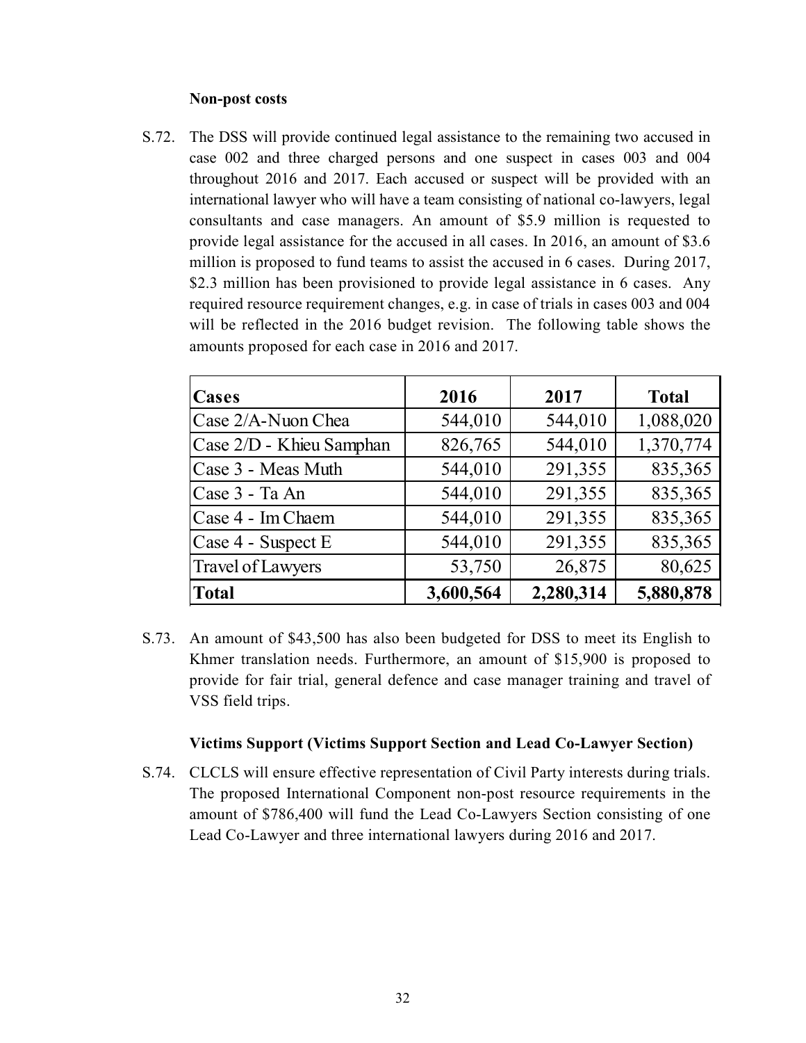**Non-post costs**

S.72. The DSS will provide continued legal assistance to the remaining two accused in case 002 and three charged persons and one suspect in cases 003 and 004 throughout 2016 and 2017. Each accused or suspect will be provided with an international lawyer who will have a team consisting of national co-lawyers, legal consultants and case managers. An amount of $5.9 million is requested to provide legal assistance for the accused in all cases. In 2016, an amount of $3.6 million is proposed to fund teams to assist the accused in 6 cases. During 2017, $2.3 million has been provisioned to provide legal assistance in 6 cases. Any required resource requirement changes, e.g. in case of trials in cases 003 and 004 will be reflected in the 2016 budget revision. The following table shows the amounts proposed for each case in 2016 and 2017.

| Cases | 2016 | 2017 | Total |
|---|---|---|---|
| Case 2/A-Nuon Chea | 544,010 | 544,010 | 1,088,020 |
| Case 2/D - Khieu Samphan | 826,765 | 544,010 | 1,370,774 |
| Case 3 - Meas Muth | 544,010 | 291,355 | 835,365 |
| Case 3 - Ta An | 544,010 | 291,355 | 835,365 |
| Case 4 - Im Chaem | 544,010 | 291,355 | 835,365 |
| Case 4 - Suspect E | 544,010 | 291,355 | 835,365 |
| Travel of Lawyers | 53,750 | 26,875 | 80,625 |
| **Total** | **3,600,564** | **2,280,314** | **5,880,878** |

S.73. An amount of $43,500 has also been budgeted for DSS to meet its English to Khmer translation needs. Furthermore, an amount of $15,900 is proposed to provide for fair trial, general defence and case manager training and travel of VSS field trips.

**Victims Support (Victims Support Section and Lead Co-Lawyer Section)**

S.74. CLCLS will ensure effective representation of Civil Party interests during trials. The proposed International Component non-post resource requirements in the amount of $786,400 will fund the Lead Co-Lawyers Section consisting of one Lead Co-Lawyer and three international lawyers during 2016 and 2017.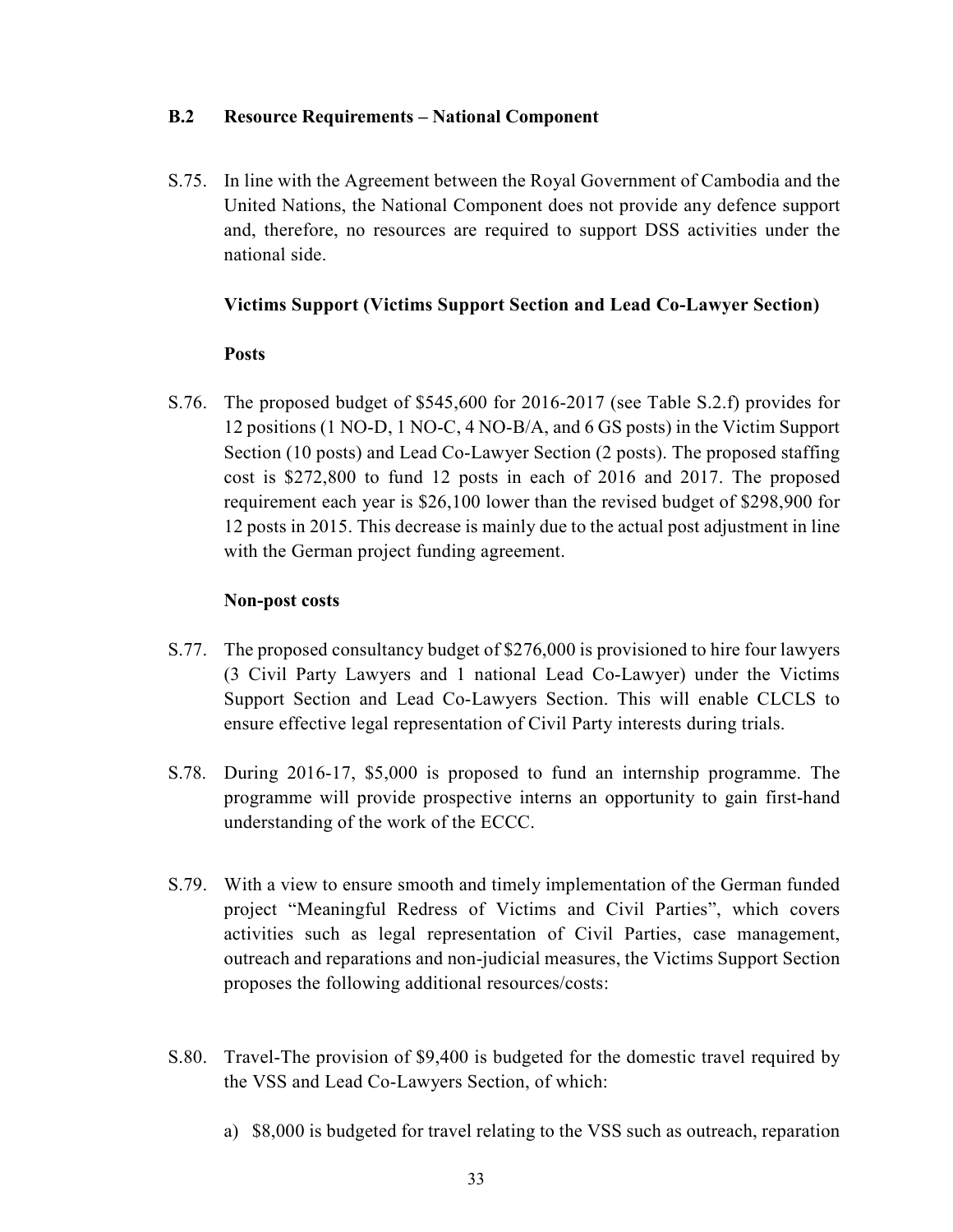## B.2 Resource Requirements – National Component

S.75. In line with the Agreement between the Royal Government of Cambodia and the United Nations, the National Component does not provide any defence support and, therefore, no resources are required to support DSS activities under the national side.

### Victims Support (Victims Support Section and Lead Co-Lawyer Section)

#### Posts

S.76. The proposed budget of $545,600 for 2016-2017 (see Table S.2.f) provides for 12 positions (1 NO-D, 1 NO-C, 4 NO-B/A, and 6 GS posts) in the Victim Support Section (10 posts) and Lead Co-Lawyer Section (2 posts). The proposed staffing cost is $272,800 to fund 12 posts in each of 2016 and 2017. The proposed requirement each year is $26,100 lower than the revised budget of $298,900 for 12 posts in 2015. This decrease is mainly due to the actual post adjustment in line with the German project funding agreement.

#### Non-post costs

S.77. The proposed consultancy budget of $276,000 is provisioned to hire four lawyers (3 Civil Party Lawyers and 1 national Lead Co-Lawyer) under the Victims Support Section and Lead Co-Lawyers Section. This will enable CLCLS to ensure effective legal representation of Civil Party interests during trials.

S.78. During 2016-17, $5,000 is proposed to fund an internship programme. The programme will provide prospective interns an opportunity to gain first-hand understanding of the work of the ECCC.

S.79. With a view to ensure smooth and timely implementation of the German funded project "Meaningful Redress of Victims and Civil Parties", which covers activities such as legal representation of Civil Parties, case management, outreach and reparations and non-judicial measures, the Victims Support Section proposes the following additional resources/costs:

S.80. Travel-The provision of $9,400 is budgeted for the domestic travel required by the VSS and Lead Co-Lawyers Section, of which:

a) $8,000 is budgeted for travel relating to the VSS such as outreach, reparation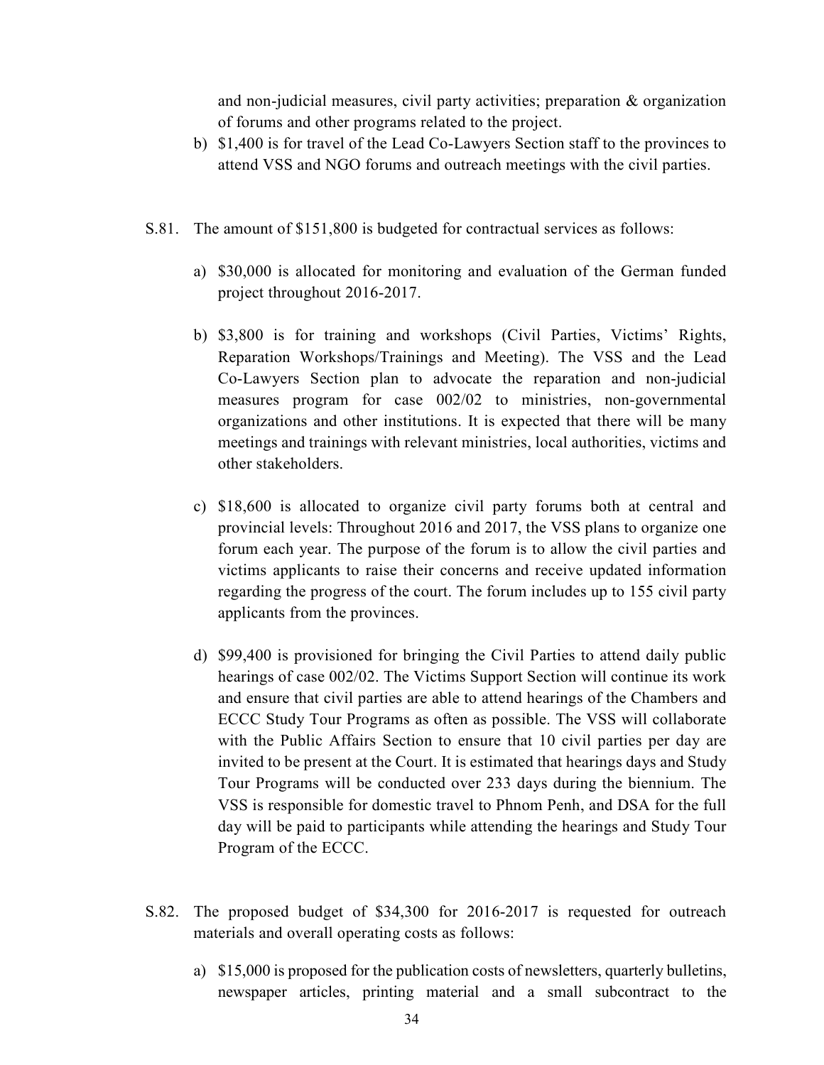and non-judicial measures, civil party activities; preparation & organization of forums and other programs related to the project.

b) $1,400 is for travel of the Lead Co-Lawyers Section staff to the provinces to attend VSS and NGO forums and outreach meetings with the civil parties.

S.81. The amount of $151,800 is budgeted for contractual services as follows:

a) $30,000 is allocated for monitoring and evaluation of the German funded project throughout 2016-2017.

b) $3,800 is for training and workshops (Civil Parties, Victims' Rights, Reparation Workshops/Trainings and Meeting). The VSS and the Lead Co-Lawyers Section plan to advocate the reparation and non-judicial measures program for case 002/02 to ministries, non-governmental organizations and other institutions. It is expected that there will be many meetings and trainings with relevant ministries, local authorities, victims and other stakeholders.

c) $18,600 is allocated to organize civil party forums both at central and provincial levels: Throughout 2016 and 2017, the VSS plans to organize one forum each year. The purpose of the forum is to allow the civil parties and victims applicants to raise their concerns and receive updated information regarding the progress of the court. The forum includes up to 155 civil party applicants from the provinces.

d) $99,400 is provisioned for bringing the Civil Parties to attend daily public hearings of case 002/02. The Victims Support Section will continue its work and ensure that civil parties are able to attend hearings of the Chambers and ECCC Study Tour Programs as often as possible. The VSS will collaborate with the Public Affairs Section to ensure that 10 civil parties per day are invited to be present at the Court. It is estimated that hearings days and Study Tour Programs will be conducted over 233 days during the biennium. The VSS is responsible for domestic travel to Phnom Penh, and DSA for the full day will be paid to participants while attending the hearings and Study Tour Program of the ECCC.

S.82. The proposed budget of $34,300 for 2016-2017 is requested for outreach materials and overall operating costs as follows:

a) $15,000 is proposed for the publication costs of newsletters, quarterly bulletins, newspaper articles, printing material and a small subcontract to the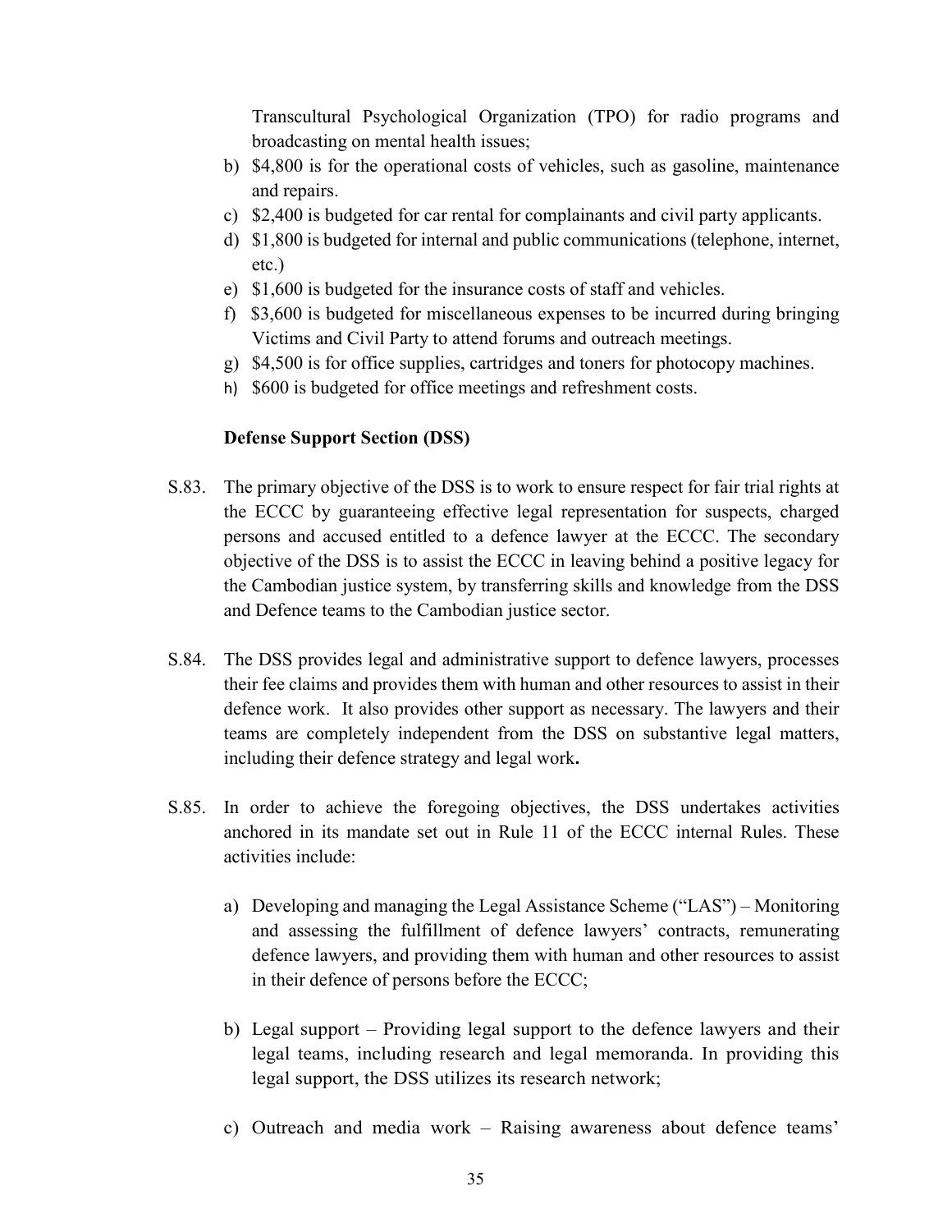Transcultural Psychological Organization (TPO) for radio programs and broadcasting on mental health issues;

b) $4,800 is for the operational costs of vehicles, such as gasoline, maintenance and repairs.
c) $2,400 is budgeted for car rental for complainants and civil party applicants.
d) $1,800 is budgeted for internal and public communications (telephone, internet, etc.)
e) $1,600 is budgeted for the insurance costs of staff and vehicles.
f) $3,600 is budgeted for miscellaneous expenses to be incurred during bringing Victims and Civil Party to attend forums and outreach meetings.
g) $4,500 is for office supplies, cartridges and toners for photocopy machines.
h) $600 is budgeted for office meetings and refreshment costs.

**Defense Support Section (DSS)**

S.83. The primary objective of the DSS is to work to ensure respect for fair trial rights at the ECCC by guaranteeing effective legal representation for suspects, charged persons and accused entitled to a defence lawyer at the ECCC. The secondary objective of the DSS is to assist the ECCC in leaving behind a positive legacy for the Cambodian justice system, by transferring skills and knowledge from the DSS and Defence teams to the Cambodian justice sector.

S.84. The DSS provides legal and administrative support to defence lawyers, processes their fee claims and provides them with human and other resources to assist in their defence work. It also provides other support as necessary. The lawyers and their teams are completely independent from the DSS on substantive legal matters, including their defence strategy and legal work**.**

S.85. In order to achieve the foregoing objectives, the DSS undertakes activities anchored in its mandate set out in Rule 11 of the ECCC internal Rules. These activities include:

a) Developing and managing the Legal Assistance Scheme ("LAS") – Monitoring and assessing the fulfillment of defence lawyers' contracts, remunerating defence lawyers, and providing them with human and other resources to assist in their defence of persons before the ECCC;

b) Legal support – Providing legal support to the defence lawyers and their legal teams, including research and legal memoranda. In providing this legal support, the DSS utilizes its research network;

c) Outreach and media work – Raising awareness about defence teams'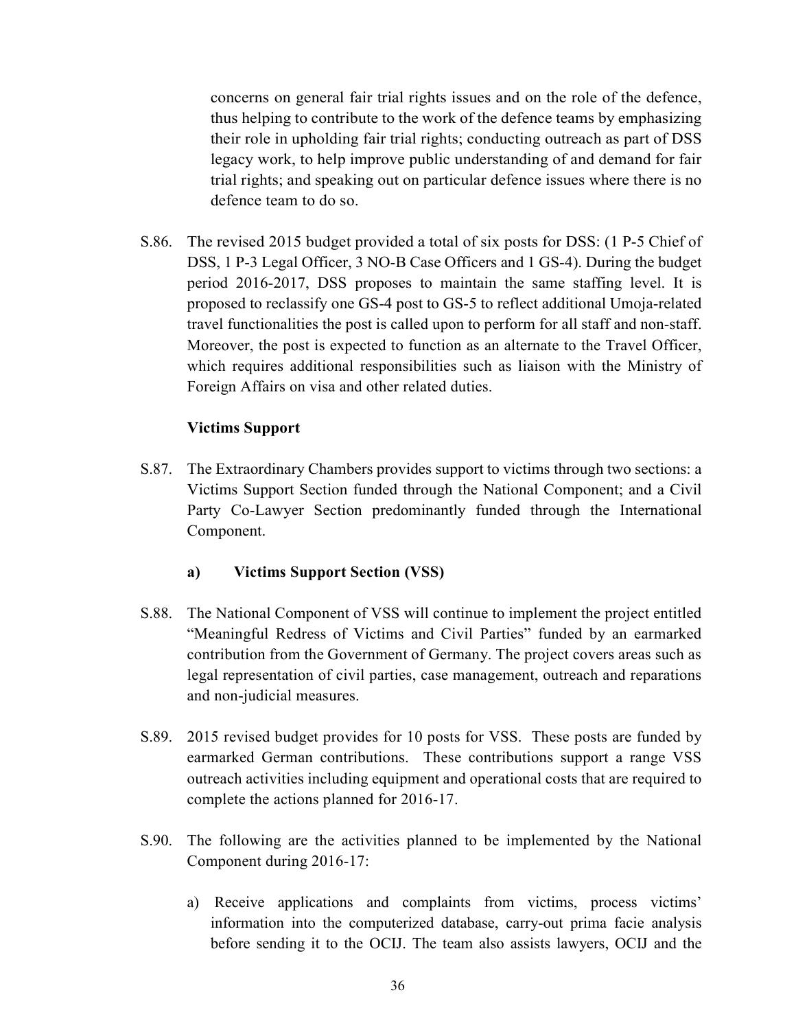concerns on general fair trial rights issues and on the role of the defence, thus helping to contribute to the work of the defence teams by emphasizing their role in upholding fair trial rights; conducting outreach as part of DSS legacy work, to help improve public understanding of and demand for fair trial rights; and speaking out on particular defence issues where there is no defence team to do so.

S.86. The revised 2015 budget provided a total of six posts for DSS: (1 P-5 Chief of DSS, 1 P-3 Legal Officer, 3 NO-B Case Officers and 1 GS-4). During the budget period 2016-2017, DSS proposes to maintain the same staffing level. It is proposed to reclassify one GS-4 post to GS-5 to reflect additional Umoja-related travel functionalities the post is called upon to perform for all staff and non-staff. Moreover, the post is expected to function as an alternate to the Travel Officer, which requires additional responsibilities such as liaison with the Ministry of Foreign Affairs on visa and other related duties.

**Victims Support**

S.87. The Extraordinary Chambers provides support to victims through two sections: a Victims Support Section funded through the National Component; and a Civil Party Co-Lawyer Section predominantly funded through the International Component.

**a) Victims Support Section (VSS)**

S.88. The National Component of VSS will continue to implement the project entitled "Meaningful Redress of Victims and Civil Parties" funded by an earmarked contribution from the Government of Germany. The project covers areas such as legal representation of civil parties, case management, outreach and reparations and non-judicial measures.

S.89. 2015 revised budget provides for 10 posts for VSS. These posts are funded by earmarked German contributions. These contributions support a range VSS outreach activities including equipment and operational costs that are required to complete the actions planned for 2016-17.

S.90. The following are the activities planned to be implemented by the National Component during 2016-17:

a) Receive applications and complaints from victims, process victims' information into the computerized database, carry-out prima facie analysis before sending it to the OCIJ. The team also assists lawyers, OCIJ and the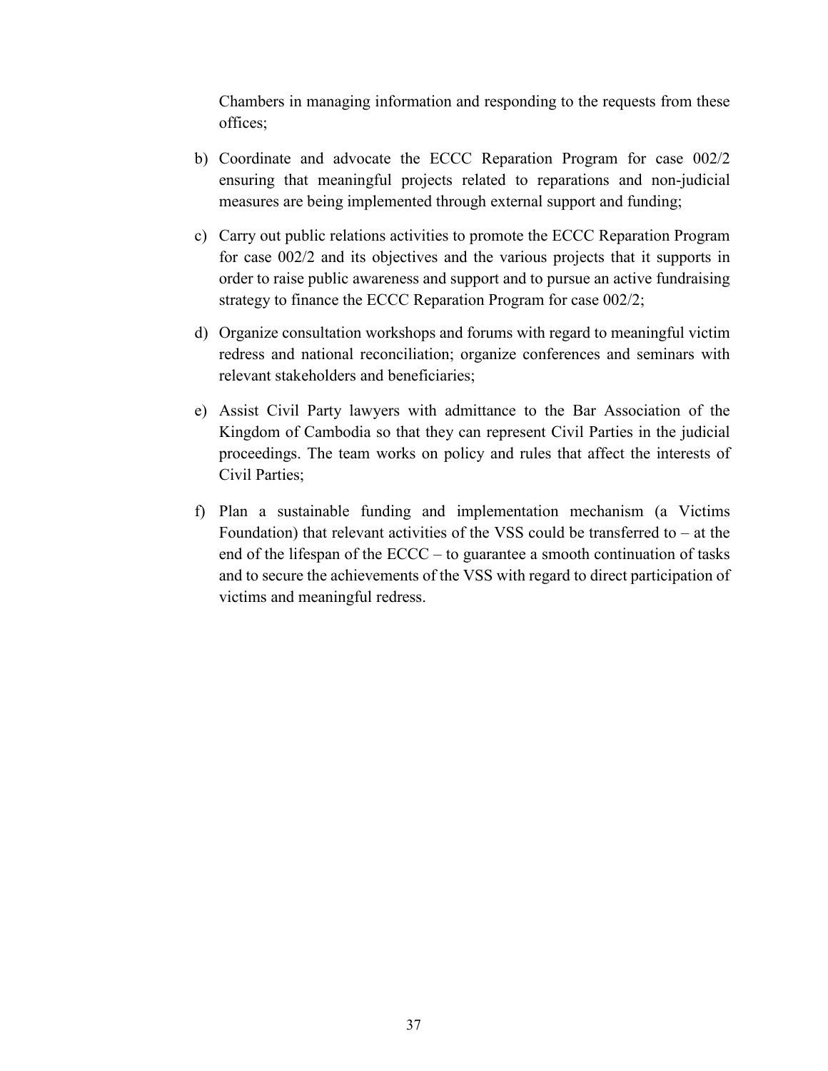Chambers in managing information and responding to the requests from these offices;

b) Coordinate and advocate the ECCC Reparation Program for case 002/2 ensuring that meaningful projects related to reparations and non-judicial measures are being implemented through external support and funding;

c) Carry out public relations activities to promote the ECCC Reparation Program for case 002/2 and its objectives and the various projects that it supports in order to raise public awareness and support and to pursue an active fundraising strategy to finance the ECCC Reparation Program for case 002/2;

d) Organize consultation workshops and forums with regard to meaningful victim redress and national reconciliation; organize conferences and seminars with relevant stakeholders and beneficiaries;

e) Assist Civil Party lawyers with admittance to the Bar Association of the Kingdom of Cambodia so that they can represent Civil Parties in the judicial proceedings. The team works on policy and rules that affect the interests of Civil Parties;

f) Plan a sustainable funding and implementation mechanism (a Victims Foundation) that relevant activities of the VSS could be transferred to – at the end of the lifespan of the ECCC – to guarantee a smooth continuation of tasks and to secure the achievements of the VSS with regard to direct participation of victims and meaningful redress.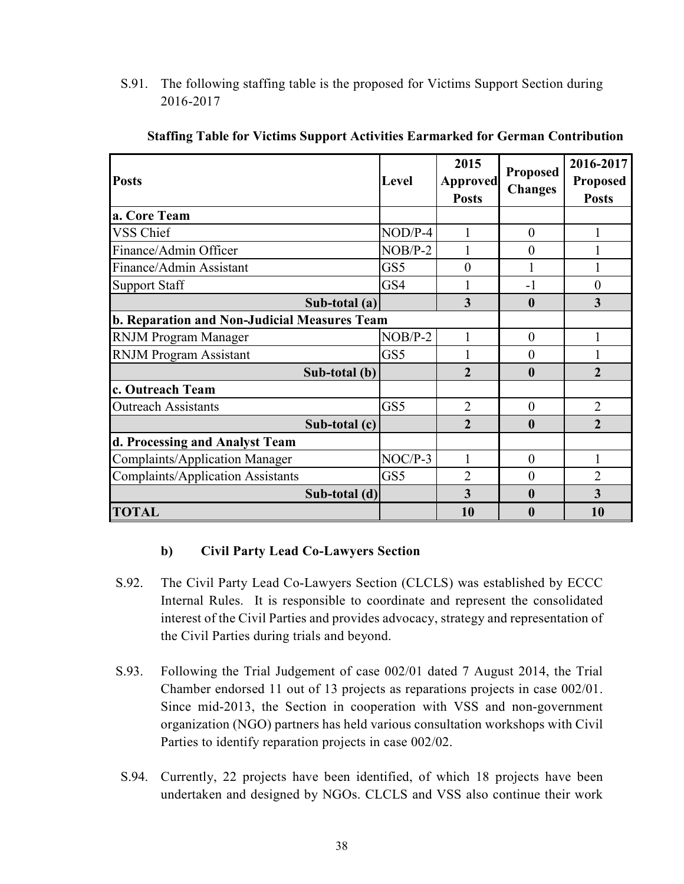S.91. The following staffing table is the proposed for Victims Support Section during 2016-2017

**Staffing Table for Victims Support Activities Earmarked for German Contribution**

| Posts | Level | 2015 Approved Posts | Proposed Changes | 2016-2017 Proposed Posts |
|---|---|---|---|---|
| **a. Core Team** | | | | |
| VSS Chief | NOD/P-4 | 1 | 0 | 1 |
| Finance/Admin Officer | NOB/P-2 | 1 | 0 | 1 |
| Finance/Admin Assistant | GS5 | 0 | 1 | 1 |
| Support Staff | GS4 | 1 | -1 | 0 |
| **Sub-total (a)** | | **3** | **0** | **3** |
| **b. Reparation and Non-Judicial Measures Team** | | | | |
| RNJM Program Manager | NOB/P-2 | 1 | 0 | 1 |
| RNJM Program Assistant | GS5 | 1 | 0 | 1 |
| **Sub-total (b)** | | **2** | **0** | **2** |
| **c. Outreach Team** | | | | |
| Outreach Assistants | GS5 | 2 | 0 | 2 |
| **Sub-total (c)** | | **2** | **0** | **2** |
| **d. Processing and Analyst Team** | | | | |
| Complaints/Application Manager | NOC/P-3 | 1 | 0 | 1 |
| Complaints/Application Assistants | GS5 | 2 | 0 | 2 |
| **Sub-total (d)** | | **3** | **0** | **3** |
| **TOTAL** | | **10** | **0** | **10** |

### b) Civil Party Lead Co-Lawyers Section

S.92. The Civil Party Lead Co-Lawyers Section (CLCLS) was established by ECCC Internal Rules. It is responsible to coordinate and represent the consolidated interest of the Civil Parties and provides advocacy, strategy and representation of the Civil Parties during trials and beyond.

S.93. Following the Trial Judgement of case 002/01 dated 7 August 2014, the Trial Chamber endorsed 11 out of 13 projects as reparations projects in case 002/01. Since mid-2013, the Section in cooperation with VSS and non-government organization (NGO) partners has held various consultation workshops with Civil Parties to identify reparation projects in case 002/02.

S.94. Currently, 22 projects have been identified, of which 18 projects have been undertaken and designed by NGOs. CLCLS and VSS also continue their work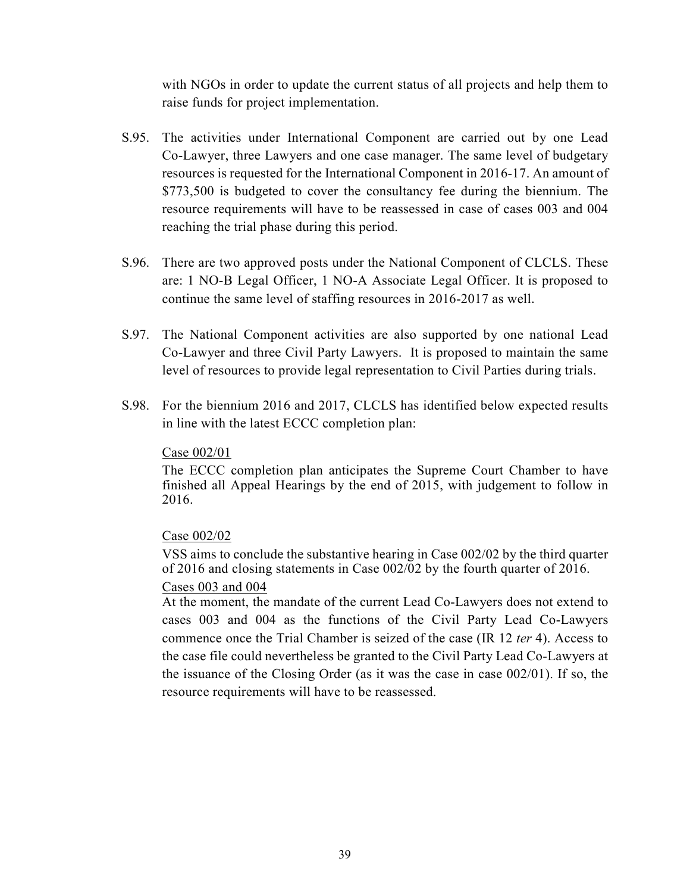with NGOs in order to update the current status of all projects and help them to raise funds for project implementation.

S.95. The activities under International Component are carried out by one Lead Co-Lawyer, three Lawyers and one case manager. The same level of budgetary resources is requested for the International Component in 2016-17. An amount of $773,500 is budgeted to cover the consultancy fee during the biennium. The resource requirements will have to be reassessed in case of cases 003 and 004 reaching the trial phase during this period.

S.96. There are two approved posts under the National Component of CLCLS. These are: 1 NO-B Legal Officer, 1 NO-A Associate Legal Officer. It is proposed to continue the same level of staffing resources in 2016-2017 as well.

S.97. The National Component activities are also supported by one national Lead Co-Lawyer and three Civil Party Lawyers. It is proposed to maintain the same level of resources to provide legal representation to Civil Parties during trials.

S.98. For the biennium 2016 and 2017, CLCLS has identified below expected results in line with the latest ECCC completion plan:

<u>Case 002/01</u>

The ECCC completion plan anticipates the Supreme Court Chamber to have finished all Appeal Hearings by the end of 2015, with judgement to follow in 2016.

<u>Case 002/02</u>

VSS aims to conclude the substantive hearing in Case 002/02 by the third quarter of 2016 and closing statements in Case 002/02 by the fourth quarter of 2016.

<u>Cases 003 and 004</u>

At the moment, the mandate of the current Lead Co-Lawyers does not extend to cases 003 and 004 as the functions of the Civil Party Lead Co-Lawyers commence once the Trial Chamber is seized of the case (IR 12 *ter* 4). Access to the case file could nevertheless be granted to the Civil Party Lead Co-Lawyers at the issuance of the Closing Order (as it was the case in case 002/01). If so, the resource requirements will have to be reassessed.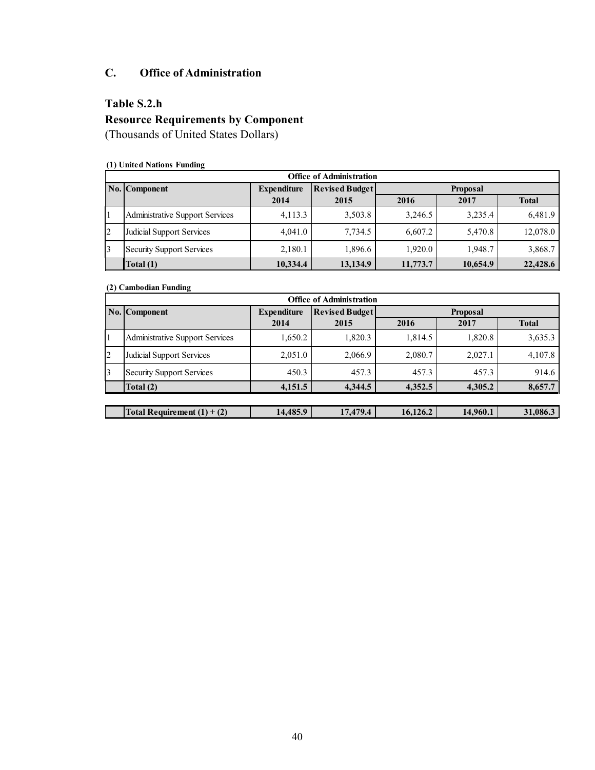## C. Office of Administration

### Table S.2.h

### Resource Requirements by Component

(Thousands of United States Dollars)

**(1) United Nations Funding**

| Office of Administration | | | | | | |
|---|---|---|---|---|---|---|
| **No.** | **Component** | **Expenditure** | **Revised Budget** | **Proposal** | | |
| | | **2014** | **2015** | **2016** | **2017** | **Total** |
| 1 | Administrative Support Services | 4,113.3 | 3,503.8 | 3,246.5 | 3,235.4 | 6,481.9 |
| 2 | Judicial Support Services | 4,041.0 | 7,734.5 | 6,607.2 | 5,470.8 | 12,078.0 |
| 3 | Security Support Services | 2,180.1 | 1,896.6 | 1,920.0 | 1,948.7 | 3,868.7 |
| | **Total (1)** | **10,334.4** | **13,134.9** | **11,773.7** | **10,654.9** | **22,428.6** |

**(2) Cambodian Funding**

| Office of Administration | | | | | | |
|---|---|---|---|---|---|---|
| **No.** | **Component** | **Expenditure** | **Revised Budget** | **Proposal** | | |
| | | **2014** | **2015** | **2016** | **2017** | **Total** |
| 1 | Administrative Support Services | 1,650.2 | 1,820.3 | 1,814.5 | 1,820.8 | 3,635.3 |
| 2 | Judicial Support Services | 2,051.0 | 2,066.9 | 2,080.7 | 2,027.1 | 4,107.8 |
| 3 | Security Support Services | 450.3 | 457.3 | 457.3 | 457.3 | 914.6 |
| | **Total (2)** | **4,151.5** | **4,344.5** | **4,352.5** | **4,305.2** | **8,657.7** |
| | **Total Requirement (1) + (2)** | **14,485.9** | **17,479.4** | **16,126.2** | **14,960.1** | **31,086.3** |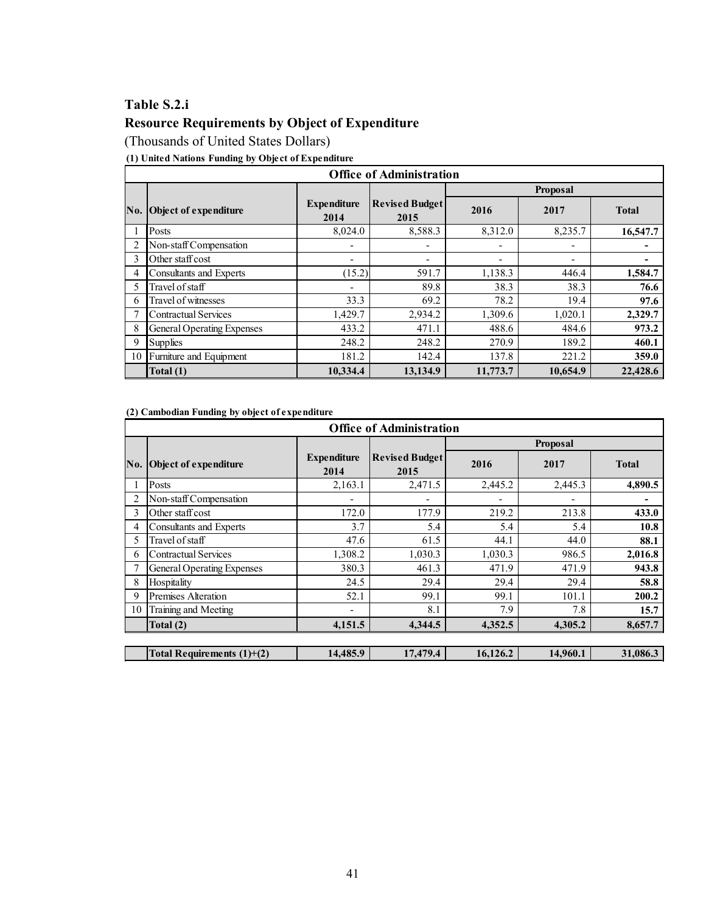## Table S.2.i

## Resource Requirements by Object of Expenditure

(Thousands of United States Dollars)

**(1) United Nations Funding by Object of Expenditure**

| Office of Administration | | | | | | |
|---|---|---|---|---|---|---|
| | | | | **Proposal** | | |
| **No.** | **Object of expenditure** | **Expenditure 2014** | **Revised Budget 2015** | **2016** | **2017** | **Total** |
| 1 | Posts | 8,024.0 | 8,588.3 | 8,312.0 | 8,235.7 | **16,547.7** |
| 2 | Non-staff Compensation | - | - | - | - | **-** |
| 3 | Other staff cost | - | - | - | - | **-** |
| 4 | Consultants and Experts | (15.2) | 591.7 | 1,138.3 | 446.4 | **1,584.7** |
| 5 | Travel of staff | - | 89.8 | 38.3 | 38.3 | **76.6** |
| 6 | Travel of witnesses | 33.3 | 69.2 | 78.2 | 19.4 | **97.6** |
| 7 | Contractual Services | 1,429.7 | 2,934.2 | 1,309.6 | 1,020.1 | **2,329.7** |
| 8 | General Operating Expenses | 433.2 | 471.1 | 488.6 | 484.6 | **973.2** |
| 9 | Supplies | 248.2 | 248.2 | 270.9 | 189.2 | **460.1** |
| 10 | Furniture and Equipment | 181.2 | 142.4 | 137.8 | 221.2 | **359.0** |
| | **Total (1)** | **10,334.4** | **13,134.9** | **11,773.7** | **10,654.9** | **22,428.6** |

**(2) Cambodian Funding by object of expenditure**

| Office of Administration | | | | | | |
|---|---|---|---|---|---|---|
| | | | | **Proposal** | | |
| **No.** | **Object of expenditure** | **Expenditure 2014** | **Revised Budget 2015** | **2016** | **2017** | **Total** |
| 1 | Posts | 2,163.1 | 2,471.5 | 2,445.2 | 2,445.3 | **4,890.5** |
| 2 | Non-staff Compensation | - | - | - | - | **-** |
| 3 | Other staff cost | 172.0 | 177.9 | 219.2 | 213.8 | **433.0** |
| 4 | Consultants and Experts | 3.7 | 5.4 | 5.4 | 5.4 | **10.8** |
| 5 | Travel of staff | 47.6 | 61.5 | 44.1 | 44.0 | **88.1** |
| 6 | Contractual Services | 1,308.2 | 1,030.3 | 1,030.3 | 986.5 | **2,016.8** |
| 7 | General Operating Expenses | 380.3 | 461.3 | 471.9 | 471.9 | **943.8** |
| 8 | Hospitality | 24.5 | 29.4 | 29.4 | 29.4 | **58.8** |
| 9 | Premises Alteration | 52.1 | 99.1 | 99.1 | 101.1 | **200.2** |
| 10 | Training and Meeting | - | 8.1 | 7.9 | 7.8 | **15.7** |
| | **Total (2)** | **4,151.5** | **4,344.5** | **4,352.5** | **4,305.2** | **8,657.7** |
| | | | | | | |
| | **Total Requirements (1)+(2)** | **14,485.9** | **17,479.4** | **16,126.2** | **14,960.1** | **31,086.3** |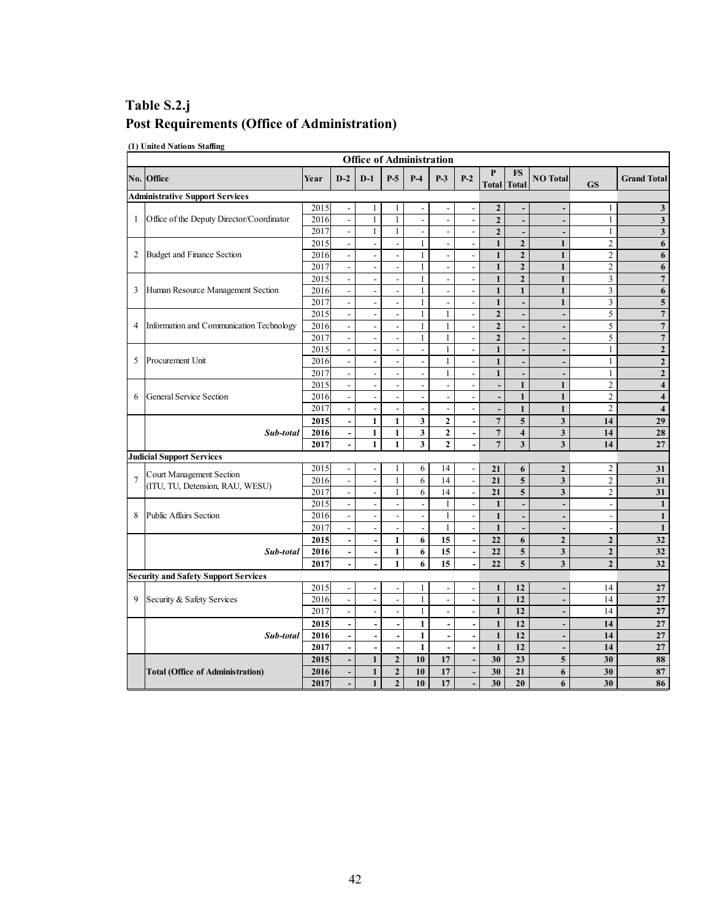## Table S.2.j
## Post Requirements (Office of Administration)

**(1) United Nations Staffing**

| No. | Office | Year | D-2 | D-1 | P-5 | P-4 | P-3 | P-2 | P Total | FS Total | NO Total | GS | Grand Total |
|---|---|---|---|---|---|---|---|---|---|---|---|---|---|
| | **Office of Administration** | | | | | | | | | | | | |
| | **Administrative Support Services** | | | | | | | | | | | | |
| 1 | Office of the Deputy Director/Coordinator | 2015 | - | 1 | 1 | - | - | - | **2** | - | - | 1 | **3** |
| | | 2016 | - | 1 | 1 | - | - | - | **2** | - | - | 1 | **3** |
| | | 2017 | - | 1 | 1 | - | - | - | **2** | - | - | 1 | **3** |
| 2 | Budget and Finance Section | 2015 | - | - | - | 1 | - | - | **1** | **2** | **1** | 2 | **6** |
| | | 2016 | - | - | - | 1 | - | - | **1** | **2** | **1** | 2 | **6** |
| | | 2017 | - | - | - | 1 | - | - | **1** | **2** | **1** | 2 | **6** |
| 3 | Human Resource Management Section | 2015 | - | - | - | 1 | - | - | **1** | **2** | **1** | 3 | **7** |
| | | 2016 | - | - | - | 1 | - | - | **1** | **1** | **1** | 3 | **6** |
| | | 2017 | - | - | - | 1 | - | - | **1** | - | **1** | 3 | **5** |
| 4 | Information and Communication Technology | 2015 | - | - | - | 1 | 1 | - | **2** | - | - | 5 | **7** |
| | | 2016 | - | - | - | 1 | 1 | - | **2** | - | - | 5 | **7** |
| | | 2017 | - | - | - | 1 | 1 | - | **2** | - | - | 5 | **7** |
| 5 | Procurement Unit | 2015 | - | - | - | - | 1 | - | **1** | - | - | 1 | **2** |
| | | 2016 | - | - | - | - | 1 | - | **1** | - | - | 1 | **2** |
| | | 2017 | - | - | - | - | 1 | - | **1** | - | - | 1 | **2** |
| 6 | General Service Section | 2015 | - | - | - | - | - | - | - | **1** | **1** | 2 | **4** |
| | | 2016 | - | - | - | - | - | - | - | **1** | **1** | 2 | **4** |
| | | 2017 | - | - | - | - | - | - | - | **1** | **1** | 2 | **4** |
| | ***Sub-total*** | **2015** | **-** | **1** | **1** | **3** | **2** | **-** | **7** | **5** | **3** | **14** | **29** |
| | | **2016** | **-** | **1** | **1** | **3** | **2** | **-** | **7** | **4** | **3** | **14** | **28** |
| | | **2017** | **-** | **1** | **1** | **3** | **2** | **-** | **7** | **3** | **3** | **14** | **27** |
| | **Judicial Support Services** | | | | | | | | | | | | |
| 7 | Court Management Section (ITU, TU, Detension, RAU, WESU) | 2015 | - | - | 1 | 6 | 14 | - | **21** | **6** | **2** | 2 | **31** |
| | | 2016 | - | - | 1 | 6 | 14 | - | **21** | **5** | **3** | 2 | **31** |
| | | 2017 | - | - | 1 | 6 | 14 | - | **21** | **5** | **3** | 2 | **31** |
| 8 | Public Affairs Section | 2015 | - | - | - | - | 1 | - | **1** | - | - | - | **1** |
| | | 2016 | - | - | - | - | 1 | - | **1** | - | - | - | **1** |
| | | 2017 | - | - | - | - | 1 | - | **1** | - | - | - | **1** |
| | ***Sub-total*** | **2015** | **-** | **-** | **1** | **6** | **15** | **-** | **22** | **6** | **2** | **2** | **32** |
| | | **2016** | **-** | **-** | **1** | **6** | **15** | **-** | **22** | **5** | **3** | **2** | **32** |
| | | **2017** | **-** | **-** | **1** | **6** | **15** | **-** | **22** | **5** | **3** | **2** | **32** |
| | **Security and Safety Support Services** | | | | | | | | | | | | |
| 9 | Security & Safety Services | 2015 | - | - | - | 1 | - | - | **1** | **12** | - | 14 | **27** |
| | | 2016 | - | - | - | 1 | - | - | **1** | **12** | - | 14 | **27** |
| | | 2017 | - | - | - | 1 | - | - | **1** | **12** | - | 14 | **27** |
| | ***Sub-total*** | **2015** | **-** | **-** | **-** | **1** | **-** | **-** | **1** | **12** | **-** | **14** | **27** |
| | | **2016** | **-** | **-** | **-** | **1** | **-** | **-** | **1** | **12** | **-** | **14** | **27** |
| | | **2017** | **-** | **-** | **-** | **1** | **-** | **-** | **1** | **12** | **-** | **14** | **27** |
| | **Total (Office of Administration)** | **2015** | **-** | **1** | **2** | **10** | **17** | **-** | **30** | **23** | **5** | **30** | **88** |
| | | **2016** | **-** | **1** | **2** | **10** | **17** | **-** | **30** | **21** | **6** | **30** | **87** |
| | | **2017** | **-** | **1** | **2** | **10** | **17** | **-** | **30** | **20** | **6** | **30** | **86** |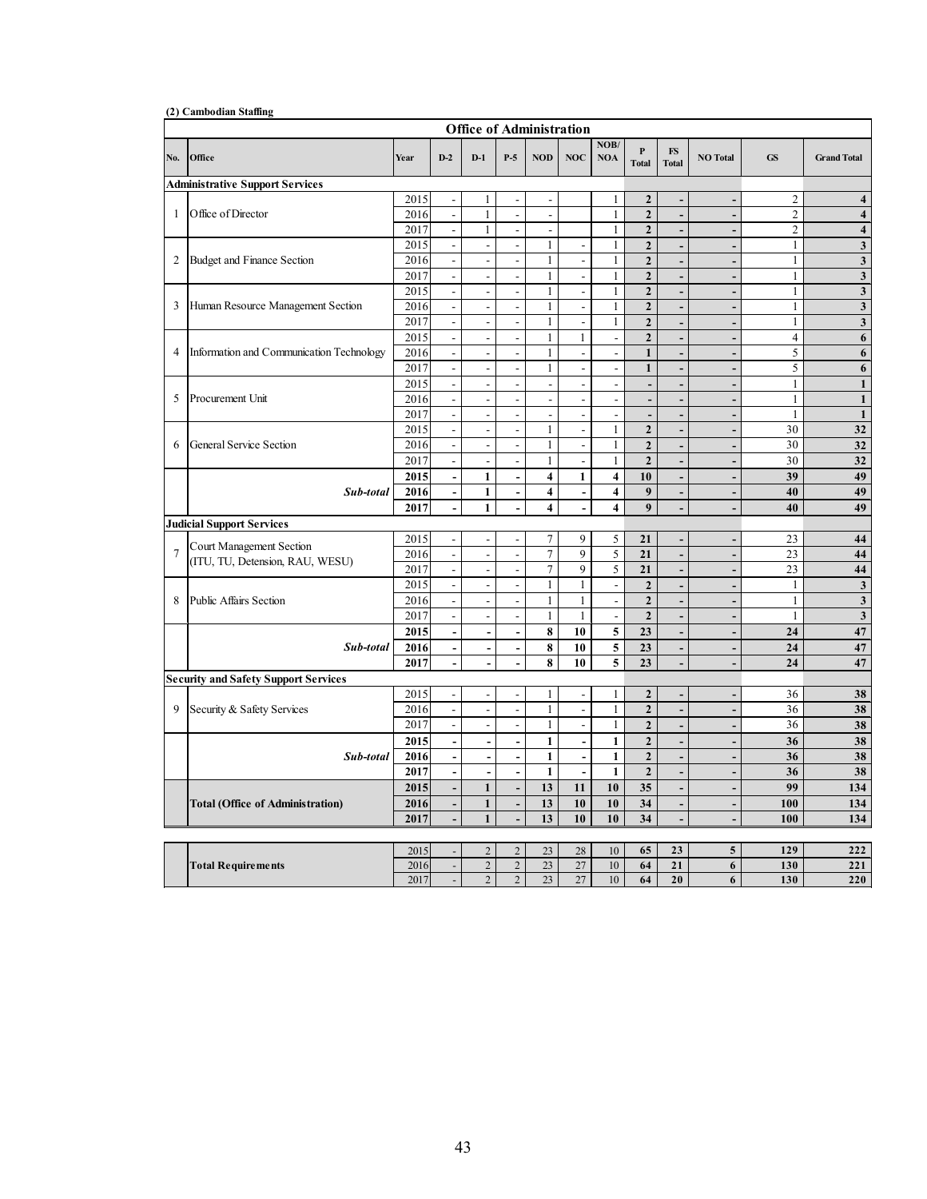**(2) Cambodian Staffing**

| Office of Administration | | | | | | | | | | | | | | |
|---|---|---|---|---|---|---|---|---|---|---|---|---|---|---|
| No. | Office | Year | D-2 | D-1 | P-5 | NOD | NOC | NOB/ NOA | P Total | FS Total | NO Total | GS | Grand Total |
| **Administrative Support Services** | | | | | | | | | | | | | |
| 1 | Office of Director | 2015 | - | 1 | - | - | | 1 | **2** | **-** | **-** | 2 | **4** |
| | | 2016 | - | 1 | - | - | | 1 | **2** | **-** | **-** | 2 | **4** |
| | | 2017 | - | 1 | - | - | | 1 | **2** | **-** | **-** | 2 | **4** |
| 2 | Budget and Finance Section | 2015 | - | - | - | 1 | - | 1 | **2** | **-** | **-** | 1 | **3** |
| | | 2016 | - | - | - | 1 | - | 1 | **2** | **-** | **-** | 1 | **3** |
| | | 2017 | - | - | - | 1 | - | 1 | **2** | **-** | **-** | 1 | **3** |
| 3 | Human Resource Management Section | 2015 | - | - | - | 1 | - | 1 | **2** | **-** | **-** | 1 | **3** |
| | | 2016 | - | - | - | 1 | - | 1 | **2** | **-** | **-** | 1 | **3** |
| | | 2017 | - | - | - | 1 | - | 1 | **2** | **-** | **-** | 1 | **3** |
| 4 | Information and Communication Technology | 2015 | - | - | - | 1 | 1 | - | **2** | **-** | **-** | 4 | **6** |
| | | 2016 | - | - | - | 1 | - | - | **1** | **-** | **-** | 5 | **6** |
| | | 2017 | - | - | - | 1 | - | - | **1** | **-** | **-** | 5 | **6** |
| 5 | Procurement Unit | 2015 | - | - | - | - | - | - | **-** | **-** | **-** | 1 | **1** |
| | | 2016 | - | - | - | - | - | - | **-** | **-** | **-** | 1 | **1** |
| | | 2017 | - | - | - | - | - | - | **-** | **-** | **-** | 1 | **1** |
| 6 | General Service Section | 2015 | - | - | - | 1 | - | 1 | **2** | **-** | **-** | 30 | **32** |
| | | 2016 | - | - | - | 1 | - | 1 | **2** | **-** | **-** | 30 | **32** |
| | | 2017 | - | - | - | 1 | - | 1 | **2** | **-** | **-** | 30 | **32** |
| | ***Sub-total*** | **2015** | **-** | **1** | **-** | **4** | **1** | **4** | **10** | **-** | **-** | **39** | **49** |
| | | **2016** | **-** | **1** | **-** | **4** | **-** | **4** | **9** | **-** | **-** | **40** | **49** |
| | | **2017** | **-** | **1** | **-** | **4** | **-** | **4** | **9** | **-** | **-** | **40** | **49** |
| **Judicial Support Services** | | | | | | | | | | | | | |
| 7 | Court Management Section (ITU, TU, Detension, RAU, WESU) | 2015 | - | - | - | 7 | 9 | 5 | **21** | **-** | **-** | 23 | **44** |
| | | 2016 | - | - | - | 7 | 9 | 5 | **21** | **-** | **-** | 23 | **44** |
| | | 2017 | - | - | - | 7 | 9 | 5 | **21** | **-** | **-** | 23 | **44** |
| 8 | Public Affairs Section | 2015 | - | - | - | 1 | 1 | - | **2** | **-** | **-** | 1 | **3** |
| | | 2016 | - | - | - | 1 | 1 | - | **2** | **-** | **-** | 1 | **3** |
| | | 2017 | - | - | - | 1 | 1 | - | **2** | **-** | **-** | 1 | **3** |
| | ***Sub-total*** | **2015** | **-** | **-** | **-** | **8** | **10** | **5** | **23** | **-** | **-** | **24** | **47** |
| | | **2016** | **-** | **-** | **-** | **8** | **10** | **5** | **23** | **-** | **-** | **24** | **47** |
| | | **2017** | **-** | **-** | **-** | **8** | **10** | **5** | **23** | **-** | **-** | **24** | **47** |
| **Security and Safety Support Services** | | | | | | | | | | | | | |
| 9 | Security & Safety Services | 2015 | - | - | - | 1 | - | 1 | **2** | **-** | **-** | 36 | **38** |
| | | 2016 | - | - | - | 1 | - | 1 | **2** | **-** | **-** | 36 | **38** |
| | | 2017 | - | - | - | 1 | - | 1 | **2** | **-** | **-** | 36 | **38** |
| | ***Sub-total*** | **2015** | **-** | **-** | **-** | **1** | **-** | **1** | **2** | **-** | **-** | **36** | **38** |
| | | **2016** | **-** | **-** | **-** | **1** | **-** | **1** | **2** | **-** | **-** | **36** | **38** |
| | | **2017** | **-** | **-** | **-** | **1** | **-** | **1** | **2** | **-** | **-** | **36** | **38** |
| | **Total (Office of Administration)** | **2015** | **-** | **1** | **-** | **13** | **11** | **10** | **35** | **-** | **-** | **99** | **134** |
| | | **2016** | **-** | **1** | **-** | **13** | **10** | **10** | **34** | **-** | **-** | **100** | **134** |
| | | **2017** | **-** | **1** | **-** | **13** | **10** | **10** | **34** | **-** | **-** | **100** | **134** |

| | | Year | D-2 | D-1 | P-5 | NOD | NOC | NOB/ NOA | P Total | FS Total | NO Total | GS | Grand Total |
|---|---|---|---|---|---|---|---|---|---|---|---|---|---|
| | **Total Requirements** | 2015 | - | 2 | 2 | 23 | 28 | 10 | **65** | **23** | **5** | **129** | **222** |
| | | 2016 | - | 2 | 2 | 23 | 27 | 10 | **64** | **21** | **6** | **130** | **221** |
| | | 2017 | - | 2 | 2 | 23 | 27 | 10 | **64** | **20** | **6** | **130** | **220** |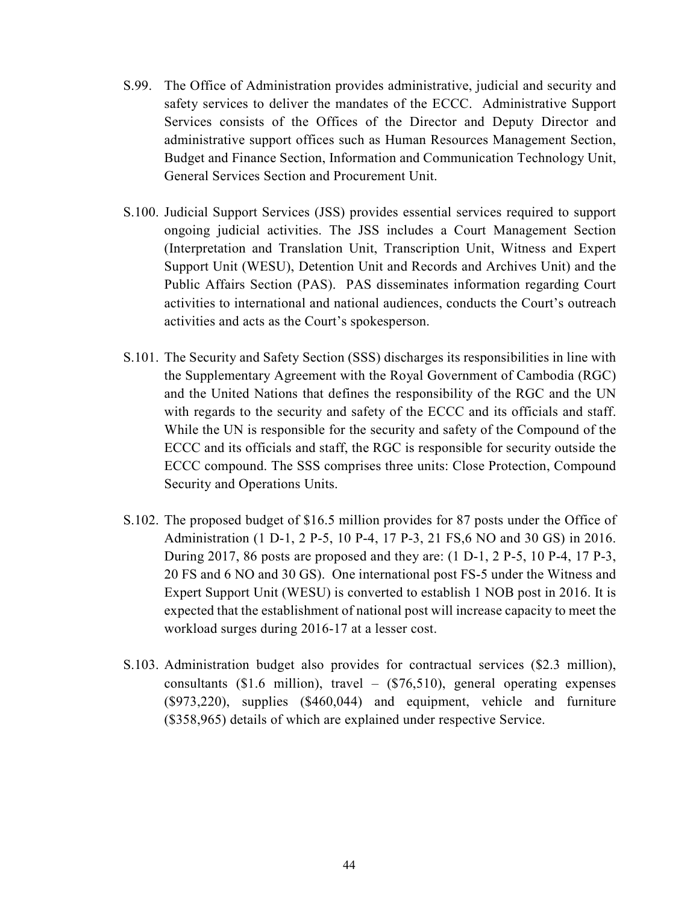S.99. The Office of Administration provides administrative, judicial and security and safety services to deliver the mandates of the ECCC. Administrative Support Services consists of the Offices of the Director and Deputy Director and administrative support offices such as Human Resources Management Section, Budget and Finance Section, Information and Communication Technology Unit, General Services Section and Procurement Unit.

S.100. Judicial Support Services (JSS) provides essential services required to support ongoing judicial activities. The JSS includes a Court Management Section (Interpretation and Translation Unit, Transcription Unit, Witness and Expert Support Unit (WESU), Detention Unit and Records and Archives Unit) and the Public Affairs Section (PAS). PAS disseminates information regarding Court activities to international and national audiences, conducts the Court's outreach activities and acts as the Court's spokesperson.

S.101. The Security and Safety Section (SSS) discharges its responsibilities in line with the Supplementary Agreement with the Royal Government of Cambodia (RGC) and the United Nations that defines the responsibility of the RGC and the UN with regards to the security and safety of the ECCC and its officials and staff. While the UN is responsible for the security and safety of the Compound of the ECCC and its officials and staff, the RGC is responsible for security outside the ECCC compound. The SSS comprises three units: Close Protection, Compound Security and Operations Units.

S.102. The proposed budget of $16.5 million provides for 87 posts under the Office of Administration (1 D-1, 2 P-5, 10 P-4, 17 P-3, 21 FS,6 NO and 30 GS) in 2016. During 2017, 86 posts are proposed and they are: (1 D-1, 2 P-5, 10 P-4, 17 P-3, 20 FS and 6 NO and 30 GS). One international post FS-5 under the Witness and Expert Support Unit (WESU) is converted to establish 1 NOB post in 2016. It is expected that the establishment of national post will increase capacity to meet the workload surges during 2016-17 at a lesser cost.

S.103. Administration budget also provides for contractual services ($2.3 million), consultants ($1.6 million), travel – ($76,510), general operating expenses ($973,220), supplies ($460,044) and equipment, vehicle and furniture ($358,965) details of which are explained under respective Service.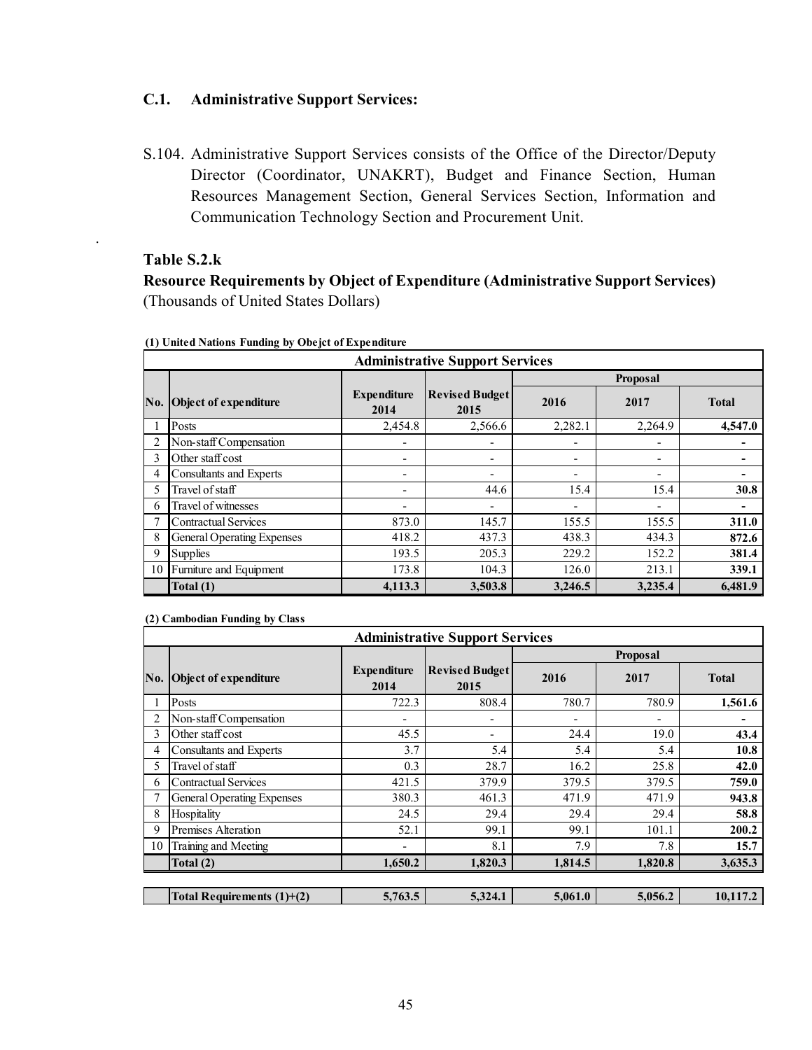## C.1. Administrative Support Services:

S.104. Administrative Support Services consists of the Office of the Director/Deputy Director (Coordinator, UNAKRT), Budget and Finance Section, Human Resources Management Section, General Services Section, Information and Communication Technology Section and Procurement Unit.

.

**Table S.2.k**

**Resource Requirements by Object of Expenditure (Administrative Support Services)**
(Thousands of United States Dollars)

**(1) United Nations Funding by Obejct of Expenditure**

| Administrative Support Services | | | | | | |
|---|---|---|---|---|---|---|
| | | | | Proposal | | |
| No. | Object of expenditure | Expenditure 2014 | Revised Budget 2015 | 2016 | 2017 | Total |
| 1 | Posts | 2,454.8 | 2,566.6 | 2,282.1 | 2,264.9 | **4,547.0** |
| 2 | Non-staff Compensation | - | - | - | - | **-** |
| 3 | Other staff cost | - | - | - | - | **-** |
| 4 | Consultants and Experts | - | - | - | - | **-** |
| 5 | Travel of staff | - | 44.6 | 15.4 | 15.4 | **30.8** |
| 6 | Travel of witnesses | - | - | - | - | **-** |
| 7 | Contractual Services | 873.0 | 145.7 | 155.5 | 155.5 | **311.0** |
| 8 | General Operating Expenses | 418.2 | 437.3 | 438.3 | 434.3 | **872.6** |
| 9 | Supplies | 193.5 | 205.3 | 229.2 | 152.2 | **381.4** |
| 10 | Furniture and Equipment | 173.8 | 104.3 | 126.0 | 213.1 | **339.1** |
| | **Total (1)** | **4,113.3** | **3,503.8** | **3,246.5** | **3,235.4** | **6,481.9** |

**(2) Cambodian Funding by Class**

| Administrative Support Services | | | | | | |
|---|---|---|---|---|---|---|
| | | | | Proposal | | |
| No. | Object of expenditure | Expenditure 2014 | Revised Budget 2015 | 2016 | 2017 | Total |
| 1 | Posts | 722.3 | 808.4 | 780.7 | 780.9 | **1,561.6** |
| 2 | Non-staff Compensation | - | - | - | - | **-** |
| 3 | Other staff cost | 45.5 | - | 24.4 | 19.0 | **43.4** |
| 4 | Consultants and Experts | 3.7 | 5.4 | 5.4 | 5.4 | **10.8** |
| 5 | Travel of staff | 0.3 | 28.7 | 16.2 | 25.8 | **42.0** |
| 6 | Contractual Services | 421.5 | 379.9 | 379.5 | 379.5 | **759.0** |
| 7 | General Operating Expenses | 380.3 | 461.3 | 471.9 | 471.9 | **943.8** |
| 8 | Hospitality | 24.5 | 29.4 | 29.4 | 29.4 | **58.8** |
| 9 | Premises Alteration | 52.1 | 99.1 | 99.1 | 101.1 | **200.2** |
| 10 | Training and Meeting | - | 8.1 | 7.9 | 7.8 | **15.7** |
| | **Total (2)** | **1,650.2** | **1,820.3** | **1,814.5** | **1,820.8** | **3,635.3** |
| | **Total Requirements (1)+(2)** | **5,763.5** | **5,324.1** | **5,061.0** | **5,056.2** | **10,117.2** |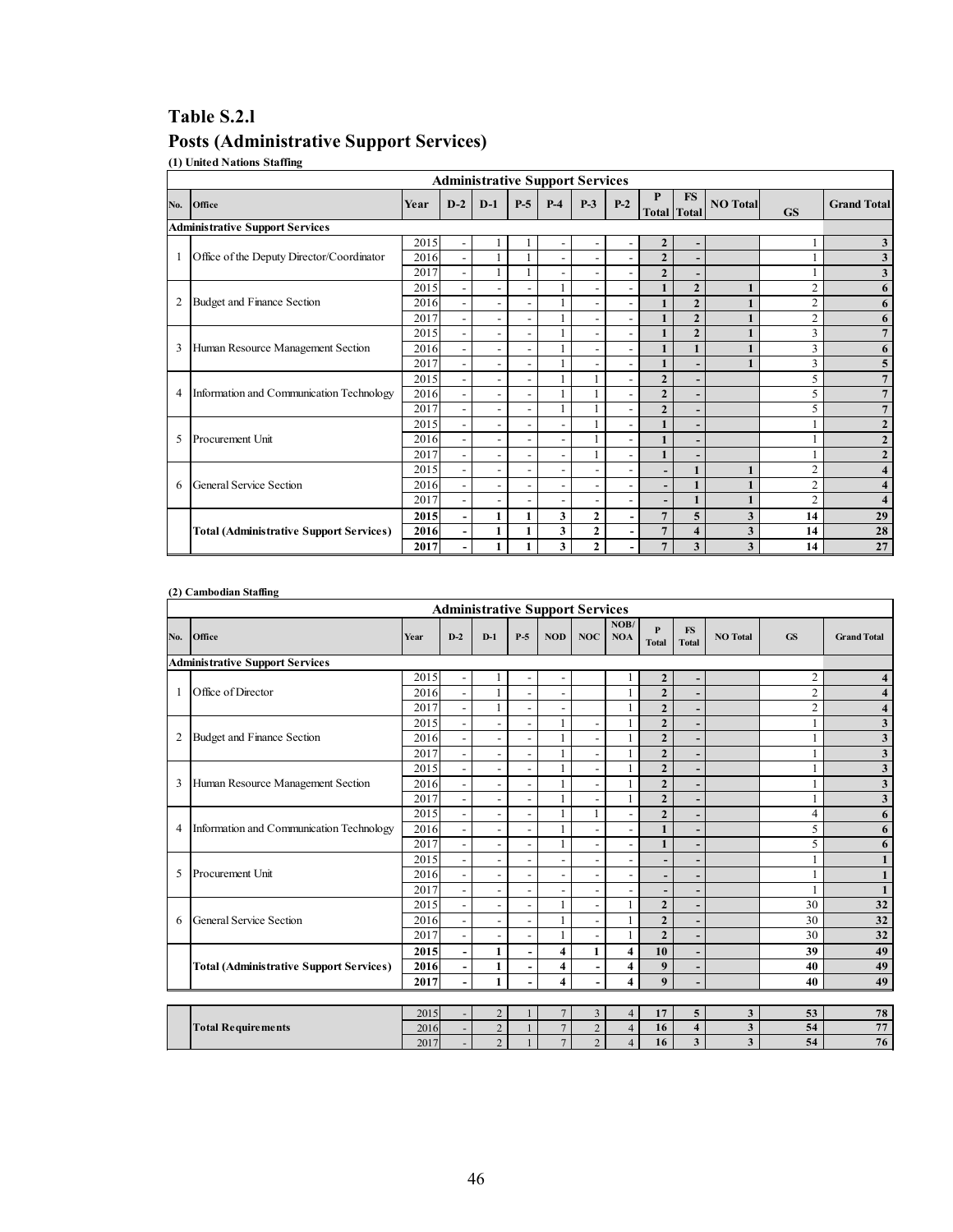# Table S.2.l

## Posts (Administrative Support Services)

**(1) United Nations Staffing**

| Administrative Support Services | | | | | | | | | | | | | |
|---|---|---|---|---|---|---|---|---|---|---|---|---|---|
| No. | Office | Year | D-2 | D-1 | P-5 | P-4 | P-3 | P-2 | P Total | FS Total | NO Total | GS | Grand Total |
| **Administrative Support Services** | | | | | | | | | | | | | |
| 1 | Office of the Deputy Director/Coordinator | 2015 | - | 1 | 1 | - | - | - | **2** | **-** | | 1 | **3** |
| | | 2016 | - | 1 | 1 | - | - | - | **2** | **-** | | 1 | **3** |
| | | 2017 | - | 1 | 1 | - | - | - | **2** | **-** | | 1 | **3** |
| 2 | Budget and Finance Section | 2015 | - | - | - | 1 | - | - | **1** | **2** | **1** | 2 | **6** |
| | | 2016 | - | - | - | 1 | - | - | **1** | **2** | **1** | 2 | **6** |
| | | 2017 | - | - | - | 1 | - | - | **1** | **2** | **1** | 2 | **6** |
| 3 | Human Resource Management Section | 2015 | - | - | - | 1 | - | - | **1** | **2** | **1** | 3 | **7** |
| | | 2016 | - | - | - | 1 | - | - | **1** | **1** | **1** | 3 | **6** |
| | | 2017 | - | - | - | 1 | - | - | **1** | **-** | **1** | 3 | **5** |
| 4 | Information and Communication Technology | 2015 | - | - | - | 1 | 1 | - | **2** | **-** | | 5 | **7** |
| | | 2016 | - | - | - | 1 | 1 | - | **2** | **-** | | 5 | **7** |
| | | 2017 | - | - | - | 1 | 1 | - | **2** | **-** | | 5 | **7** |
| 5 | Procurement Unit | 2015 | - | - | - | - | 1 | - | **1** | **-** | | 1 | **2** |
| | | 2016 | - | - | - | - | 1 | - | **1** | **-** | | 1 | **2** |
| | | 2017 | - | - | - | - | 1 | - | **1** | **-** | | 1 | **2** |
| 6 | General Service Section | 2015 | - | - | - | - | - | - | **-** | **1** | **1** | 2 | **4** |
| | | 2016 | - | - | - | - | - | - | **-** | **1** | **1** | 2 | **4** |
| | | 2017 | - | - | - | - | - | - | **-** | **1** | **1** | 2 | **4** |
| | **Total (Administrative Support Services)** | **2015** | **-** | **1** | **1** | **3** | **2** | **-** | **7** | **5** | **3** | **14** | **29** |
| | | **2016** | **-** | **1** | **1** | **3** | **2** | **-** | **7** | **4** | **3** | **14** | **28** |
| | | **2017** | **-** | **1** | **1** | **3** | **2** | **-** | **7** | **3** | **3** | **14** | **27** |

**(2) Cambodian Staffing**

| Administrative Support Services | | | | | | | | | | | | | |
|---|---|---|---|---|---|---|---|---|---|---|---|---|---|
| No. | Office | Year | D-2 | D-1 | P-5 | NOD | NOC | NOB/ NOA | P Total | FS Total | NO Total | GS | Grand Total |
| **Administrative Support Services** | | | | | | | | | | | | | |
| 1 | Office of Director | 2015 | - | 1 | - | - | | 1 | **2** | **-** | | 2 | **4** |
| | | 2016 | - | 1 | - | - | | 1 | **2** | **-** | | 2 | **4** |
| | | 2017 | - | 1 | - | - | | 1 | **2** | **-** | | 2 | **4** |
| 2 | Budget and Finance Section | 2015 | - | - | - | 1 | - | 1 | **2** | **-** | | 1 | **3** |
| | | 2016 | - | - | - | 1 | - | 1 | **2** | **-** | | 1 | **3** |
| | | 2017 | - | - | - | 1 | - | 1 | **2** | **-** | | 1 | **3** |
| 3 | Human Resource Management Section | 2015 | - | - | - | 1 | - | 1 | **2** | **-** | | 1 | **3** |
| | | 2016 | - | - | - | 1 | - | 1 | **2** | **-** | | 1 | **3** |
| | | 2017 | - | - | - | 1 | - | 1 | **2** | **-** | | 1 | **3** |
| 4 | Information and Communication Technology | 2015 | - | - | - | 1 | 1 | - | **2** | **-** | | 4 | **6** |
| | | 2016 | - | - | - | 1 | - | - | **1** | **-** | | 5 | **6** |
| | | 2017 | - | - | - | 1 | - | - | **1** | **-** | | 5 | **6** |
| 5 | Procurement Unit | 2015 | - | - | - | - | - | - | **-** | **-** | | 1 | **1** |
| | | 2016 | - | - | - | - | - | - | **-** | **-** | | 1 | **1** |
| | | 2017 | - | - | - | - | - | - | **-** | **-** | | 1 | **1** |
| 6 | General Service Section | 2015 | - | - | - | 1 | - | 1 | **2** | **-** | | 30 | **32** |
| | | 2016 | - | - | - | 1 | - | 1 | **2** | **-** | | 30 | **32** |
| | | 2017 | - | - | - | 1 | - | 1 | **2** | **-** | | 30 | **32** |
| | **Total (Administrative Support Services)** | **2015** | **-** | **1** | **-** | **4** | **1** | **4** | **10** | **-** | | **39** | **49** |
| | | **2016** | **-** | **1** | **-** | **4** | **-** | **4** | **9** | **-** | | **40** | **49** |
| | | **2017** | **-** | **1** | **-** | **4** | **-** | **4** | **9** | **-** | | **40** | **49** |
| | **Total Requirements** | 2015 | - | 2 | 1 | 7 | 3 | 4 | **17** | **5** | **3** | **53** | **78** |
| | | 2016 | - | 2 | 1 | 7 | 2 | 4 | **16** | **4** | **3** | **54** | **77** |
| | | 2017 | - | 2 | 1 | 7 | 2 | 4 | **16** | **3** | **3** | **54** | **76** |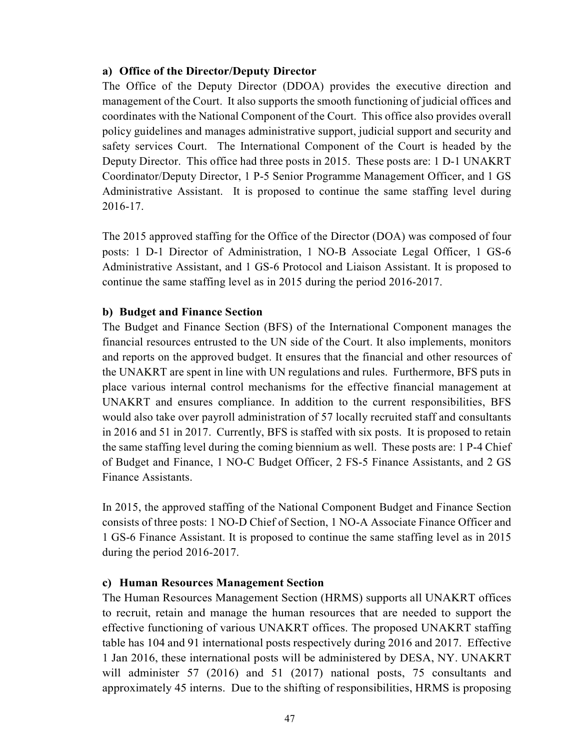#### a) Office of the Director/Deputy Director

The Office of the Deputy Director (DDOA) provides the executive direction and management of the Court. It also supports the smooth functioning of judicial offices and coordinates with the National Component of the Court. This office also provides overall policy guidelines and manages administrative support, judicial support and security and safety services Court. The International Component of the Court is headed by the Deputy Director. This office had three posts in 2015. These posts are: 1 D-1 UNAKRT Coordinator/Deputy Director, 1 P-5 Senior Programme Management Officer, and 1 GS Administrative Assistant. It is proposed to continue the same staffing level during 2016-17.

The 2015 approved staffing for the Office of the Director (DOA) was composed of four posts: 1 D-1 Director of Administration, 1 NO-B Associate Legal Officer, 1 GS-6 Administrative Assistant, and 1 GS-6 Protocol and Liaison Assistant. It is proposed to continue the same staffing level as in 2015 during the period 2016-2017.

#### b) Budget and Finance Section

The Budget and Finance Section (BFS) of the International Component manages the financial resources entrusted to the UN side of the Court. It also implements, monitors and reports on the approved budget. It ensures that the financial and other resources of the UNAKRT are spent in line with UN regulations and rules. Furthermore, BFS puts in place various internal control mechanisms for the effective financial management at UNAKRT and ensures compliance. In addition to the current responsibilities, BFS would also take over payroll administration of 57 locally recruited staff and consultants in 2016 and 51 in 2017. Currently, BFS is staffed with six posts. It is proposed to retain the same staffing level during the coming biennium as well. These posts are: 1 P-4 Chief of Budget and Finance, 1 NO-C Budget Officer, 2 FS-5 Finance Assistants, and 2 GS Finance Assistants.

In 2015, the approved staffing of the National Component Budget and Finance Section consists of three posts: 1 NO-D Chief of Section, 1 NO-A Associate Finance Officer and 1 GS-6 Finance Assistant. It is proposed to continue the same staffing level as in 2015 during the period 2016-2017.

#### c) Human Resources Management Section

The Human Resources Management Section (HRMS) supports all UNAKRT offices to recruit, retain and manage the human resources that are needed to support the effective functioning of various UNAKRT offices. The proposed UNAKRT staffing table has 104 and 91 international posts respectively during 2016 and 2017. Effective 1 Jan 2016, these international posts will be administered by DESA, NY. UNAKRT will administer 57 (2016) and 51 (2017) national posts, 75 consultants and approximately 45 interns. Due to the shifting of responsibilities, HRMS is proposing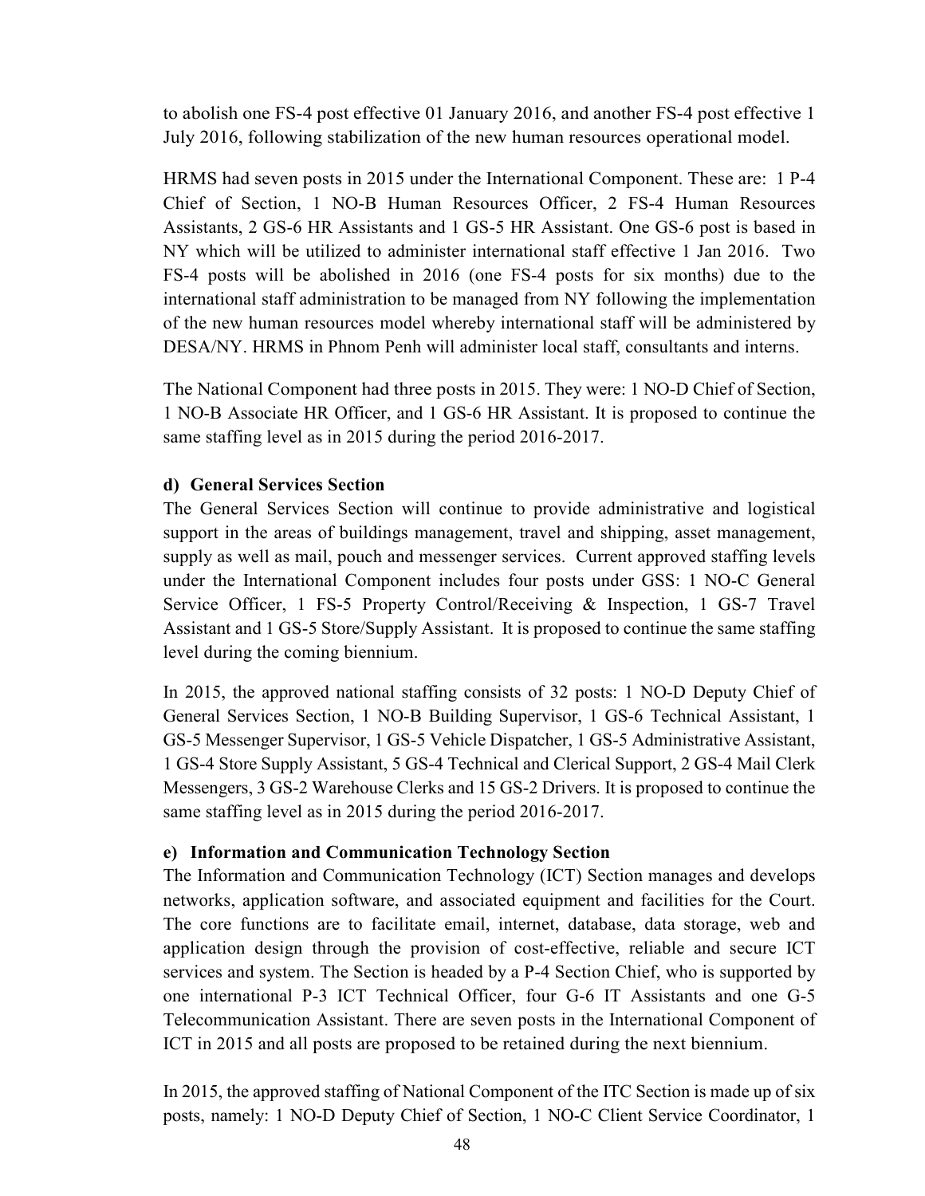to abolish one FS-4 post effective 01 January 2016, and another FS-4 post effective 1 July 2016, following stabilization of the new human resources operational model.

HRMS had seven posts in 2015 under the International Component. These are: 1 P-4 Chief of Section, 1 NO-B Human Resources Officer, 2 FS-4 Human Resources Assistants, 2 GS-6 HR Assistants and 1 GS-5 HR Assistant. One GS-6 post is based in NY which will be utilized to administer international staff effective 1 Jan 2016. Two FS-4 posts will be abolished in 2016 (one FS-4 posts for six months) due to the international staff administration to be managed from NY following the implementation of the new human resources model whereby international staff will be administered by DESA/NY. HRMS in Phnom Penh will administer local staff, consultants and interns.

The National Component had three posts in 2015. They were: 1 NO-D Chief of Section, 1 NO-B Associate HR Officer, and 1 GS-6 HR Assistant. It is proposed to continue the same staffing level as in 2015 during the period 2016-2017.

**d) General Services Section**

The General Services Section will continue to provide administrative and logistical support in the areas of buildings management, travel and shipping, asset management, supply as well as mail, pouch and messenger services. Current approved staffing levels under the International Component includes four posts under GSS: 1 NO-C General Service Officer, 1 FS-5 Property Control/Receiving & Inspection, 1 GS-7 Travel Assistant and 1 GS-5 Store/Supply Assistant. It is proposed to continue the same staffing level during the coming biennium.

In 2015, the approved national staffing consists of 32 posts: 1 NO-D Deputy Chief of General Services Section, 1 NO-B Building Supervisor, 1 GS-6 Technical Assistant, 1 GS-5 Messenger Supervisor, 1 GS-5 Vehicle Dispatcher, 1 GS-5 Administrative Assistant, 1 GS-4 Store Supply Assistant, 5 GS-4 Technical and Clerical Support, 2 GS-4 Mail Clerk Messengers, 3 GS-2 Warehouse Clerks and 15 GS-2 Drivers. It is proposed to continue the same staffing level as in 2015 during the period 2016-2017.

**e) Information and Communication Technology Section**

The Information and Communication Technology (ICT) Section manages and develops networks, application software, and associated equipment and facilities for the Court. The core functions are to facilitate email, internet, database, data storage, web and application design through the provision of cost-effective, reliable and secure ICT services and system. The Section is headed by a P-4 Section Chief, who is supported by one international P-3 ICT Technical Officer, four G-6 IT Assistants and one G-5 Telecommunication Assistant. There are seven posts in the International Component of ICT in 2015 and all posts are proposed to be retained during the next biennium.

In 2015, the approved staffing of National Component of the ITC Section is made up of six posts, namely: 1 NO-D Deputy Chief of Section, 1 NO-C Client Service Coordinator, 1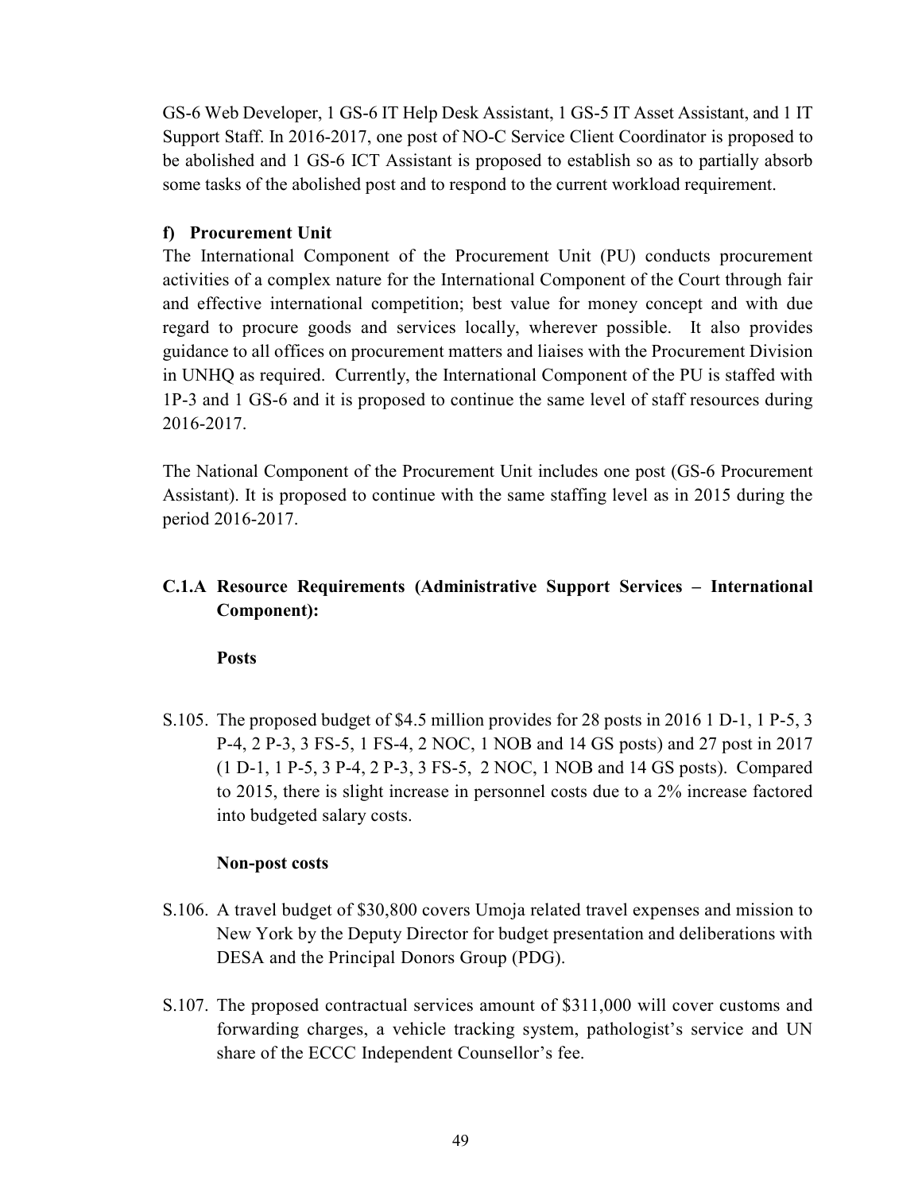GS-6 Web Developer, 1 GS-6 IT Help Desk Assistant, 1 GS-5 IT Asset Assistant, and 1 IT Support Staff. In 2016-2017, one post of NO-C Service Client Coordinator is proposed to be abolished and 1 GS-6 ICT Assistant is proposed to establish so as to partially absorb some tasks of the abolished post and to respond to the current workload requirement.

**f) Procurement Unit**

The International Component of the Procurement Unit (PU) conducts procurement activities of a complex nature for the International Component of the Court through fair and effective international competition; best value for money concept and with due regard to procure goods and services locally, wherever possible. It also provides guidance to all offices on procurement matters and liaises with the Procurement Division in UNHQ as required. Currently, the International Component of the PU is staffed with 1P-3 and 1 GS-6 and it is proposed to continue the same level of staff resources during 2016-2017.

The National Component of the Procurement Unit includes one post (GS-6 Procurement Assistant). It is proposed to continue with the same staffing level as in 2015 during the period 2016-2017.

### C.1.A Resource Requirements (Administrative Support Services – International Component):

**Posts**

S.105. The proposed budget of $4.5 million provides for 28 posts in 2016 1 D-1, 1 P-5, 3 P-4, 2 P-3, 3 FS-5, 1 FS-4, 2 NOC, 1 NOB and 14 GS posts) and 27 post in 2017 (1 D-1, 1 P-5, 3 P-4, 2 P-3, 3 FS-5, 2 NOC, 1 NOB and 14 GS posts). Compared to 2015, there is slight increase in personnel costs due to a 2% increase factored into budgeted salary costs.

**Non-post costs**

S.106. A travel budget of $30,800 covers Umoja related travel expenses and mission to New York by the Deputy Director for budget presentation and deliberations with DESA and the Principal Donors Group (PDG).

S.107. The proposed contractual services amount of $311,000 will cover customs and forwarding charges, a vehicle tracking system, pathologist's service and UN share of the ECCC Independent Counsellor's fee.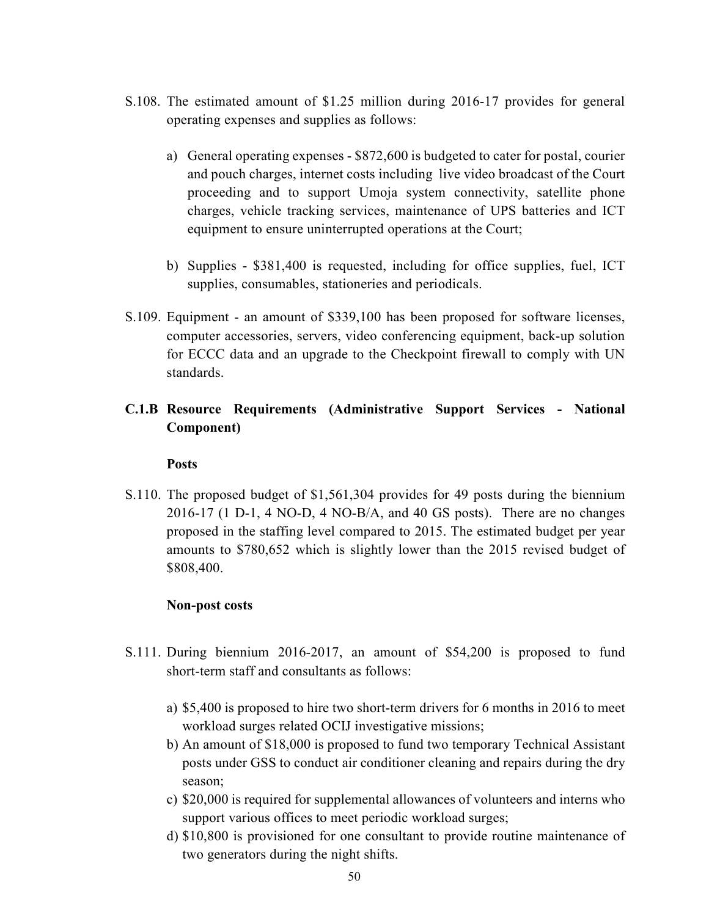S.108. The estimated amount of $1.25 million during 2016-17 provides for general operating expenses and supplies as follows:

a) General operating expenses - $872,600 is budgeted to cater for postal, courier and pouch charges, internet costs including live video broadcast of the Court proceeding and to support Umoja system connectivity, satellite phone charges, vehicle tracking services, maintenance of UPS batteries and ICT equipment to ensure uninterrupted operations at the Court;

b) Supplies - $381,400 is requested, including for office supplies, fuel, ICT supplies, consumables, stationeries and periodicals.

S.109. Equipment - an amount of $339,100 has been proposed for software licenses, computer accessories, servers, video conferencing equipment, back-up solution for ECCC data and an upgrade to the Checkpoint firewall to comply with UN standards.

### C.1.B Resource Requirements (Administrative Support Services - National Component)

**Posts**

S.110. The proposed budget of $1,561,304 provides for 49 posts during the biennium 2016-17 (1 D-1, 4 NO-D, 4 NO-B/A, and 40 GS posts). There are no changes proposed in the staffing level compared to 2015. The estimated budget per year amounts to $780,652 which is slightly lower than the 2015 revised budget of $808,400.

**Non-post costs**

S.111. During biennium 2016-2017, an amount of $54,200 is proposed to fund short-term staff and consultants as follows:

a) $5,400 is proposed to hire two short-term drivers for 6 months in 2016 to meet workload surges related OCIJ investigative missions;
b) An amount of $18,000 is proposed to fund two temporary Technical Assistant posts under GSS to conduct air conditioner cleaning and repairs during the dry season;
c) $20,000 is required for supplemental allowances of volunteers and interns who support various offices to meet periodic workload surges;
d) $10,800 is provisioned for one consultant to provide routine maintenance of two generators during the night shifts.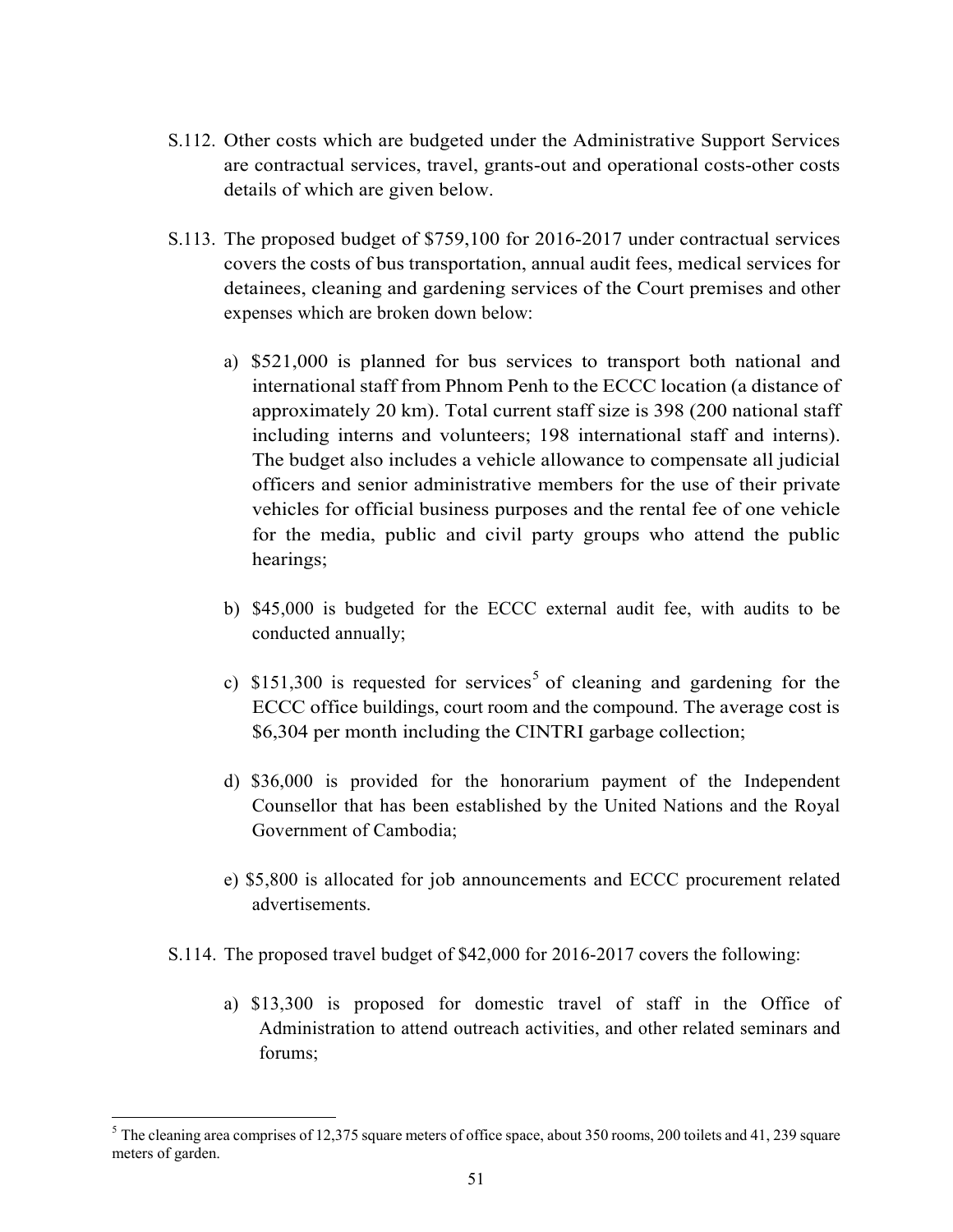S.112. Other costs which are budgeted under the Administrative Support Services are contractual services, travel, grants-out and operational costs-other costs details of which are given below.

S.113. The proposed budget of $759,100 for 2016-2017 under contractual services covers the costs of bus transportation, annual audit fees, medical services for detainees, cleaning and gardening services of the Court premises and other expenses which are broken down below:

a) $521,000 is planned for bus services to transport both national and international staff from Phnom Penh to the ECCC location (a distance of approximately 20 km). Total current staff size is 398 (200 national staff including interns and volunteers; 198 international staff and interns). The budget also includes a vehicle allowance to compensate all judicial officers and senior administrative members for the use of their private vehicles for official business purposes and the rental fee of one vehicle for the media, public and civil party groups who attend the public hearings;

b) $45,000 is budgeted for the ECCC external audit fee, with audits to be conducted annually;

c) $151,300 is requested for services[5] of cleaning and gardening for the ECCC office buildings, court room and the compound. The average cost is $6,304 per month including the CINTRI garbage collection;

d) $36,000 is provided for the honorarium payment of the Independent Counsellor that has been established by the United Nations and the Royal Government of Cambodia;

e) $5,800 is allocated for job announcements and ECCC procurement related advertisements.

S.114. The proposed travel budget of $42,000 for 2016-2017 covers the following:

a) $13,300 is proposed for domestic travel of staff in the Office of Administration to attend outreach activities, and other related seminars and forums;

---

[5] The cleaning area comprises of 12,375 square meters of office space, about 350 rooms, 200 toilets and 41, 239 square meters of garden.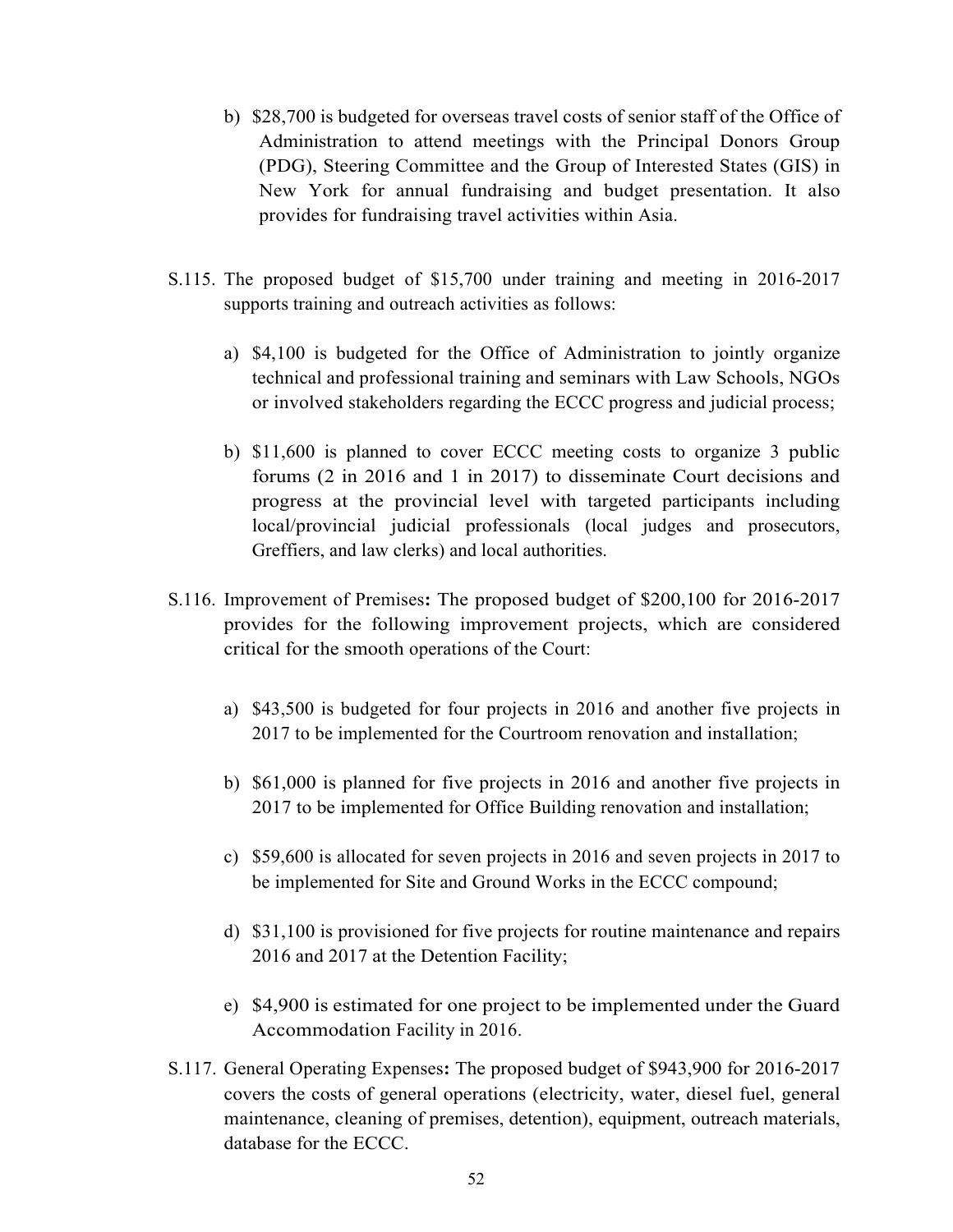b) $28,700 is budgeted for overseas travel costs of senior staff of the Office of Administration to attend meetings with the Principal Donors Group (PDG), Steering Committee and the Group of Interested States (GIS) in New York for annual fundraising and budget presentation. It also provides for fundraising travel activities within Asia.

S.115. The proposed budget of $15,700 under training and meeting in 2016-2017 supports training and outreach activities as follows:

a) $4,100 is budgeted for the Office of Administration to jointly organize technical and professional training and seminars with Law Schools, NGOs or involved stakeholders regarding the ECCC progress and judicial process;

b) $11,600 is planned to cover ECCC meeting costs to organize 3 public forums (2 in 2016 and 1 in 2017) to disseminate Court decisions and progress at the provincial level with targeted participants including local/provincial judicial professionals (local judges and prosecutors, Greffiers, and law clerks) and local authorities.

S.116. Improvement of Premises**:** The proposed budget of $200,100 for 2016-2017 provides for the following improvement projects, which are considered critical for the smooth operations of the Court:

a) $43,500 is budgeted for four projects in 2016 and another five projects in 2017 to be implemented for the Courtroom renovation and installation;

b) $61,000 is planned for five projects in 2016 and another five projects in 2017 to be implemented for Office Building renovation and installation;

c) $59,600 is allocated for seven projects in 2016 and seven projects in 2017 to be implemented for Site and Ground Works in the ECCC compound;

d) $31,100 is provisioned for five projects for routine maintenance and repairs 2016 and 2017 at the Detention Facility;

e) $4,900 is estimated for one project to be implemented under the Guard Accommodation Facility in 2016.

S.117. General Operating Expenses**:** The proposed budget of $943,900 for 2016-2017 covers the costs of general operations (electricity, water, diesel fuel, general maintenance, cleaning of premises, detention), equipment, outreach materials, database for the ECCC.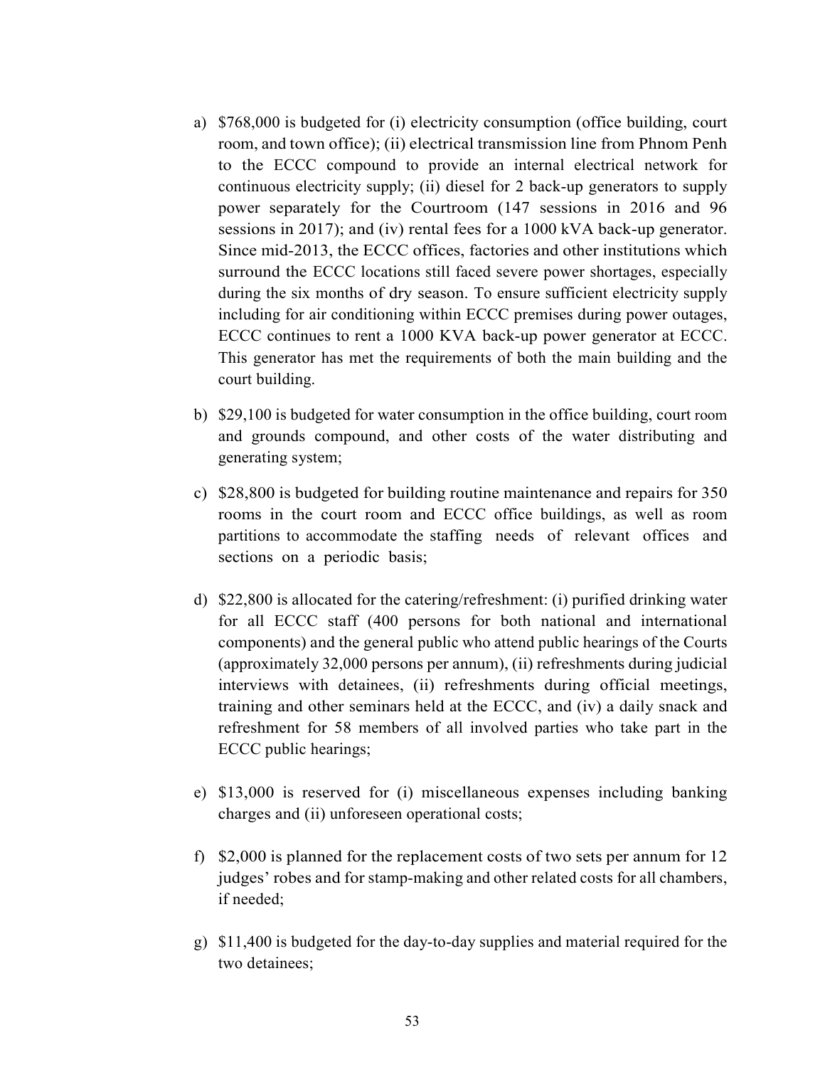a) $768,000 is budgeted for (i) electricity consumption (office building, court room, and town office); (ii) electrical transmission line from Phnom Penh to the ECCC compound to provide an internal electrical network for continuous electricity supply; (ii) diesel for 2 back-up generators to supply power separately for the Courtroom (147 sessions in 2016 and 96 sessions in 2017); and (iv) rental fees for a 1000 kVA back-up generator. Since mid-2013, the ECCC offices, factories and other institutions which surround the ECCC locations still faced severe power shortages, especially during the six months of dry season. To ensure sufficient electricity supply including for air conditioning within ECCC premises during power outages, ECCC continues to rent a 1000 KVA back-up power generator at ECCC. This generator has met the requirements of both the main building and the court building.

b) $29,100 is budgeted for water consumption in the office building, court room and grounds compound, and other costs of the water distributing and generating system;

c) $28,800 is budgeted for building routine maintenance and repairs for 350 rooms in the court room and ECCC office buildings, as well as room partitions to accommodate the staffing needs of relevant offices and sections on a periodic basis;

d) $22,800 is allocated for the catering/refreshment: (i) purified drinking water for all ECCC staff (400 persons for both national and international components) and the general public who attend public hearings of the Courts (approximately 32,000 persons per annum), (ii) refreshments during judicial interviews with detainees, (ii) refreshments during official meetings, training and other seminars held at the ECCC, and (iv) a daily snack and refreshment for 58 members of all involved parties who take part in the ECCC public hearings;

e) $13,000 is reserved for (i) miscellaneous expenses including banking charges and (ii) unforeseen operational costs;

f) $2,000 is planned for the replacement costs of two sets per annum for 12 judges' robes and for stamp-making and other related costs for all chambers, if needed;

g) $11,400 is budgeted for the day-to-day supplies and material required for the two detainees;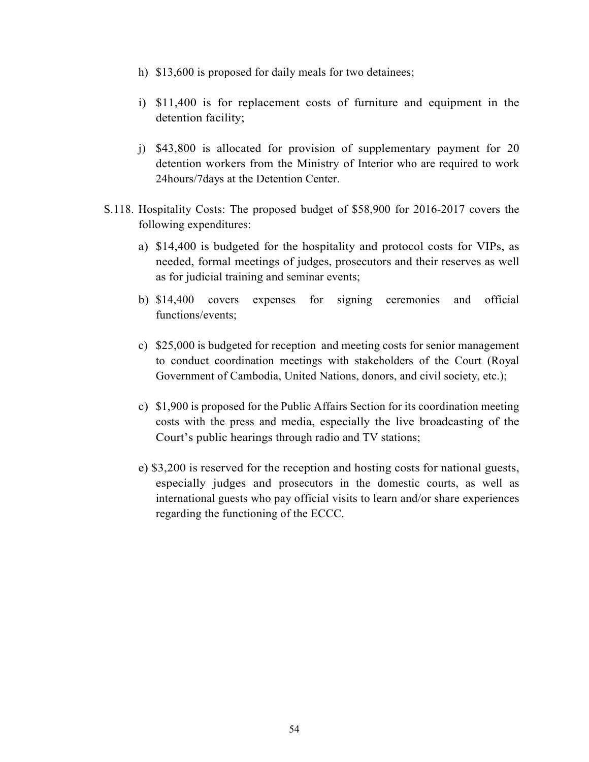h) $13,600 is proposed for daily meals for two detainees;

i) $11,400 is for replacement costs of furniture and equipment in the detention facility;

j) $43,800 is allocated for provision of supplementary payment for 20 detention workers from the Ministry of Interior who are required to work 24hours/7days at the Detention Center.

S.118. Hospitality Costs: The proposed budget of $58,900 for 2016-2017 covers the following expenditures:

a) $14,400 is budgeted for the hospitality and protocol costs for VIPs, as needed, formal meetings of judges, prosecutors and their reserves as well as for judicial training and seminar events;

b) $14,400 covers expenses for signing ceremonies and official functions/events;

c) $25,000 is budgeted for reception and meeting costs for senior management to conduct coordination meetings with stakeholders of the Court (Royal Government of Cambodia, United Nations, donors, and civil society, etc.);

c) $1,900 is proposed for the Public Affairs Section for its coordination meeting costs with the press and media, especially the live broadcasting of the Court's public hearings through radio and TV stations;

e) $3,200 is reserved for the reception and hosting costs for national guests, especially judges and prosecutors in the domestic courts, as well as international guests who pay official visits to learn and/or share experiences regarding the functioning of the ECCC.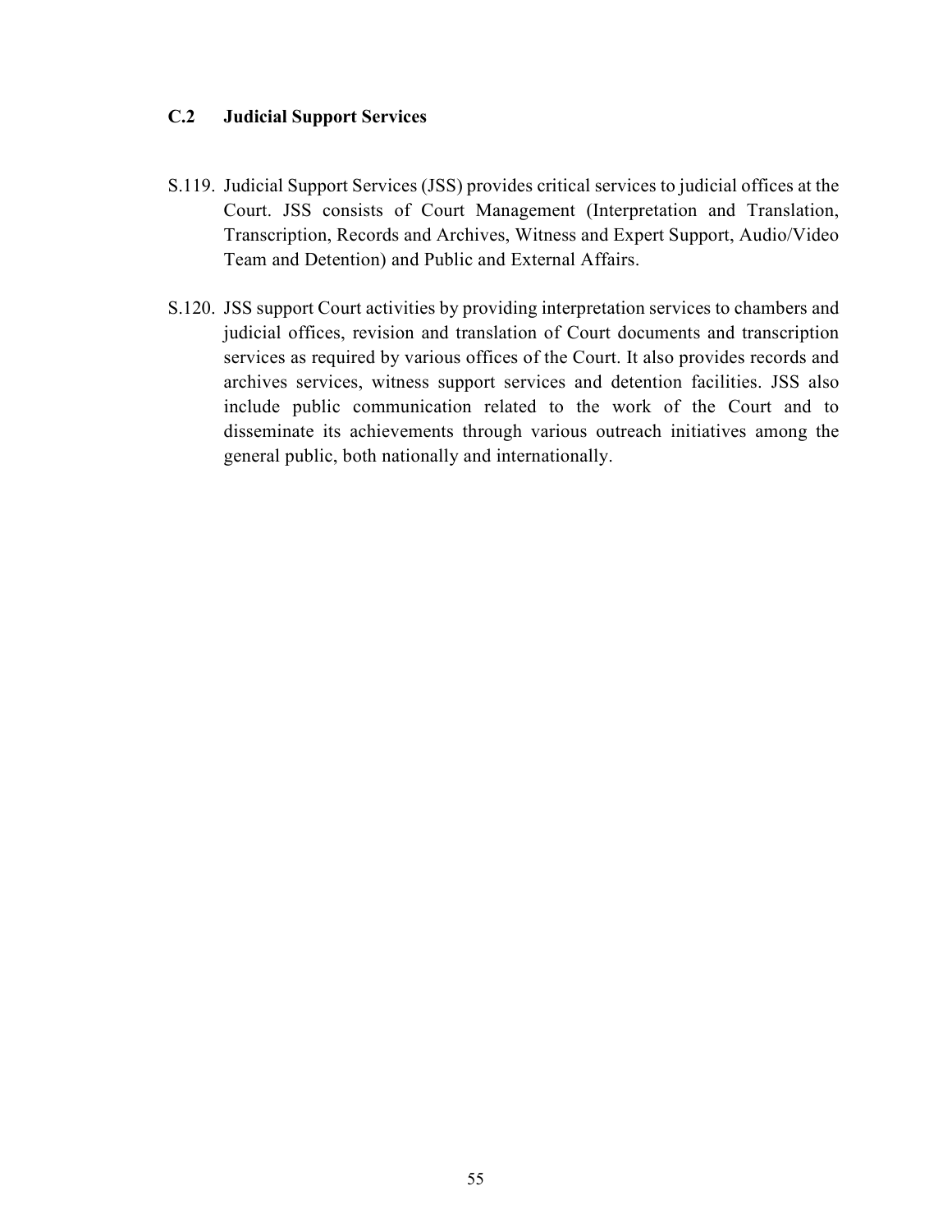## C.2 Judicial Support Services

S.119. Judicial Support Services (JSS) provides critical services to judicial offices at the Court. JSS consists of Court Management (Interpretation and Translation, Transcription, Records and Archives, Witness and Expert Support, Audio/Video Team and Detention) and Public and External Affairs.

S.120. JSS support Court activities by providing interpretation services to chambers and judicial offices, revision and translation of Court documents and transcription services as required by various offices of the Court. It also provides records and archives services, witness support services and detention facilities. JSS also include public communication related to the work of the Court and to disseminate its achievements through various outreach initiatives among the general public, both nationally and internationally.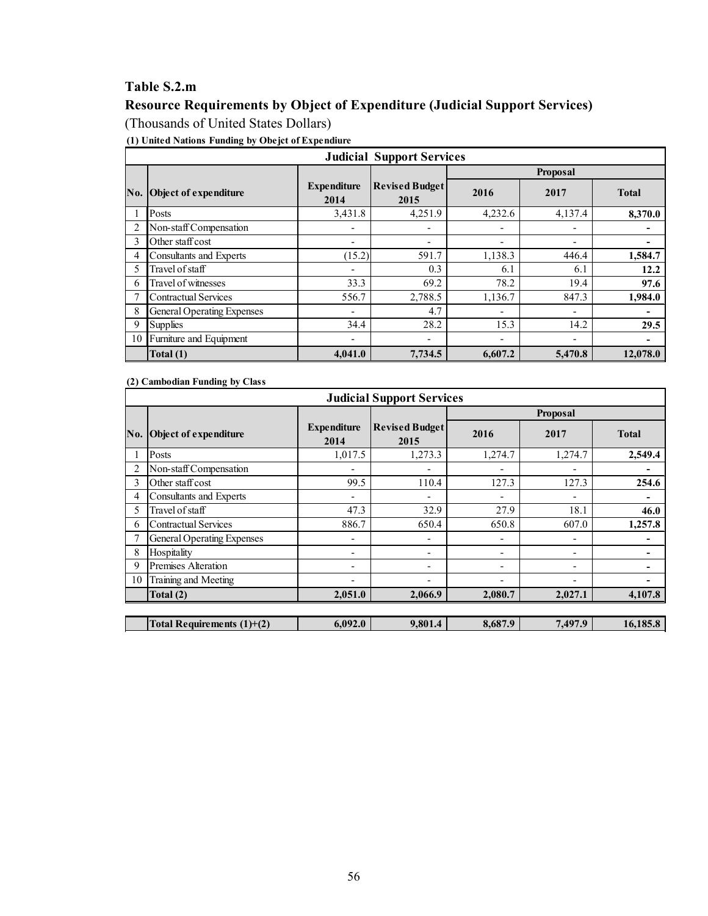## Table S.2.m

## Resource Requirements by Object of Expenditure (Judicial Support Services)

(Thousands of United States Dollars)

**(1) United Nations Funding by Obejct of Expendiure**

| Judicial Support Services | | | | | | |
|---|---|---|---|---|---|---|
| | | | | Proposal | | |
| **No.** | **Object of expenditure** | **Expenditure 2014** | **Revised Budget 2015** | **2016** | **2017** | **Total** |
| 1 | Posts | 3,431.8 | 4,251.9 | 4,232.6 | 4,137.4 | **8,370.0** |
| 2 | Non-staff Compensation | - | - | - | - | **-** |
| 3 | Other staff cost | - | - | - | - | **-** |
| 4 | Consultants and Experts | (15.2) | 591.7 | 1,138.3 | 446.4 | **1,584.7** |
| 5 | Travel of staff | - | 0.3 | 6.1 | 6.1 | **12.2** |
| 6 | Travel of witnesses | 33.3 | 69.2 | 78.2 | 19.4 | **97.6** |
| 7 | Contractual Services | 556.7 | 2,788.5 | 1,136.7 | 847.3 | **1,984.0** |
| 8 | General Operating Expenses | - | 4.7 | - | - | **-** |
| 9 | Supplies | 34.4 | 28.2 | 15.3 | 14.2 | **29.5** |
| 10 | Furniture and Equipment | - | - | - | - | **-** |
| | **Total (1)** | **4,041.0** | **7,734.5** | **6,607.2** | **5,470.8** | **12,078.0** |

**(2) Cambodian Funding by Class**

| Judicial Support Services | | | | | | |
|---|---|---|---|---|---|---|
| | | | | Proposal | | |
| **No.** | **Object of expenditure** | **Expenditure 2014** | **Revised Budget 2015** | **2016** | **2017** | **Total** |
| 1 | Posts | 1,017.5 | 1,273.3 | 1,274.7 | 1,274.7 | **2,549.4** |
| 2 | Non-staff Compensation | - | - | - | - | **-** |
| 3 | Other staff cost | 99.5 | 110.4 | 127.3 | 127.3 | **254.6** |
| 4 | Consultants and Experts | - | - | - | - | **-** |
| 5 | Travel of staff | 47.3 | 32.9 | 27.9 | 18.1 | **46.0** |
| 6 | Contractual Services | 886.7 | 650.4 | 650.8 | 607.0 | **1,257.8** |
| 7 | General Operating Expenses | - | - | - | - | **-** |
| 8 | Hospitality | - | - | - | - | **-** |
| 9 | Premises Alteration | - | - | - | - | **-** |
| 10 | Training and Meeting | - | - | - | - | **-** |
| | **Total (2)** | **2,051.0** | **2,066.9** | **2,080.7** | **2,027.1** | **4,107.8** |
| | **Total Requirements (1)+(2)** | **6,092.0** | **9,801.4** | **8,687.9** | **7,497.9** | **16,185.8** |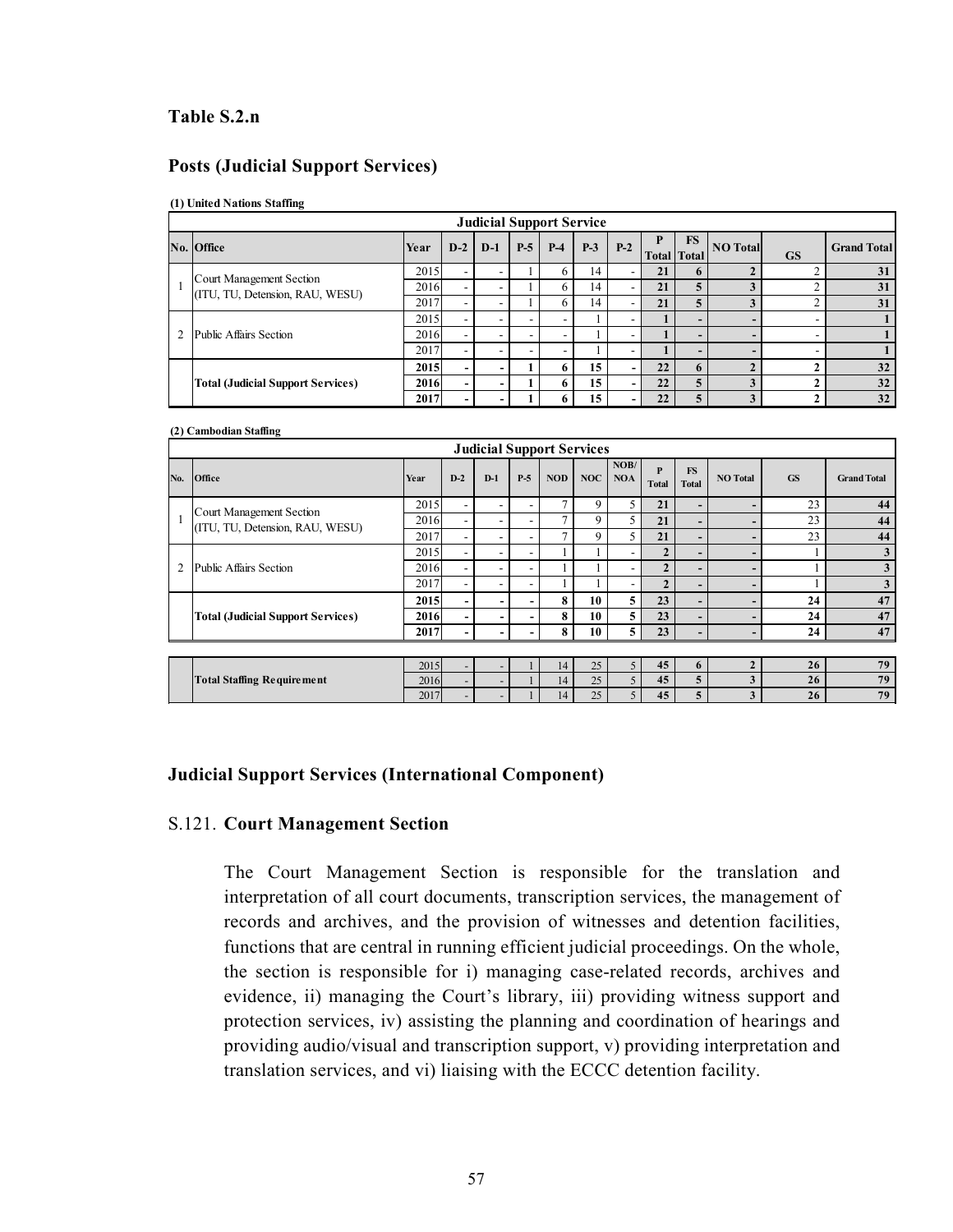**Table S.2.n**

**Posts (Judicial Support Services)**

**(1) United Nations Staffing**

| Judicial Support Service | | | | | | | | | | | | | |
|---|---|---|---|---|---|---|---|---|---|---|---|---|---|
| **No.** | **Office** | **Year** | **D-2** | **D-1** | **P-5** | **P-4** | **P-3** | **P-2** | **P Total** | **FS Total** | **NO Total** | **GS** | **Grand Total** |
| 1 | Court Management Section (ITU, TU, Detension, RAU, WESU) | 2015 | - | - | 1 | 6 | 14 | - | **21** | **6** | **2** | 2 | **31** |
| | | 2016 | - | - | 1 | 6 | 14 | - | **21** | **5** | **3** | 2 | **31** |
| | | 2017 | - | - | 1 | 6 | 14 | - | **21** | **5** | **3** | 2 | **31** |
| 2 | Public Affairs Section | 2015 | - | - | - | - | 1 | - | **1** | **-** | **-** | - | **1** |
| | | 2016 | - | - | - | - | 1 | - | **1** | **-** | **-** | - | **1** |
| | | 2017 | - | - | - | - | 1 | - | **1** | **-** | **-** | - | **1** |
| | **Total (Judicial Support Services)** | **2015** | **-** | **-** | **1** | **6** | **15** | **-** | **22** | **6** | **2** | **2** | **32** |
| | | **2016** | **-** | **-** | **1** | **6** | **15** | **-** | **22** | **5** | **3** | **2** | **32** |
| | | **2017** | **-** | **-** | **1** | **6** | **15** | **-** | **22** | **5** | **3** | **2** | **32** |

**(2) Cambodian Staffing**

| Judicial Support Services | | | | | | | | | | | | | |
|---|---|---|---|---|---|---|---|---|---|---|---|---|---|
| **No.** | **Office** | **Year** | **D-2** | **D-1** | **P-5** | **NOD** | **NOC** | **NOB/ NOA** | **P Total** | **FS Total** | **NO Total** | **GS** | **Grand Total** |
| 1 | Court Management Section (ITU, TU, Detension, RAU, WESU) | 2015 | - | - | - | 7 | 9 | 5 | **21** | **-** | **-** | 23 | **44** |
| | | 2016 | - | - | - | 7 | 9 | 5 | **21** | **-** | **-** | 23 | **44** |
| | | 2017 | - | - | - | 7 | 9 | 5 | **21** | **-** | **-** | 23 | **44** |
| 2 | Public Affairs Section | 2015 | - | - | - | 1 | 1 | - | **2** | **-** | **-** | 1 | **3** |
| | | 2016 | - | - | - | 1 | 1 | - | **2** | **-** | **-** | 1 | **3** |
| | | 2017 | - | - | - | 1 | 1 | - | **2** | **-** | **-** | 1 | **3** |
| | **Total (Judicial Support Services)** | **2015** | **-** | **-** | **-** | **8** | **10** | **5** | **23** | **-** | **-** | **24** | **47** |
| | | **2016** | **-** | **-** | **-** | **8** | **10** | **5** | **23** | **-** | **-** | **24** | **47** |
| | | **2017** | **-** | **-** | **-** | **8** | **10** | **5** | **23** | **-** | **-** | **24** | **47** |
| | **Total Staffing Requirement** | 2015 | - | - | 1 | 14 | 25 | 5 | **45** | **6** | **2** | **26** | **79** |
| | | 2016 | - | - | 1 | 14 | 25 | 5 | **45** | **5** | **3** | **26** | **79** |
| | | 2017 | - | - | 1 | 14 | 25 | 5 | **45** | **5** | **3** | **26** | **79** |

## Judicial Support Services (International Component)

### S.121. Court Management Section

The Court Management Section is responsible for the translation and interpretation of all court documents, transcription services, the management of records and archives, and the provision of witnesses and detention facilities, functions that are central in running efficient judicial proceedings. On the whole, the section is responsible for i) managing case-related records, archives and evidence, ii) managing the Court's library, iii) providing witness support and protection services, iv) assisting the planning and coordination of hearings and providing audio/visual and transcription support, v) providing interpretation and translation services, and vi) liaising with the ECCC detention facility.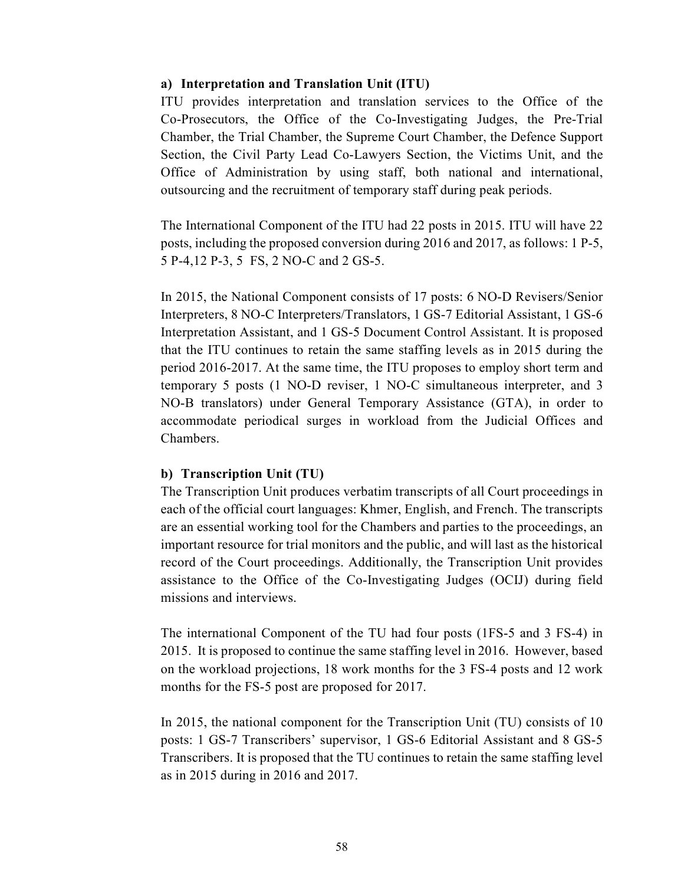**a) Interpretation and Translation Unit (ITU)**

ITU provides interpretation and translation services to the Office of the Co-Prosecutors, the Office of the Co-Investigating Judges, the Pre-Trial Chamber, the Trial Chamber, the Supreme Court Chamber, the Defence Support Section, the Civil Party Lead Co-Lawyers Section, the Victims Unit, and the Office of Administration by using staff, both national and international, outsourcing and the recruitment of temporary staff during peak periods.

The International Component of the ITU had 22 posts in 2015. ITU will have 22 posts, including the proposed conversion during 2016 and 2017, as follows: 1 P-5, 5 P-4,12 P-3, 5 FS, 2 NO-C and 2 GS-5.

In 2015, the National Component consists of 17 posts: 6 NO-D Revisers/Senior Interpreters, 8 NO-C Interpreters/Translators, 1 GS-7 Editorial Assistant, 1 GS-6 Interpretation Assistant, and 1 GS-5 Document Control Assistant. It is proposed that the ITU continues to retain the same staffing levels as in 2015 during the period 2016-2017. At the same time, the ITU proposes to employ short term and temporary 5 posts (1 NO-D reviser, 1 NO-C simultaneous interpreter, and 3 NO-B translators) under General Temporary Assistance (GTA), in order to accommodate periodical surges in workload from the Judicial Offices and Chambers.

**b) Transcription Unit (TU)**

The Transcription Unit produces verbatim transcripts of all Court proceedings in each of the official court languages: Khmer, English, and French. The transcripts are an essential working tool for the Chambers and parties to the proceedings, an important resource for trial monitors and the public, and will last as the historical record of the Court proceedings. Additionally, the Transcription Unit provides assistance to the Office of the Co-Investigating Judges (OCIJ) during field missions and interviews.

The international Component of the TU had four posts (1FS-5 and 3 FS-4) in 2015. It is proposed to continue the same staffing level in 2016. However, based on the workload projections, 18 work months for the 3 FS-4 posts and 12 work months for the FS-5 post are proposed for 2017.

In 2015, the national component for the Transcription Unit (TU) consists of 10 posts: 1 GS-7 Transcribers' supervisor, 1 GS-6 Editorial Assistant and 8 GS-5 Transcribers. It is proposed that the TU continues to retain the same staffing level as in 2015 during in 2016 and 2017.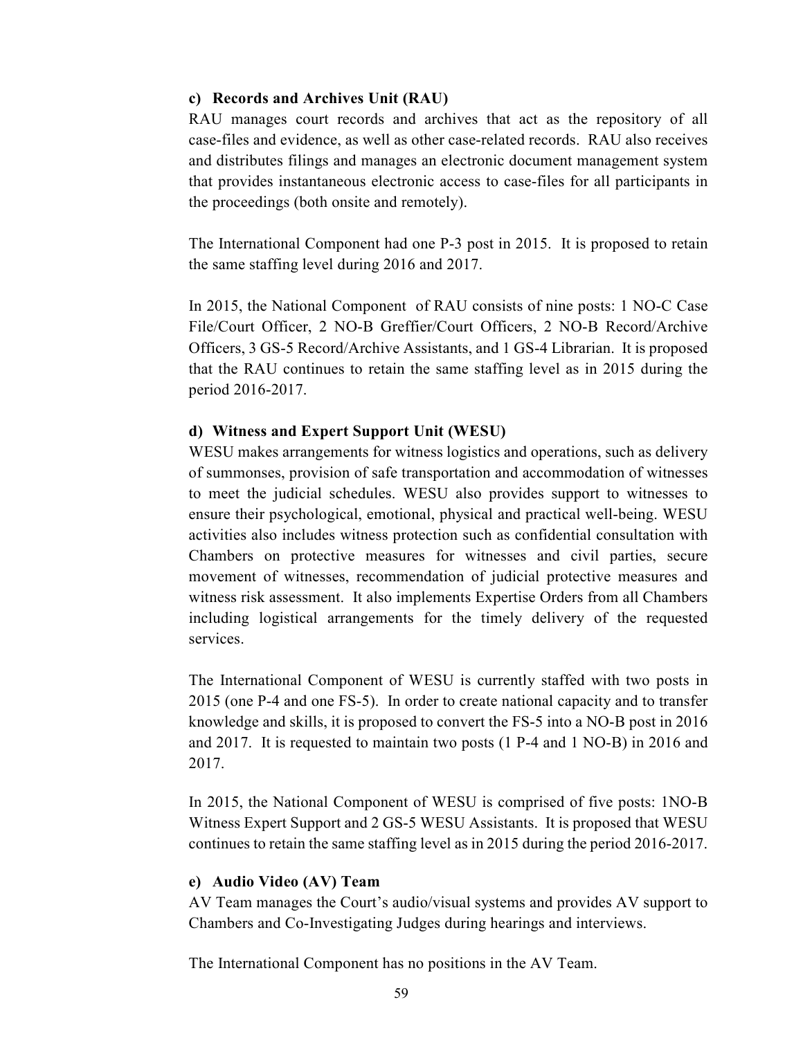#### c) Records and Archives Unit (RAU)

RAU manages court records and archives that act as the repository of all case-files and evidence, as well as other case-related records. RAU also receives and distributes filings and manages an electronic document management system that provides instantaneous electronic access to case-files for all participants in the proceedings (both onsite and remotely).

The International Component had one P-3 post in 2015. It is proposed to retain the same staffing level during 2016 and 2017.

In 2015, the National Component of RAU consists of nine posts: 1 NO-C Case File/Court Officer, 2 NO-B Greffier/Court Officers, 2 NO-B Record/Archive Officers, 3 GS-5 Record/Archive Assistants, and 1 GS-4 Librarian. It is proposed that the RAU continues to retain the same staffing level as in 2015 during the period 2016-2017.

#### d) Witness and Expert Support Unit (WESU)

WESU makes arrangements for witness logistics and operations, such as delivery of summonses, provision of safe transportation and accommodation of witnesses to meet the judicial schedules. WESU also provides support to witnesses to ensure their psychological, emotional, physical and practical well-being. WESU activities also includes witness protection such as confidential consultation with Chambers on protective measures for witnesses and civil parties, secure movement of witnesses, recommendation of judicial protective measures and witness risk assessment. It also implements Expertise Orders from all Chambers including logistical arrangements for the timely delivery of the requested services.

The International Component of WESU is currently staffed with two posts in 2015 (one P-4 and one FS-5). In order to create national capacity and to transfer knowledge and skills, it is proposed to convert the FS-5 into a NO-B post in 2016 and 2017. It is requested to maintain two posts (1 P-4 and 1 NO-B) in 2016 and 2017.

In 2015, the National Component of WESU is comprised of five posts: 1NO-B Witness Expert Support and 2 GS-5 WESU Assistants. It is proposed that WESU continues to retain the same staffing level as in 2015 during the period 2016-2017.

#### e) Audio Video (AV) Team

AV Team manages the Court's audio/visual systems and provides AV support to Chambers and Co-Investigating Judges during hearings and interviews.

The International Component has no positions in the AV Team.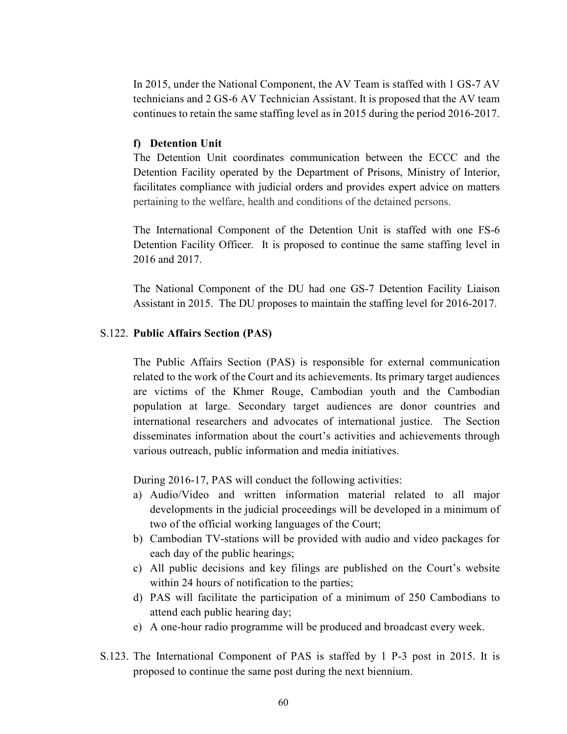In 2015, under the National Component, the AV Team is staffed with 1 GS-7 AV technicians and 2 GS-6 AV Technician Assistant. It is proposed that the AV team continues to retain the same staffing level as in 2015 during the period 2016-2017.

**f) Detention Unit**

The Detention Unit coordinates communication between the ECCC and the Detention Facility operated by the Department of Prisons, Ministry of Interior, facilitates compliance with judicial orders and provides expert advice on matters pertaining to the welfare, health and conditions of the detained persons.

The International Component of the Detention Unit is staffed with one FS-6 Detention Facility Officer. It is proposed to continue the same staffing level in 2016 and 2017.

The National Component of the DU had one GS-7 Detention Facility Liaison Assistant in 2015. The DU proposes to maintain the staffing level for 2016-2017.

S.122. **Public Affairs Section (PAS)**

The Public Affairs Section (PAS) is responsible for external communication related to the work of the Court and its achievements. Its primary target audiences are victims of the Khmer Rouge, Cambodian youth and the Cambodian population at large. Secondary target audiences are donor countries and international researchers and advocates of international justice. The Section disseminates information about the court's activities and achievements through various outreach, public information and media initiatives.

During 2016-17, PAS will conduct the following activities:

a) Audio/Video and written information material related to all major developments in the judicial proceedings will be developed in a minimum of two of the official working languages of the Court;
b) Cambodian TV-stations will be provided with audio and video packages for each day of the public hearings;
c) All public decisions and key filings are published on the Court's website within 24 hours of notification to the parties;
d) PAS will facilitate the participation of a minimum of 250 Cambodians to attend each public hearing day;
e) A one-hour radio programme will be produced and broadcast every week.

S.123. The International Component of PAS is staffed by 1 P-3 post in 2015. It is proposed to continue the same post during the next biennium.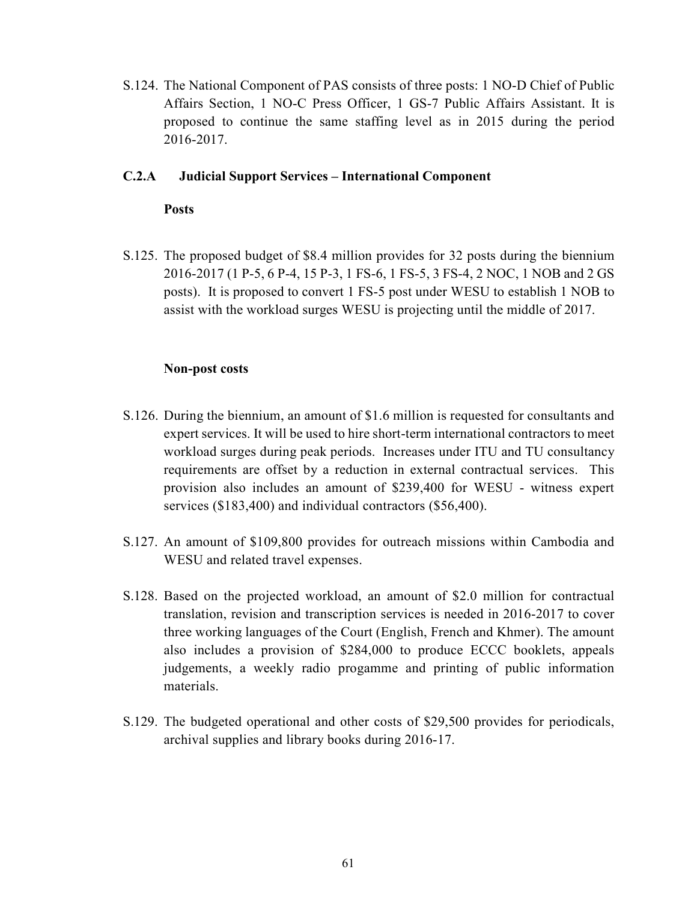S.124. The National Component of PAS consists of three posts: 1 NO-D Chief of Public Affairs Section, 1 NO-C Press Officer, 1 GS-7 Public Affairs Assistant. It is proposed to continue the same staffing level as in 2015 during the period 2016-2017.

### C.2.A Judicial Support Services – International Component

**Posts**

S.125. The proposed budget of $8.4 million provides for 32 posts during the biennium 2016-2017 (1 P-5, 6 P-4, 15 P-3, 1 FS-6, 1 FS-5, 3 FS-4, 2 NOC, 1 NOB and 2 GS posts). It is proposed to convert 1 FS-5 post under WESU to establish 1 NOB to assist with the workload surges WESU is projecting until the middle of 2017.

**Non-post costs**

S.126. During the biennium, an amount of $1.6 million is requested for consultants and expert services. It will be used to hire short-term international contractors to meet workload surges during peak periods. Increases under ITU and TU consultancy requirements are offset by a reduction in external contractual services. This provision also includes an amount of $239,400 for WESU - witness expert services ($183,400) and individual contractors ($56,400).

S.127. An amount of $109,800 provides for outreach missions within Cambodia and WESU and related travel expenses.

S.128. Based on the projected workload, an amount of $2.0 million for contractual translation, revision and transcription services is needed in 2016-2017 to cover three working languages of the Court (English, French and Khmer). The amount also includes a provision of $284,000 to produce ECCC booklets, appeals judgements, a weekly radio progamme and printing of public information materials.

S.129. The budgeted operational and other costs of $29,500 provides for periodicals, archival supplies and library books during 2016-17.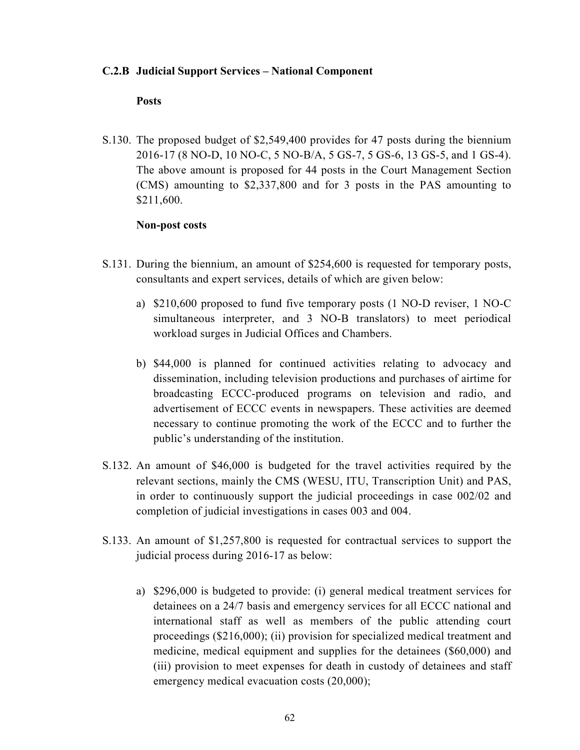### C.2.B Judicial Support Services – National Component

**Posts**

S.130. The proposed budget of $2,549,400 provides for 47 posts during the biennium 2016-17 (8 NO-D, 10 NO-C, 5 NO-B/A, 5 GS-7, 5 GS-6, 13 GS-5, and 1 GS-4). The above amount is proposed for 44 posts in the Court Management Section (CMS) amounting to $2,337,800 and for 3 posts in the PAS amounting to $211,600.

**Non-post costs**

S.131. During the biennium, an amount of $254,600 is requested for temporary posts, consultants and expert services, details of which are given below:

a) $210,600 proposed to fund five temporary posts (1 NO-D reviser, 1 NO-C simultaneous interpreter, and 3 NO-B translators) to meet periodical workload surges in Judicial Offices and Chambers.

b) $44,000 is planned for continued activities relating to advocacy and dissemination, including television productions and purchases of airtime for broadcasting ECCC-produced programs on television and radio, and advertisement of ECCC events in newspapers. These activities are deemed necessary to continue promoting the work of the ECCC and to further the public's understanding of the institution.

S.132. An amount of $46,000 is budgeted for the travel activities required by the relevant sections, mainly the CMS (WESU, ITU, Transcription Unit) and PAS, in order to continuously support the judicial proceedings in case 002/02 and completion of judicial investigations in cases 003 and 004.

S.133. An amount of $1,257,800 is requested for contractual services to support the judicial process during 2016-17 as below:

a) $296,000 is budgeted to provide: (i) general medical treatment services for detainees on a 24/7 basis and emergency services for all ECCC national and international staff as well as members of the public attending court proceedings ($216,000); (ii) provision for specialized medical treatment and medicine, medical equipment and supplies for the detainees ($60,000) and (iii) provision to meet expenses for death in custody of detainees and staff emergency medical evacuation costs (20,000);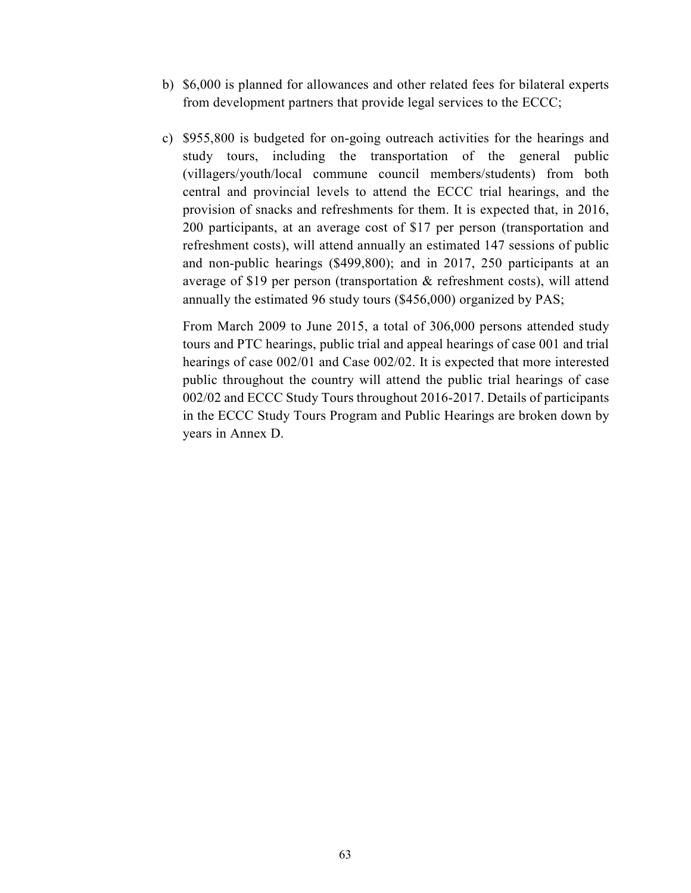b) $6,000 is planned for allowances and other related fees for bilateral experts from development partners that provide legal services to the ECCC;

c) $955,800 is budgeted for on-going outreach activities for the hearings and study tours, including the transportation of the general public (villagers/youth/local commune council members/students) from both central and provincial levels to attend the ECCC trial hearings, and the provision of snacks and refreshments for them. It is expected that, in 2016, 200 participants, at an average cost of $17 per person (transportation and refreshment costs), will attend annually an estimated 147 sessions of public and non-public hearings ($499,800); and in 2017, 250 participants at an average of $19 per person (transportation & refreshment costs), will attend annually the estimated 96 study tours ($456,000) organized by PAS;

   From March 2009 to June 2015, a total of 306,000 persons attended study tours and PTC hearings, public trial and appeal hearings of case 001 and trial hearings of case 002/01 and Case 002/02. It is expected that more interested public throughout the country will attend the public trial hearings of case 002/02 and ECCC Study Tours throughout 2016-2017. Details of participants in the ECCC Study Tours Program and Public Hearings are broken down by years in Annex D.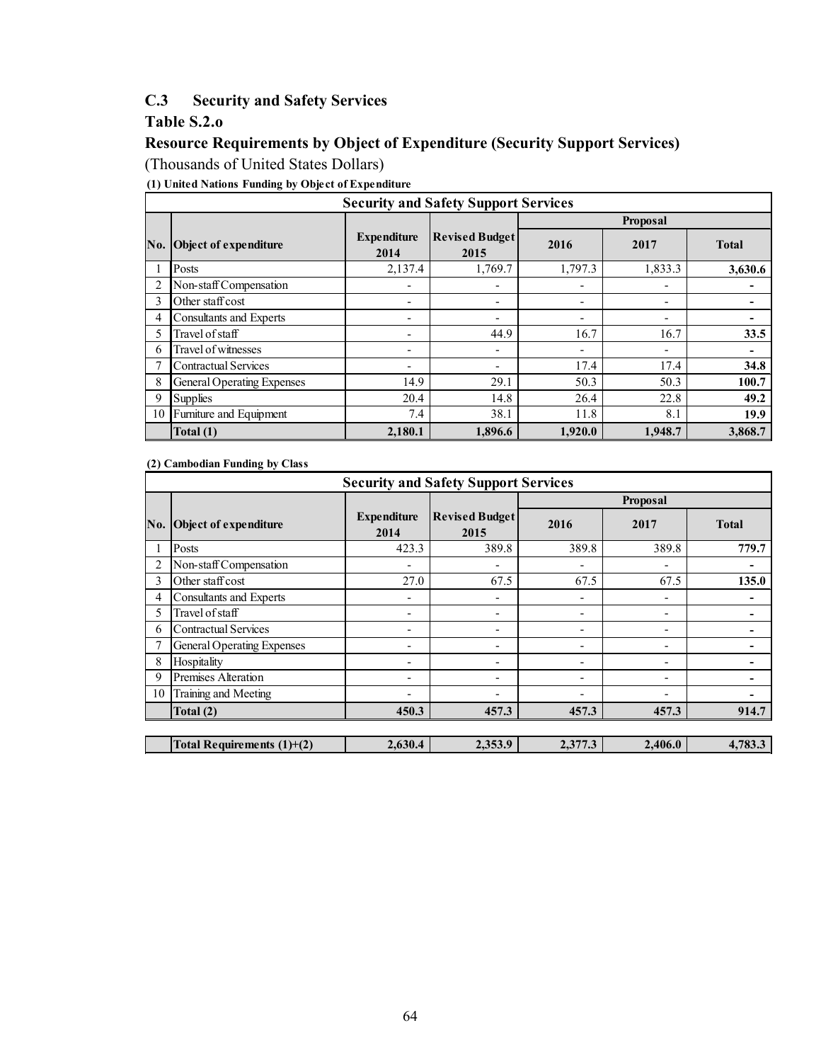## C.3 Security and Safety Services

### Table S.2.o

### Resource Requirements by Object of Expenditure (Security Support Services)

(Thousands of United States Dollars)

**(1) United Nations Funding by Object of Expenditure**

| Security and Safety Support Services | | | | | | |
|---|---|---|---|---|---|---|
| | | | | Proposal | | |
| No. | Object of expenditure | Expenditure 2014 | Revised Budget 2015 | 2016 | 2017 | Total |
| 1 | Posts | 2,137.4 | 1,769.7 | 1,797.3 | 1,833.3 | **3,630.6** |
| 2 | Non-staff Compensation | - | - | - | - | **-** |
| 3 | Other staff cost | - | - | - | - | **-** |
| 4 | Consultants and Experts | - | - | - | - | **-** |
| 5 | Travel of staff | - | 44.9 | 16.7 | 16.7 | **33.5** |
| 6 | Travel of witnesses | - | - | - | - | **-** |
| 7 | Contractual Services | - | - | 17.4 | 17.4 | **34.8** |
| 8 | General Operating Expenses | 14.9 | 29.1 | 50.3 | 50.3 | **100.7** |
| 9 | Supplies | 20.4 | 14.8 | 26.4 | 22.8 | **49.2** |
| 10 | Furniture and Equipment | 7.4 | 38.1 | 11.8 | 8.1 | **19.9** |
| | **Total (1)** | **2,180.1** | **1,896.6** | **1,920.0** | **1,948.7** | **3,868.7** |

**(2) Cambodian Funding by Class**

| Security and Safety Support Services | | | | | | |
|---|---|---|---|---|---|---|
| | | | | Proposal | | |
| No. | Object of expenditure | Expenditure 2014 | Revised Budget 2015 | 2016 | 2017 | Total |
| 1 | Posts | 423.3 | 389.8 | 389.8 | 389.8 | **779.7** |
| 2 | Non-staff Compensation | - | - | - | - | **-** |
| 3 | Other staff cost | 27.0 | 67.5 | 67.5 | 67.5 | **135.0** |
| 4 | Consultants and Experts | - | - | - | - | **-** |
| 5 | Travel of staff | - | - | - | - | **-** |
| 6 | Contractual Services | - | - | - | - | **-** |
| 7 | General Operating Expenses | - | - | - | - | **-** |
| 8 | Hospitality | - | - | - | - | **-** |
| 9 | Premises Alteration | - | - | - | - | **-** |
| 10 | Training and Meeting | - | - | - | - | **-** |
| | **Total (2)** | **450.3** | **457.3** | **457.3** | **457.3** | **914.7** |
| | | | | | | |
| | **Total Requirements (1)+(2)** | **2,630.4** | **2,353.9** | **2,377.3** | **2,406.0** | **4,783.3** |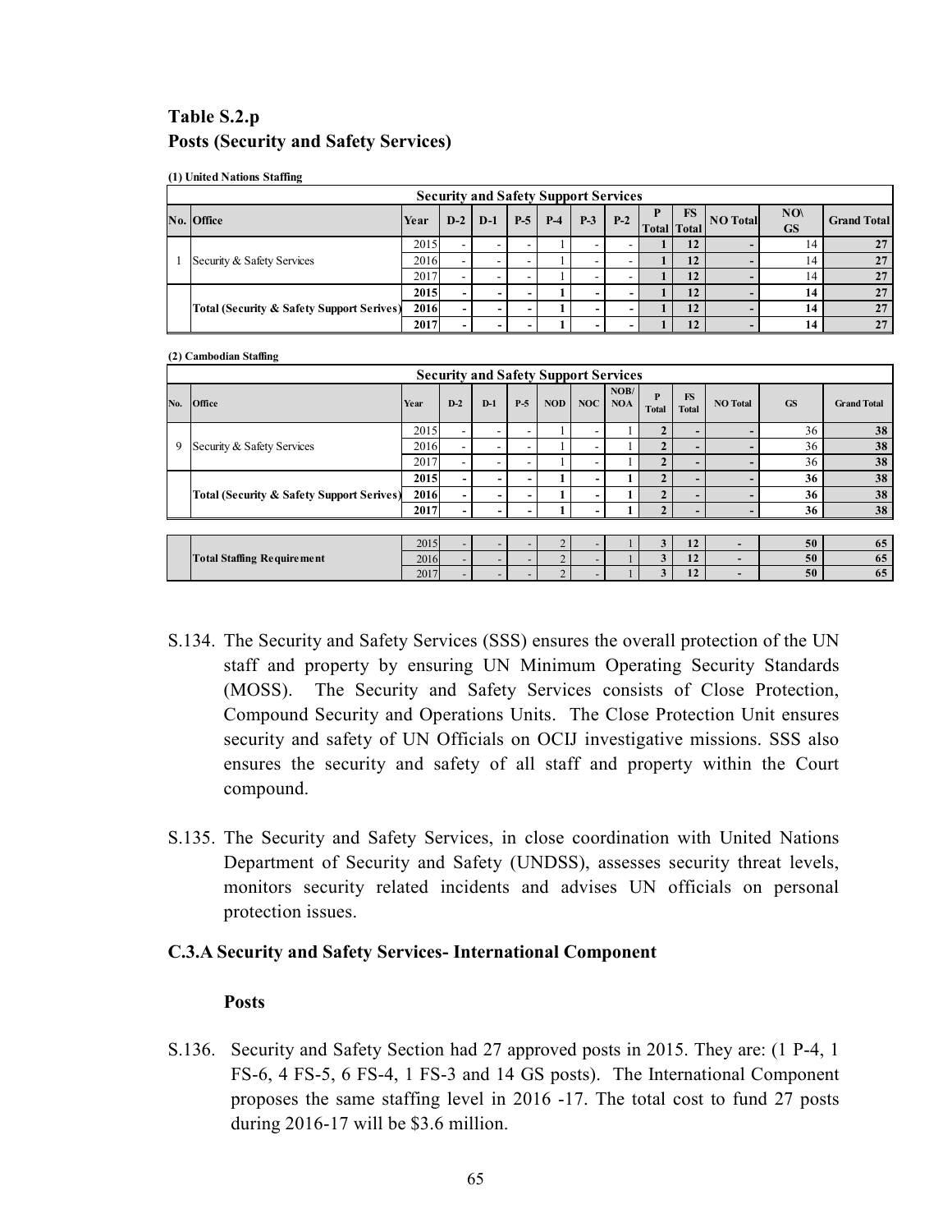## Table S.2.p
## Posts (Security and Safety Services)

**(1) United Nations Staffing**

| Security and Safety Support Services | | | | | | | | | | | | | | |
|---|---|---|---|---|---|---|---|---|---|---|---|---|---|---|
| No. | Office | Year | D-2 | D-1 | P-5 | P-4 | P-3 | P-2 | P Total | FS Total | NO Total | NO\ GS | Grand Total |
| 1 | Security & Safety Services | 2015 | - | - | - | 1 | - | - | 1 | 12 | - | 14 | 27 |
| | | 2016 | - | - | - | 1 | - | - | 1 | 12 | - | 14 | 27 |
| | | 2017 | - | - | - | 1 | - | - | 1 | 12 | - | 14 | 27 |
| | **Total (Security & Safety Support Serives)** | **2015** | **-** | **-** | **-** | **1** | **-** | **-** | **1** | **12** | **-** | **14** | **27** |
| | | **2016** | **-** | **-** | **-** | **1** | **-** | **-** | **1** | **12** | **-** | **14** | **27** |
| | | **2017** | **-** | **-** | **-** | **1** | **-** | **-** | **1** | **12** | **-** | **14** | **27** |

**(2) Cambodian Staffing**

| Security and Safety Support Services | | | | | | | | | | | | | |
|---|---|---|---|---|---|---|---|---|---|---|---|---|---|
| No. | Office | Year | D-2 | D-1 | P-5 | NOD | NOC | NOB/ NOA | P Total | FS Total | NO Total | GS | Grand Total |
| 9 | Security & Safety Services | 2015 | - | - | - | 1 | - | 1 | 2 | - | - | 36 | 38 |
| | | 2016 | - | - | - | 1 | - | 1 | 2 | - | - | 36 | 38 |
| | | 2017 | - | - | - | 1 | - | 1 | 2 | - | - | 36 | 38 |
| | **Total (Security & Safety Support Serives)** | **2015** | **-** | **-** | **-** | **1** | **-** | **1** | **2** | **-** | **-** | **36** | **38** |
| | | **2016** | **-** | **-** | **-** | **1** | **-** | **1** | **2** | **-** | **-** | **36** | **38** |
| | | **2017** | **-** | **-** | **-** | **1** | **-** | **1** | **2** | **-** | **-** | **36** | **38** |
| | **Total Staffing Requirement** | 2015 | - | - | - | 2 | - | 1 | **3** | **12** | **-** | **50** | **65** |
| | | 2016 | - | - | - | 2 | - | 1 | **3** | **12** | **-** | **50** | **65** |
| | | 2017 | - | - | - | 2 | - | 1 | **3** | **12** | **-** | **50** | **65** |

S.134. The Security and Safety Services (SSS) ensures the overall protection of the UN staff and property by ensuring UN Minimum Operating Security Standards (MOSS). The Security and Safety Services consists of Close Protection, Compound Security and Operations Units. The Close Protection Unit ensures security and safety of UN Officials on OCIJ investigative missions. SSS also ensures the security and safety of all staff and property within the Court compound.

S.135. The Security and Safety Services, in close coordination with United Nations Department of Security and Safety (UNDSS), assesses security threat levels, monitors security related incidents and advises UN officials on personal protection issues.

### C.3.A Security and Safety Services- International Component

**Posts**

S.136. Security and Safety Section had 27 approved posts in 2015. They are: (1 P-4, 1 FS-6, 4 FS-5, 6 FS-4, 1 FS-3 and 14 GS posts). The International Component proposes the same staffing level in 2016 -17. The total cost to fund 27 posts during 2016-17 will be $3.6 million.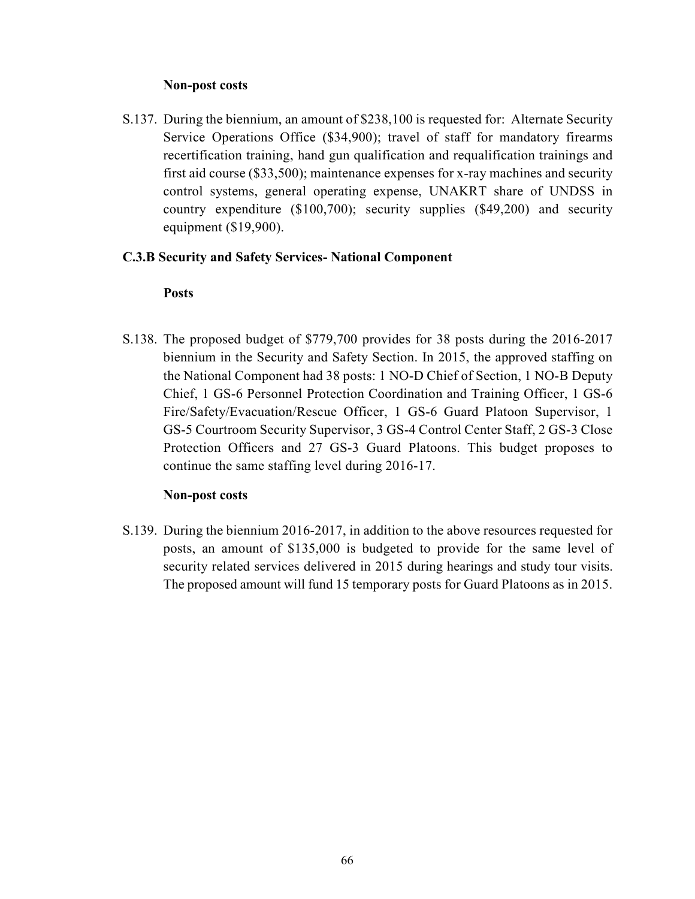**Non-post costs**

S.137. During the biennium, an amount of $238,100 is requested for: Alternate Security Service Operations Office ($34,900); travel of staff for mandatory firearms recertification training, hand gun qualification and requalification trainings and first aid course ($33,500); maintenance expenses for x-ray machines and security control systems, general operating expense, UNAKRT share of UNDSS in country expenditure ($100,700); security supplies ($49,200) and security equipment ($19,900).

### C.3.B Security and Safety Services- National Component

**Posts**

S.138. The proposed budget of $779,700 provides for 38 posts during the 2016-2017 biennium in the Security and Safety Section. In 2015, the approved staffing on the National Component had 38 posts: 1 NO-D Chief of Section, 1 NO-B Deputy Chief, 1 GS-6 Personnel Protection Coordination and Training Officer, 1 GS-6 Fire/Safety/Evacuation/Rescue Officer, 1 GS-6 Guard Platoon Supervisor, 1 GS-5 Courtroom Security Supervisor, 3 GS-4 Control Center Staff, 2 GS-3 Close Protection Officers and 27 GS-3 Guard Platoons. This budget proposes to continue the same staffing level during 2016-17.

**Non-post costs**

S.139. During the biennium 2016-2017, in addition to the above resources requested for posts, an amount of $135,000 is budgeted to provide for the same level of security related services delivered in 2015 during hearings and study tour visits. The proposed amount will fund 15 temporary posts for Guard Platoons as in 2015.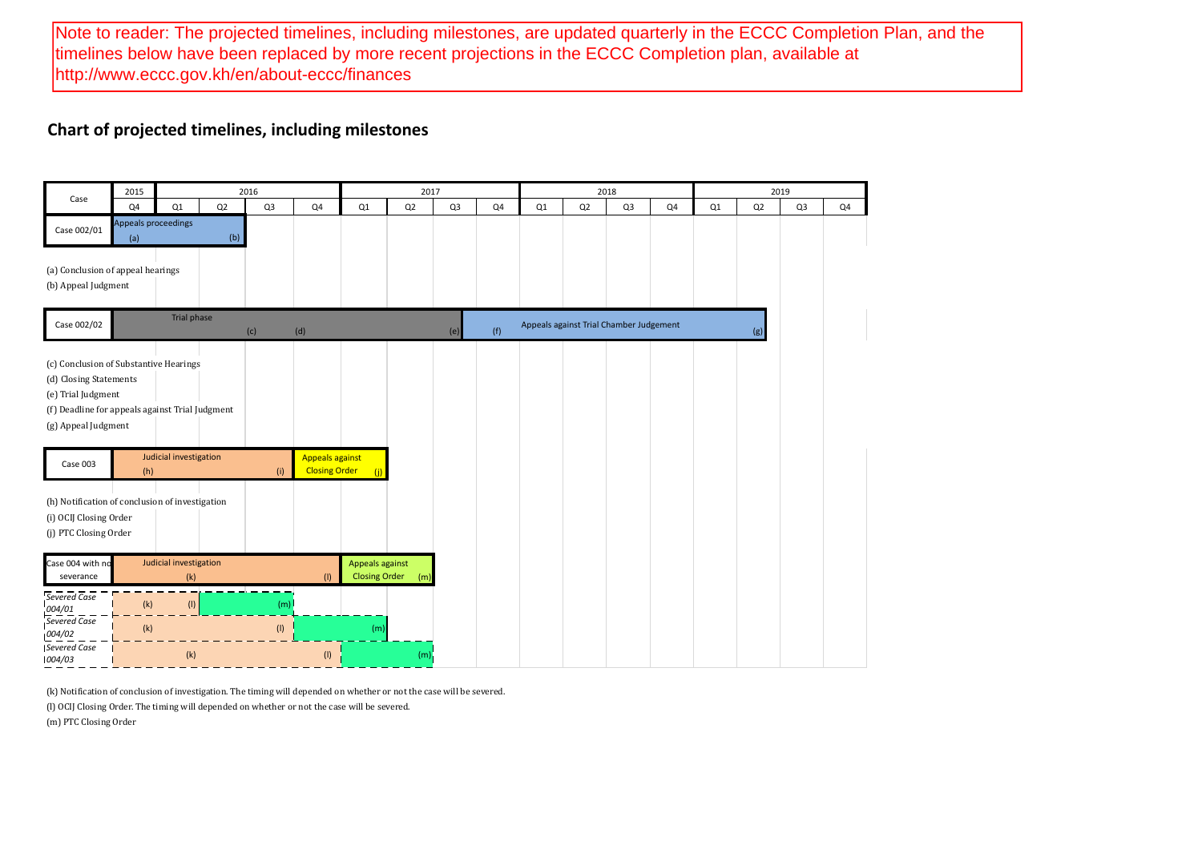Note to reader: The projected timelines, including milestones, are updated quarterly in the ECCC Completion Plan, and the timelines below have been replaced by more recent projections in the ECCC Completion plan, available at http://www.eccc.gov.kh/en/about-eccc/finances

## Chart of projected timelines, including milestones

| Case | 2015 | 2016 | | | | 2017 | | | | 2018 | | | | 2019 | | | |
|---|---|---|---|---|---|---|---|---|---|---|---|---|---|---|---|---|---|
| | Q4 | Q1 | Q2 | Q3 | Q4 | Q1 | Q2 | Q3 | Q4 | Q1 | Q2 | Q3 | Q4 | Q1 | Q2 | Q3 | Q4 |
| Case 002/01 | Appeals proceedings (a) | | (b) | | | | | | | | | | | | | | |

(a) Conclusion of appeal hearings
(b) Appeal Judgment

| Case | 2015 Q4 | 2016 Q1 | 2016 Q2 | 2016 Q3 | 2016 Q4 | 2017 Q1 | 2017 Q2 | 2017 Q3 | 2017 Q4 | 2018 Q1 | 2018 Q2 | 2018 Q3 | 2018 Q4 | 2019 Q1 | 2019 Q2 | 2019 Q3 | 2019 Q4 |
|---|---|---|---|---|---|---|---|---|---|---|---|---|---|---|---|---|---|
| Case 002/02 | Trial phase | | | (c) | (d) | | | (e) | (f) Appeals against Trial Chamber Judgement | | | | | | (g) | | |

(c) Conclusion of Substantive Hearings
(d) Closing Statements
(e) Trial Judgment
(f) Deadline for appeals against Trial Judgment
(g) Appeal Judgment

| Case | 2015 Q4 | 2016 Q1 | 2016 Q2 | 2016 Q3 | 2016 Q4 | 2017 Q1 | 2017 Q2 |
|---|---|---|---|---|---|---|---|
| Case 003 | Judicial investigation (h) | | | (i) | Appeals against Closing Order | (j) | |

(h) Notification of conclusion of investigation
(i) OCIJ Closing Order
(j) PTC Closing Order

| Case | 2015 Q4 | 2016 Q1 | 2016 Q2 | 2016 Q3 | 2016 Q4 | 2017 Q1 | 2017 Q2 |
|---|---|---|---|---|---|---|---|
| Case 004 with no severance | Judicial investigation | (k) | | | (l) | Appeals against Closing Order | (m) |
| *Severed Case 004/01* | (k) | (l) | | (m) | | | |
| *Severed Case 004/02* | (k) | | | (l) | | (m) | |
| *Severed Case 004/03* | | (k) | | | (l) | | (m) |

(k) Notification of conclusion of investigation. The timing will depended on whether or not the case will be severed.
(l) OCIJ Closing Order. The timing will depended on whether or not the case will be severed.
(m) PTC Closing Order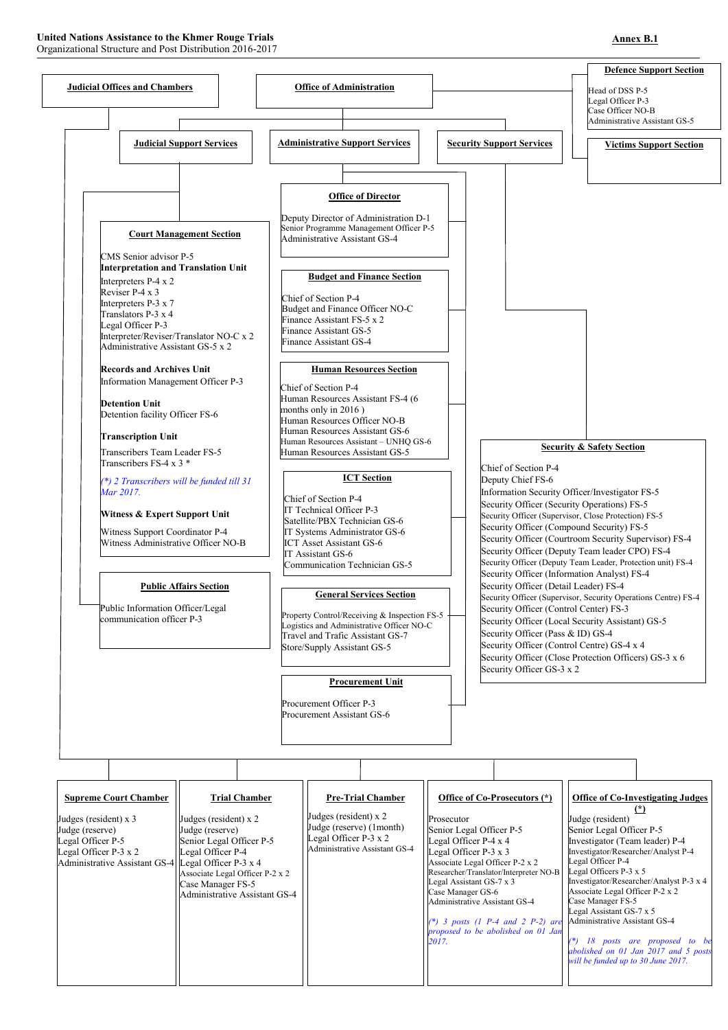**United Nations Assistance to the Khmer Rouge Trials**
Organizational Structure and Post Distribution 2016-2017

**Annex B.1**

## Judicial Offices and Chambers

## Office of Administration

## Defence Support Section

Head of DSS P-5
Legal Officer P-3
Case Officer NO-B
Administrative Assistant GS-5

## Victims Support Section

## Judicial Support Services

## Administrative Support Services

## Security Support Services

### Court Management Section

CMS Senior advisor P-5

**Interpretation and Translation Unit**

Interpreters P-4 x 2
Reviser P-4 x 3
Interpreters P-3 x 7
Translators P-3 x 4
Legal Officer P-3
Interpreter/Reviser/Translator NO-C x 2
Administrative Assistant GS-5 x 2

**Records and Archives Unit**

Information Management Officer P-3

**Detention Unit**

Detention facility Officer FS-6

**Transcription Unit**

Transcribers Team Leader FS-5
Transcribers FS-4 x 3 *

*(\*) 2 Transcribers will be funded till 31 Mar 2017.*

**Witness & Expert Support Unit**

Witness Support Coordinator P-4
Witness Administrative Officer NO-B

### Public Affairs Section

Public Information Officer/Legal communication officer P-3

### Office of Director

Deputy Director of Administration D-1
Senior Programme Management Officer P-5
Administrative Assistant GS-4

### Budget and Finance Section

Chief of Section P-4
Budget and Finance Officer NO-C
Finance Assistant FS-5 x 2
Finance Assistant GS-5
Finance Assistant GS-4

### Human Resources Section

Chief of Section P-4
Human Resources Assistant FS-4 (6 months only in 2016 )
Human Resources Officer NO-B
Human Resources Assistant GS-6
Human Resources Assistant – UNHQ GS-6
Human Resources Assistant GS-5

### ICT Section

Chief of Section P-4
IT Technical Officer P-3
Satellite/PBX Technician GS-6
IT Systems Administrator GS-6
ICT Asset Assistant GS-6
IT Assistant GS-6
Communication Technician GS-5

### General Services Section

Property Control/Receiving & Inspection FS-5
Logistics and Administrative Officer NO-C
Travel and Trafic Assistant GS-7
Store/Supply Assistant GS-5

### Procurement Unit

Procurement Officer P-3
Procurement Assistant GS-6

### Security & Safety Section

Chief of Section P-4
Deputy Chief FS-6
Information Security Officer/Investigator FS-5
Security Officer (Security Operations) FS-5
Security Officer (Supervisor, Close Protection) FS-5
Security Officer (Compound Security) FS-5
Security Officer (Courtroom Security Supervisor) FS-4
Security Officer (Deputy Team leader CPO) FS-4
Security Officer (Deputy Team Leader, Protection unit) FS-4
Security Officer (Information Analyst) FS-4
Security Officer (Detail Leader) FS-4
Security Officer (Supervisor, Security Operations Centre) FS-4
Security Officer (Control Center) FS-3
Security Officer (Local Security Assistant) GS-5
Security Officer (Pass & ID) GS-4
Security Officer (Control Centre) GS-4 x 4
Security Officer (Close Protection Officers) GS-3 x 6
Security Officer GS-3 x 2

### Supreme Court Chamber

Judges (resident) x 3
Judge (reserve)
Legal Officer P-5
Legal Officer P-3 x 2
Administrative Assistant GS-4

### Trial Chamber

Judges (resident) x 2
Judge (reserve)
Senior Legal Officer P-5
Legal Officer P-4
Legal Officer P-3 x 4
Associate Legal Officer P-2 x 2
Case Manager FS-5
Administrative Assistant GS-4

### Pre-Trial Chamber

Judges (resident) x 2
Judge (reserve) (1month)
Legal Officer P-3 x 2
Administrative Assistant GS-4

### Office of Co-Prosecutors (*)

Prosecutor
Senior Legal Officer P-5
Legal Officer P-4 x 4
Legal Officer P-3 x 3
Associate Legal Officer P-2 x 2
Researcher/Translator/Interpreter NO-B
Legal Assistant GS-7 x 3
Case Manager GS-6
Administrative Assistant GS-4

*(\*) 3 posts (1 P-4 and 2 P-2) are proposed to be abolished on 01 Jan 2017.*

### Office of Co-Investigating Judges (*)

Judge (resident)
Senior Legal Officer P-5
Investigator (Team leader) P-4
Investigator/Researcher/Analyst P-4
Legal Officer P-4
Legal Officers P-3 x 5
Investigator/Researcher/Analyst P-3 x 4
Associate Legal Officer P-2 x 2
Case Manager FS-5
Legal Assistant GS-7 x 5
Administrative Assistant GS-4

*(\*) 18 posts are proposed to be abolished on 01 Jan 2017 and 5 posts will be funded up to 30 June 2017.*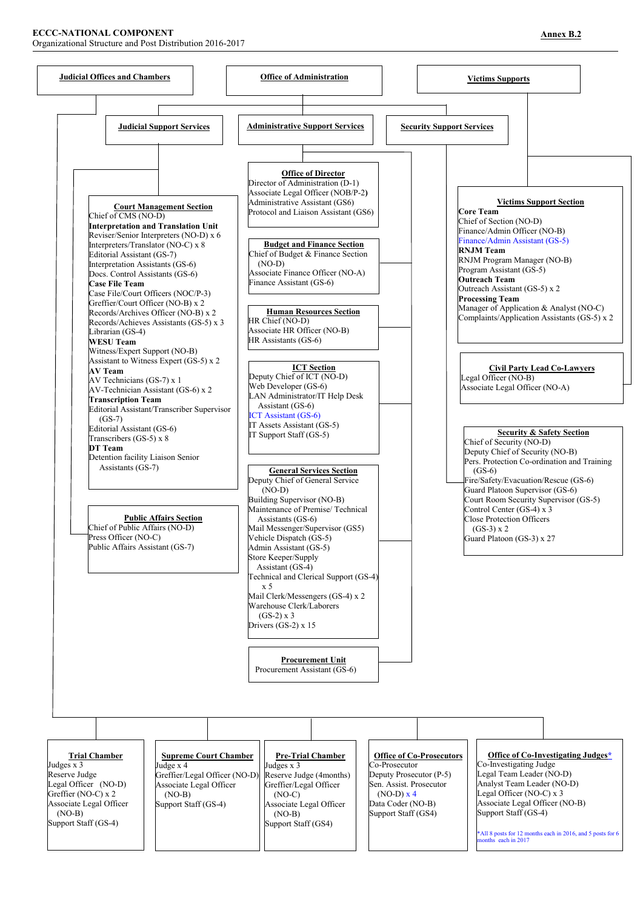**ECCC-NATIONAL COMPONENT**
Organizational Structure and Post Distribution 2016-2017

**Annex B.2**

**Judicial Offices and Chambers**

**Office of Administration**

**Victims Supports**

**Judicial Support Services**

**Administrative Support Services**

**Security Support Services**

**Court Management Section**
Chief of CMS (NO-D)
**Interpretation and Translation Unit**
Reviser/Senior Interpreters (NO-D) x 6
Interpreters/Translator (NO-C) x 8
Editorial Assistant (GS-7)
Interpretation Assistants (GS-6)
Docs. Control Assistants (GS-6)
**Case File Team**
Case File/Court Officers (NOC/P-3)
Greffier/Court Officer (NO-B) x 2
Records/Archives Officer (NO-B) x 2
Records/Achieves Assistants (GS-5) x 3
Librarian (GS-4)
**WESU Team**
Witness/Expert Support (NO-B)
Assistant to Witness Expert (GS-5) x 2
**AV Team**
AV Technicians (GS-7) x 1
AV-Technician Assistant (GS-6) x 2
**Transcription Team**
Editorial Assistant/Transcriber Supervisor (GS-7)
Editorial Assistant (GS-6)
Transcribers (GS-5) x 8
**DT Team**
Detention facility Liaison Senior Assistants (GS-7)

**Public Affairs Section**
Chief of Public Affairs (NO-D)
Press Officer (NO-C)
Public Affairs Assistant (GS-7)

**Office of Director**
Director of Administration (D-1)
Associate Legal Officer (NOB/P-2)
Administrative Assistant (GS6)
Protocol and Liaison Assistant (GS6)

**Budget and Finance Section**
Chief of Budget & Finance Section (NO-D)
Associate Finance Officer (NO-A)
Finance Assistant (GS-6)

**Human Resources Section**
HR Chief (NO-D)
Associate HR Officer (NO-B)
HR Assistants (GS-6)

**ICT Section**
Deputy Chief of ICT (NO-D)
Web Developer (GS-6)
LAN Administrator/IT Help Desk Assistant (GS-6)
ICT Assistant (GS-6)
IT Assets Assistant (GS-5)
IT Support Staff (GS-5)

**General Services Section**
Deputy Chief of General Service (NO-D)
Building Supervisor (NO-B)
Maintenance of Premise/ Technical Assistants (GS-6)
Mail Messenger/Supervisor (GS5)
Vehicle Dispatch (GS-5)
Admin Assistant (GS-5)
Store Keeper/Supply Assistant (GS-4)
Technical and Clerical Support (GS-4) x 5
Mail Clerk/Messengers (GS-4) x 2
Warehouse Clerk/Laborers (GS-2) x 3
Drivers (GS-2) x 15

**Procurement Unit**
Procurement Assistant (GS-6)

**Victims Support Section**
**Core Team**
Chief of Section (NO-D)
Finance/Admin Officer (NO-B)
Finance/Admin Assistant (GS-5)
**RNJM Team**
RNJM Program Manager (NO-B)
Program Assistant (GS-5)
**Outreach Team**
Outreach Assistant (GS-5) x 2
**Processing Team**
Manager of Application & Analyst (NO-C)
Complaints/Application Assistants (GS-5) x 2

**Civil Party Lead Co-Lawyers**
Legal Officer (NO-B)
Associate Legal Officer (NO-A)

**Security & Safety Section**
Chief of Security (NO-D)
Deputy Chief of Security (NO-B)
Pers. Protection Co-ordination and Training (GS-6)
Fire/Safety/Evacuation/Rescue (GS-6)
Guard Platoon Supervisor (GS-6)
Court Room Security Supervisor (GS-5)
Control Center (GS-4) x 3
Close Protection Officers (GS-3) x 2
Guard Platoon (GS-3) x 27

**Trial Chamber**
Judges x 3
Reserve Judge
Legal Officer (NO-D)
Greffier (NO-C) x 2
Associate Legal Officer (NO-B)
Support Staff (GS-4)

**Supreme Court Chamber**
Judge x 4
Greffier/Legal Officer (NO-D)
Associate Legal Officer (NO-B)
Support Staff (GS-4)

**Pre-Trial Chamber**
Judges x 3
Reserve Judge (4months)
Greffier/Legal Officer (NO-C)
Associate Legal Officer (NO-B)
Support Staff (GS4)

**Office of Co-Prosecutors**
Co-Prosecutor
Deputy Prosecutor (P-5)
Sen. Assist. Prosecutor (NO-D) x 4
Data Coder (NO-B)
Support Staff (GS4)

**Office of Co-Investigating Judges***
Co-Investigating Judge
Legal Team Leader (NO-D)
Analyst Team Leader (NO-D)
Legal Officer (NO-C) x 3
Associate Legal Officer (NO-B)
Support Staff (GS-4)

*All 8 posts for 12 months each in 2016, and 5 posts for 6 months each in 2017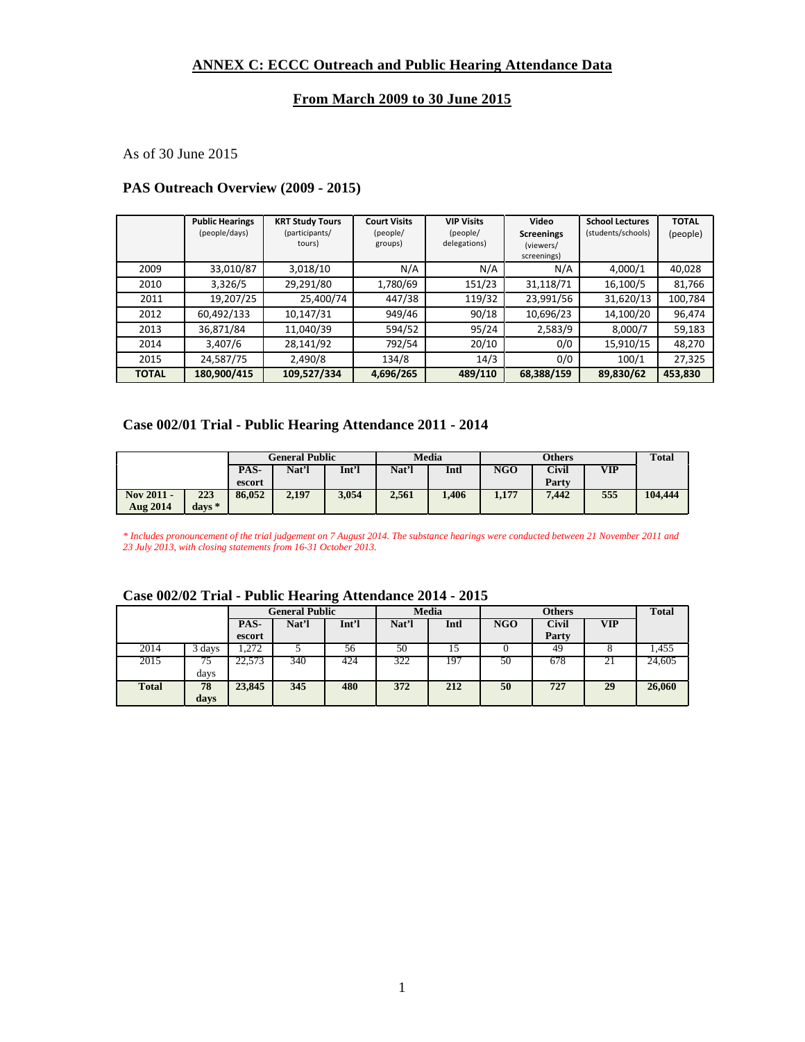## ANNEX C: ECCC Outreach and Public Hearing Attendance Data

## From March 2009 to 30 June 2015

As of 30 June 2015

### PAS Outreach Overview (2009 - 2015)

| | Public Hearings (people/days) | KRT Study Tours (participants/ tours) | Court Visits (people/ groups) | VIP Visits (people/ delegations) | Video Screenings (viewers/ screenings) | School Lectures (students/schools) | TOTAL (people) |
|---|---|---|---|---|---|---|---|
| 2009 | 33,010/87 | 3,018/10 | N/A | N/A | N/A | 4,000/1 | 40,028 |
| 2010 | 3,326/5 | 29,291/80 | 1,780/69 | 151/23 | 31,118/71 | 16,100/5 | 81,766 |
| 2011 | 19,207/25 | 25,400/74 | 447/38 | 119/32 | 23,991/56 | 31,620/13 | 100,784 |
| 2012 | 60,492/133 | 10,147/31 | 949/46 | 90/18 | 10,696/23 | 14,100/20 | 96,474 |
| 2013 | 36,871/84 | 11,040/39 | 594/52 | 95/24 | 2,583/9 | 8,000/7 | 59,183 |
| 2014 | 3,407/6 | 28,141/92 | 792/54 | 20/10 | 0/0 | 15,910/15 | 48,270 |
| 2015 | 24,587/75 | 2,490/8 | 134/8 | 14/3 | 0/0 | 100/1 | 27,325 |
| **TOTAL** | **180,900/415** | **109,527/334** | **4,696/265** | **489/110** | **68,388/159** | **89,830/62** | **453,830** |

### Case 002/01 Trial - Public Hearing Attendance 2011 - 2014

| | | General Public | | | Media | | Others | | | Total |
|---|---|---|---|---|---|---|---|---|---|---|
| | | PAS-escort | Nat'l | Int'l | Nat'l | Intl | NGO | Civil Party | VIP | |
| **Nov 2011 - Aug 2014** | **223 days *** | **86,052** | **2,197** | **3,054** | **2,561** | **1,406** | **1,177** | **7,442** | **555** | **104,444** |

*\* Includes pronouncement of the trial judgement on 7 August 2014. The substance hearings were conducted between 21 November 2011 and 23 July 2013, with closing statements from 16-31 October 2013.*

### Case 002/02 Trial - Public Hearing Attendance 2014 - 2015

| | | General Public | | | Media | | Others | | | Total |
|---|---|---|---|---|---|---|---|---|---|---|
| | | PAS-escort | Nat'l | Int'l | Nat'l | Intl | NGO | Civil Party | VIP | |
| 2014 | 3 days | 1,272 | 5 | 56 | 50 | 15 | 0 | 49 | 8 | 1,455 |
| 2015 | 75 days | 22,573 | 340 | 424 | 322 | 197 | 50 | 678 | 21 | 24,605 |
| **Total** | **78 days** | **23,845** | **345** | **480** | **372** | **212** | **50** | **727** | **29** | **26,060** |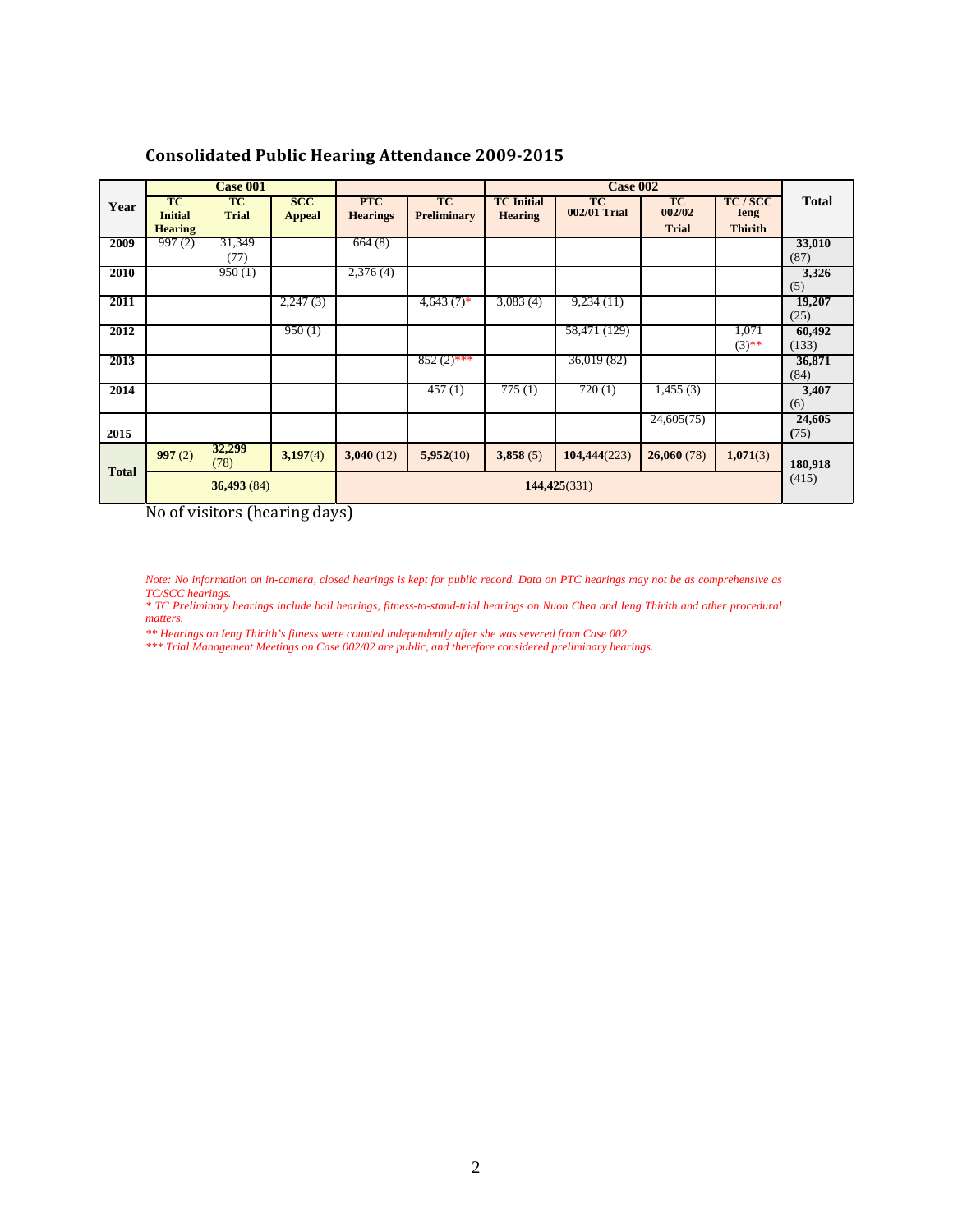## Consolidated Public Hearing Attendance 2009-2015

| Year | Case 001 | | | | | Case 002 | | | | Total |
|---|---|---|---|---|---|---|---|---|---|---|
| | TC Initial Hearing | TC Trial | SCC Appeal | PTC Hearings | TC Preliminary | TC Initial Hearing | TC 002/01 Trial | TC 002/02 Trial | TC / SCC Ieng Thirith | |
| **2009** | 997 (2) | 31,349 (77) | | 664 (8) | | | | | | **33,010** (87) |
| **2010** | | 950 (1) | | 2,376 (4) | | | | | | **3,326** (5) |
| **2011** | | | 2,247 (3) | | 4,643 (7)* | 3,083 (4) | 9,234 (11) | | | **19,207** (25) |
| **2012** | | | 950 (1) | | | | 58,471 (129) | | 1,071 (3)** | **60,492** (133) |
| **2013** | | | | | 852 (2)*** | | 36,019 (82) | | | **36,871** (84) |
| **2014** | | | | | 457 (1) | 775 (1) | 720 (1) | 1,455 (3) | | **3,407** (6) |
| **2015** | | | | | | | | 24,605(75) | | **24,605** (75) |
| **Total** | **997** (2) | **32,299** (78) | **3,197**(4) | **3,040** (12) | **5,952**(10) | **3,858** (5) | **104,444**(223) | **26,060** (78) | **1,071**(3) | **180,918** (415) |
| | **36,493** (84) | | | **144,425**(331) | | | | | | |

No of visitors (hearing days)

*Note: No information on in-camera, closed hearings is kept for public record. Data on PTC hearings may not be as comprehensive as TC/SCC hearings.*

*\* TC Preliminary hearings include bail hearings, fitness-to-stand-trial hearings on Nuon Chea and Ieng Thirith and other procedural matters.*

*\*\* Hearings on Ieng Thirith's fitness were counted independently after she was severed from Case 002.*

*\*\*\* Trial Management Meetings on Case 002/02 are public, and therefore considered preliminary hearings.*